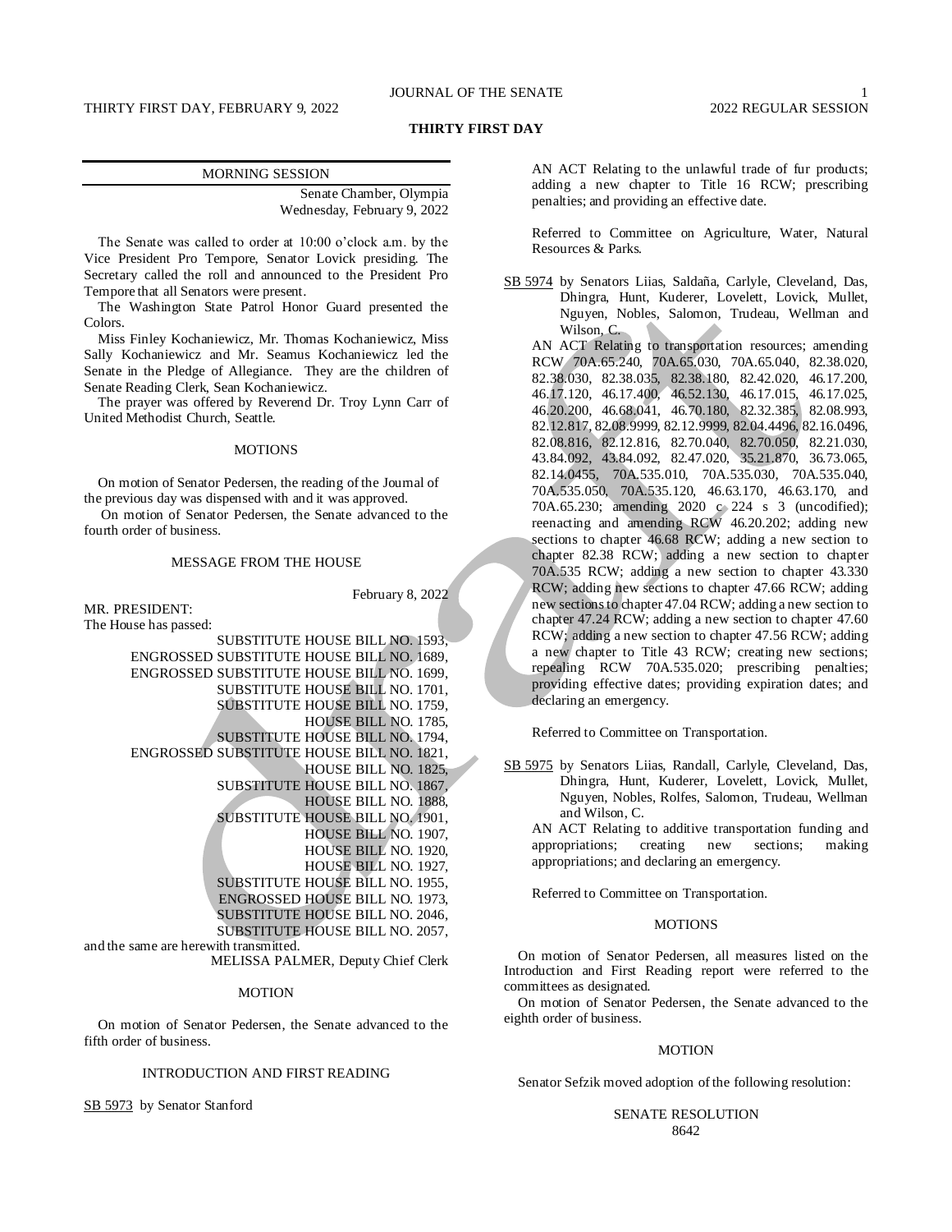# THIRTY FIRST DAY

## MORNING SESSION

Senate Chamber, Olympia
Wednesday, February 9, 2022

The Senate was called to order at 10:00 o'clock a.m. by the Vice President Pro Tempore, Senator Lovick presiding. The Secretary called the roll and announced to the President Pro Tempore that all Senators were present.

The Washington State Patrol Honor Guard presented the Colors.

Miss Finley Kochaniewicz, Mr. Thomas Kochaniewicz, Miss Sally Kochaniewicz and Mr. Seamus Kochaniewicz led the Senate in the Pledge of Allegiance. They are the children of Senate Reading Clerk, Sean Kochaniewicz.

The prayer was offered by Reverend Dr. Troy Lynn Carr of United Methodist Church, Seattle.

### MOTIONS

On motion of Senator Pedersen, the reading of the Journal of the previous day was dispensed with and it was approved.

On motion of Senator Pedersen, the Senate advanced to the fourth order of business.

### MESSAGE FROM THE HOUSE

February 8, 2022

MR. PRESIDENT:
The House has passed:

SUBSTITUTE HOUSE BILL NO. 1593,
ENGROSSED SUBSTITUTE HOUSE BILL NO. 1689,
ENGROSSED SUBSTITUTE HOUSE BILL NO. 1699,
SUBSTITUTE HOUSE BILL NO. 1701,
SUBSTITUTE HOUSE BILL NO. 1759,
HOUSE BILL NO. 1785,
SUBSTITUTE HOUSE BILL NO. 1794,
ENGROSSED SUBSTITUTE HOUSE BILL NO. 1821,
HOUSE BILL NO. 1825,
SUBSTITUTE HOUSE BILL NO. 1867,
HOUSE BILL NO. 1888,
SUBSTITUTE HOUSE BILL NO. 1901,
HOUSE BILL NO. 1907,
HOUSE BILL NO. 1920,
HOUSE BILL NO. 1927,
SUBSTITUTE HOUSE BILL NO. 1955,
ENGROSSED HOUSE BILL NO. 1973,
SUBSTITUTE HOUSE BILL NO. 2046,
SUBSTITUTE HOUSE BILL NO. 2057,

and the same are herewith transmitted.

MELISSA PALMER, Deputy Chief Clerk

### MOTION

On motion of Senator Pedersen, the Senate advanced to the fifth order of business.

### INTRODUCTION AND FIRST READING

SB 5973 by Senator Stanford

AN ACT Relating to the unlawful trade of fur products; adding a new chapter to Title 16 RCW; prescribing penalties; and providing an effective date.

Referred to Committee on Agriculture, Water, Natural Resources & Parks.

SB 5974 by Senators Liias, Saldaña, Carlyle, Cleveland, Das, Dhingra, Hunt, Kuderer, Lovelett, Lovick, Mullet, Nguyen, Nobles, Salomon, Trudeau, Wellman and Wilson, C.

AN ACT Relating to transportation resources; amending RCW 70A.65.240, 70A.65.030, 70A.65.040, 82.38.020, 82.38.030, 82.38.035, 82.38.180, 82.42.020, 46.17.200, 46.17.120, 46.17.400, 46.52.130, 46.17.015, 46.17.025, 46.20.200, 46.68.041, 46.70.180, 82.32.385, 82.08.993, 82.12.817, 82.08.9999, 82.12.9999, 82.04.4496, 82.16.0496, 82.08.816, 82.12.816, 82.70.040, 82.70.050, 82.21.030, 43.84.092, 43.84.092, 82.47.020, 35.21.870, 36.73.065, 82.14.0455, 70A.535.010, 70A.535.030, 70A.535.040, 70A.535.050, 70A.535.120, 46.63.170, 46.63.170, and 70A.65.230; amending 2020 c 224 s 3 (uncodified); reenacting and amending RCW 46.20.202; adding new sections to chapter 46.68 RCW; adding a new section to chapter 82.38 RCW; adding a new section to chapter 70A.535 RCW; adding a new section to chapter 43.330 RCW; adding new sections to chapter 47.66 RCW; adding new sections to chapter 47.04 RCW; adding a new section to chapter 47.24 RCW; adding a new section to chapter 47.60 RCW; adding a new section to chapter 47.56 RCW; adding a new chapter to Title 43 RCW; creating new sections; repealing RCW 70A.535.020; prescribing penalties; providing effective dates; providing expiration dates; and declaring an emergency.

Referred to Committee on Transportation.

SB 5975 by Senators Liias, Randall, Carlyle, Cleveland, Das, Dhingra, Hunt, Kuderer, Lovelett, Lovick, Mullet, Nguyen, Nobles, Rolfes, Salomon, Trudeau, Wellman and Wilson, C.

AN ACT Relating to additive transportation funding and appropriations; creating new sections; making appropriations; and declaring an emergency.

Referred to Committee on Transportation.

### MOTIONS

On motion of Senator Pedersen, all measures listed on the Introduction and First Reading report were referred to the committees as designated.

On motion of Senator Pedersen, the Senate advanced to the eighth order of business.

### MOTION

Senator Sefzik moved adoption of the following resolution:

SENATE RESOLUTION
8642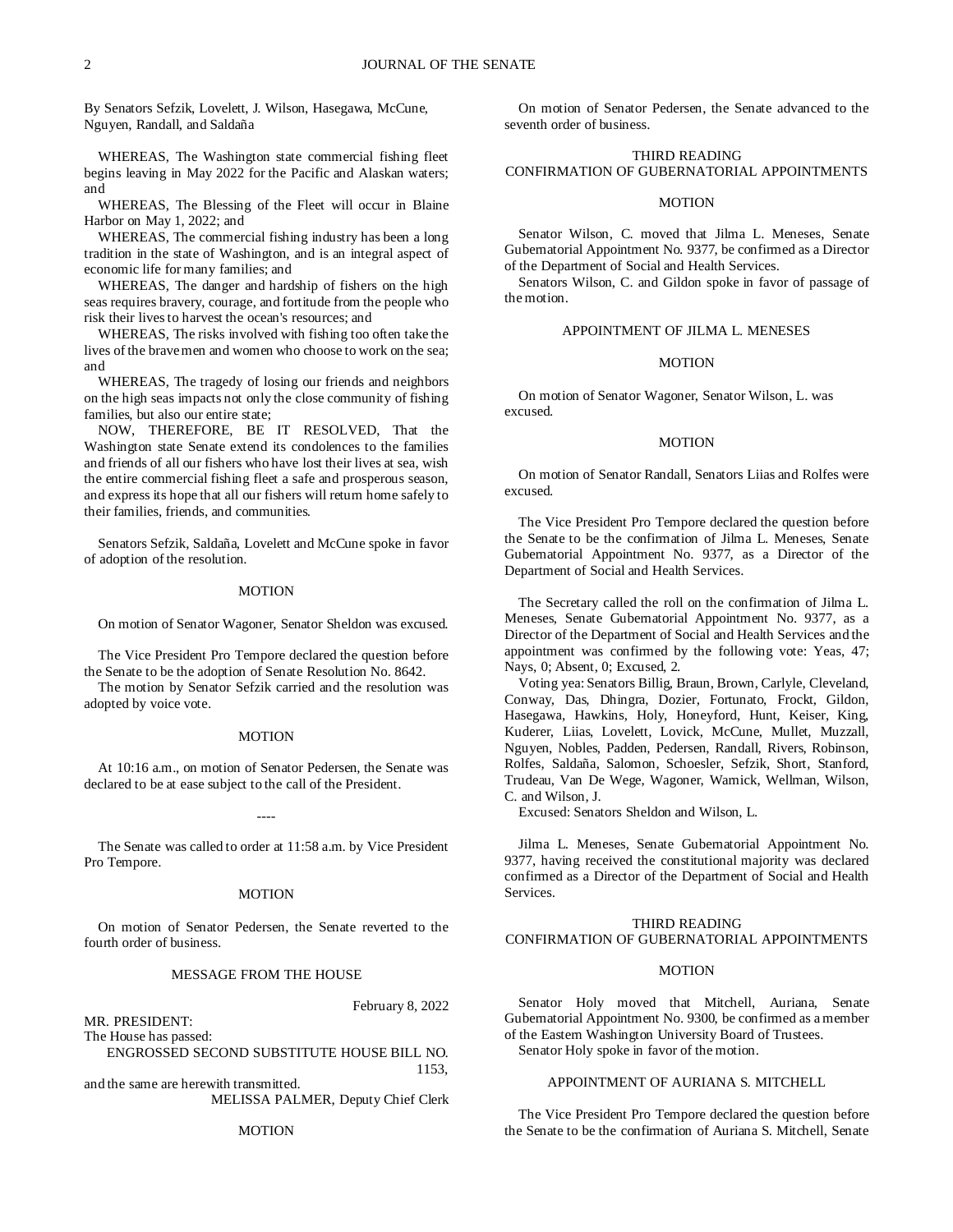By Senators Sefzik, Lovelett, J. Wilson, Hasegawa, McCune, Nguyen, Randall, and Saldaña

WHEREAS, The Washington state commercial fishing fleet begins leaving in May 2022 for the Pacific and Alaskan waters; and

WHEREAS, The Blessing of the Fleet will occur in Blaine Harbor on May 1, 2022; and

WHEREAS, The commercial fishing industry has been a long tradition in the state of Washington, and is an integral aspect of economic life for many families; and

WHEREAS, The danger and hardship of fishers on the high seas requires bravery, courage, and fortitude from the people who risk their lives to harvest the ocean's resources; and

WHEREAS, The risks involved with fishing too often take the lives of the brave men and women who choose to work on the sea; and

WHEREAS, The tragedy of losing our friends and neighbors on the high seas impacts not only the close community of fishing families, but also our entire state;

NOW, THEREFORE, BE IT RESOLVED, That the Washington state Senate extend its condolences to the families and friends of all our fishers who have lost their lives at sea, wish the entire commercial fishing fleet a safe and prosperous season, and express its hope that all our fishers will return home safely to their families, friends, and communities.

Senators Sefzik, Saldaña, Lovelett and McCune spoke in favor of adoption of the resolution.

MOTION

On motion of Senator Wagoner, Senator Sheldon was excused.

The Vice President Pro Tempore declared the question before the Senate to be the adoption of Senate Resolution No. 8642.

The motion by Senator Sefzik carried and the resolution was adopted by voice vote.

MOTION

At 10:16 a.m., on motion of Senator Pedersen, the Senate was declared to be at ease subject to the call of the President.

----

The Senate was called to order at 11:58 a.m. by Vice President Pro Tempore.

MOTION

On motion of Senator Pedersen, the Senate reverted to the fourth order of business.

MESSAGE FROM THE HOUSE

February 8, 2022

MR. PRESIDENT:
The House has passed:
ENGROSSED SECOND SUBSTITUTE HOUSE BILL NO. 1153,
and the same are herewith transmitted.

MELISSA PALMER, Deputy Chief Clerk

MOTION

On motion of Senator Pedersen, the Senate advanced to the seventh order of business.

THIRD READING
CONFIRMATION OF GUBERNATORIAL APPOINTMENTS

MOTION

Senator Wilson, C. moved that Jilma L. Meneses, Senate Gubernatorial Appointment No. 9377, be confirmed as a Director of the Department of Social and Health Services.

Senators Wilson, C. and Gildon spoke in favor of passage of the motion.

APPOINTMENT OF JILMA L. MENESES

MOTION

On motion of Senator Wagoner, Senator Wilson, L. was excused.

MOTION

On motion of Senator Randall, Senators Liias and Rolfes were excused.

The Vice President Pro Tempore declared the question before the Senate to be the confirmation of Jilma L. Meneses, Senate Gubernatorial Appointment No. 9377, as a Director of the Department of Social and Health Services.

The Secretary called the roll on the confirmation of Jilma L. Meneses, Senate Gubernatorial Appointment No. 9377, as a Director of the Department of Social and Health Services and the appointment was confirmed by the following vote: Yeas, 47; Nays, 0; Absent, 0; Excused, 2.

Voting yea: Senators Billig, Braun, Brown, Carlyle, Cleveland, Conway, Das, Dhingra, Dozier, Fortunato, Frockt, Gildon, Hasegawa, Hawkins, Holy, Honeyford, Hunt, Keiser, King, Kuderer, Liias, Lovelett, Lovick, McCune, Mullet, Muzzall, Nguyen, Nobles, Padden, Pedersen, Randall, Rivers, Robinson, Rolfes, Saldaña, Salomon, Schoesler, Sefzik, Short, Stanford, Trudeau, Van De Wege, Wagoner, Warnick, Wellman, Wilson, C. and Wilson, J.

Excused: Senators Sheldon and Wilson, L.

Jilma L. Meneses, Senate Gubernatorial Appointment No. 9377, having received the constitutional majority was declared confirmed as a Director of the Department of Social and Health Services.

THIRD READING
CONFIRMATION OF GUBERNATORIAL APPOINTMENTS

MOTION

Senator Holy moved that Mitchell, Auriana, Senate Gubernatorial Appointment No. 9300, be confirmed as a member of the Eastern Washington University Board of Trustees.

Senator Holy spoke in favor of the motion.

APPOINTMENT OF AURIANA S. MITCHELL

The Vice President Pro Tempore declared the question before the Senate to be the confirmation of Auriana S. Mitchell, Senate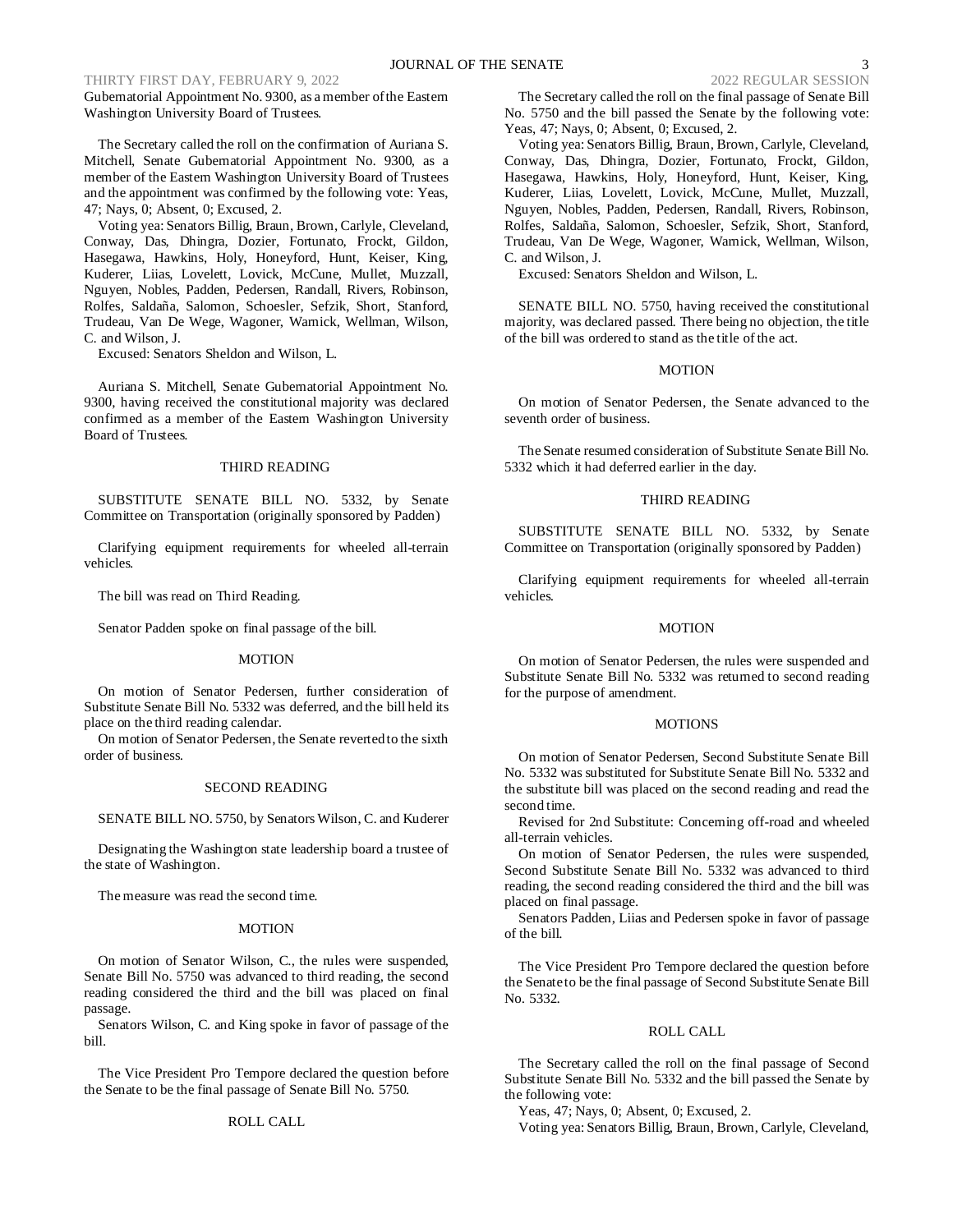Gubernatorial Appointment No. 9300, as a member of the Eastern Washington University Board of Trustees.

The Secretary called the roll on the confirmation of Auriana S. Mitchell, Senate Gubernatorial Appointment No. 9300, as a member of the Eastern Washington University Board of Trustees and the appointment was confirmed by the following vote: Yeas, 47; Nays, 0; Absent, 0; Excused, 2.

Voting yea: Senators Billig, Braun, Brown, Carlyle, Cleveland, Conway, Das, Dhingra, Dozier, Fortunato, Frockt, Gildon, Hasegawa, Hawkins, Holy, Honeyford, Hunt, Keiser, King, Kuderer, Liias, Lovelett, Lovick, McCune, Mullet, Muzzall, Nguyen, Nobles, Padden, Pedersen, Randall, Rivers, Robinson, Rolfes, Saldaña, Salomon, Schoesler, Sefzik, Short, Stanford, Trudeau, Van De Wege, Wagoner, Warnick, Wellman, Wilson, C. and Wilson, J.

Excused: Senators Sheldon and Wilson, L.

Auriana S. Mitchell, Senate Gubernatorial Appointment No. 9300, having received the constitutional majority was declared confirmed as a member of the Eastern Washington University Board of Trustees.

## THIRD READING

SUBSTITUTE SENATE BILL NO. 5332, by Senate Committee on Transportation (originally sponsored by Padden)

Clarifying equipment requirements for wheeled all-terrain vehicles.

The bill was read on Third Reading.

Senator Padden spoke on final passage of the bill.

## MOTION

On motion of Senator Pedersen, further consideration of Substitute Senate Bill No. 5332 was deferred, and the bill held its place on the third reading calendar.

On motion of Senator Pedersen, the Senate reverted to the sixth order of business.

## SECOND READING

SENATE BILL NO. 5750, by Senators Wilson, C. and Kuderer

Designating the Washington state leadership board a trustee of the state of Washington.

The measure was read the second time.

## MOTION

On motion of Senator Wilson, C., the rules were suspended, Senate Bill No. 5750 was advanced to third reading, the second reading considered the third and the bill was placed on final passage.

Senators Wilson, C. and King spoke in favor of passage of the bill.

The Vice President Pro Tempore declared the question before the Senate to be the final passage of Senate Bill No. 5750.

## ROLL CALL

The Secretary called the roll on the final passage of Senate Bill No. 5750 and the bill passed the Senate by the following vote: Yeas, 47; Nays, 0; Absent, 0; Excused, 2.

Voting yea: Senators Billig, Braun, Brown, Carlyle, Cleveland, Conway, Das, Dhingra, Dozier, Fortunato, Frockt, Gildon, Hasegawa, Hawkins, Holy, Honeyford, Hunt, Keiser, King, Kuderer, Liias, Lovelett, Lovick, McCune, Mullet, Muzzall, Nguyen, Nobles, Padden, Pedersen, Randall, Rivers, Robinson, Rolfes, Saldaña, Salomon, Schoesler, Sefzik, Short, Stanford, Trudeau, Van De Wege, Wagoner, Warnick, Wellman, Wilson, C. and Wilson, J.

Excused: Senators Sheldon and Wilson, L.

SENATE BILL NO. 5750, having received the constitutional majority, was declared passed. There being no objection, the title of the bill was ordered to stand as the title of the act.

## MOTION

On motion of Senator Pedersen, the Senate advanced to the seventh order of business.

The Senate resumed consideration of Substitute Senate Bill No. 5332 which it had deferred earlier in the day.

## THIRD READING

SUBSTITUTE SENATE BILL NO. 5332, by Senate Committee on Transportation (originally sponsored by Padden)

Clarifying equipment requirements for wheeled all-terrain vehicles.

## MOTION

On motion of Senator Pedersen, the rules were suspended and Substitute Senate Bill No. 5332 was returned to second reading for the purpose of amendment.

## MOTIONS

On motion of Senator Pedersen, Second Substitute Senate Bill No. 5332 was substituted for Substitute Senate Bill No. 5332 and the substitute bill was placed on the second reading and read the second time.

Revised for 2nd Substitute: Concerning off-road and wheeled all-terrain vehicles.

On motion of Senator Pedersen, the rules were suspended, Second Substitute Senate Bill No. 5332 was advanced to third reading, the second reading considered the third and the bill was placed on final passage.

Senators Padden, Liias and Pedersen spoke in favor of passage of the bill.

The Vice President Pro Tempore declared the question before the Senate to be the final passage of Second Substitute Senate Bill No. 5332.

## ROLL CALL

The Secretary called the roll on the final passage of Second Substitute Senate Bill No. 5332 and the bill passed the Senate by the following vote:

Yeas, 47; Nays, 0; Absent, 0; Excused, 2.

Voting yea: Senators Billig, Braun, Brown, Carlyle, Cleveland,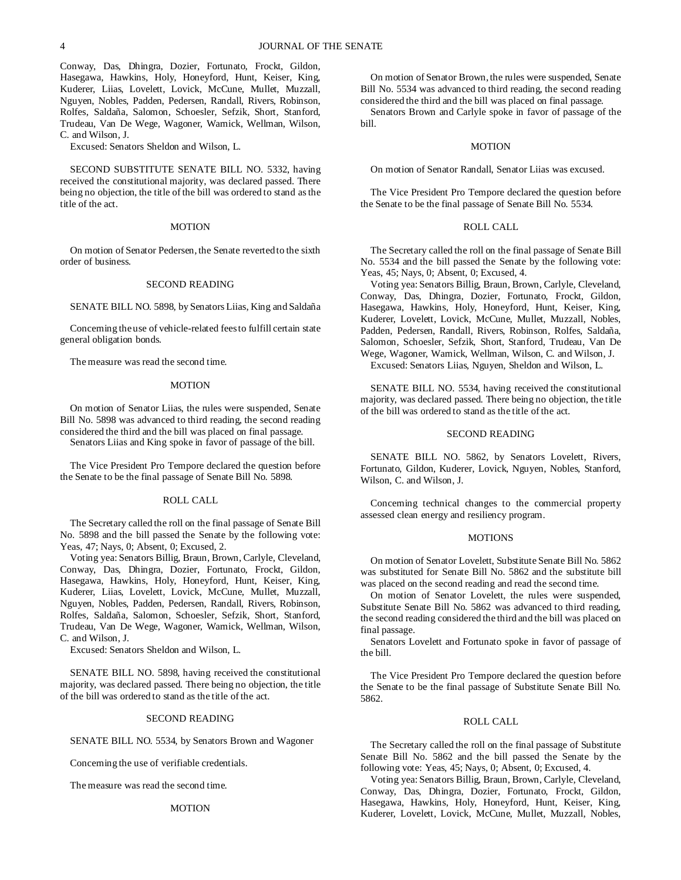Conway, Das, Dhingra, Dozier, Fortunato, Frockt, Gildon, Hasegawa, Hawkins, Holy, Honeyford, Hunt, Keiser, King, Kuderer, Liias, Lovelett, Lovick, McCune, Mullet, Muzzall, Nguyen, Nobles, Padden, Pedersen, Randall, Rivers, Robinson, Rolfes, Saldaña, Salomon, Schoesler, Sefzik, Short, Stanford, Trudeau, Van De Wege, Wagoner, Warnick, Wellman, Wilson, C. and Wilson, J.

Excused: Senators Sheldon and Wilson, L.

SECOND SUBSTITUTE SENATE BILL NO. 5332, having received the constitutional majority, was declared passed. There being no objection, the title of the bill was ordered to stand as the title of the act.

MOTION

On motion of Senator Pedersen, the Senate reverted to the sixth order of business.

SECOND READING

SENATE BILL NO. 5898, by Senators Liias, King and Saldaña

Concerning the use of vehicle-related fees to fulfill certain state general obligation bonds.

The measure was read the second time.

MOTION

On motion of Senator Liias, the rules were suspended, Senate Bill No. 5898 was advanced to third reading, the second reading considered the third and the bill was placed on final passage.

Senators Liias and King spoke in favor of passage of the bill.

The Vice President Pro Tempore declared the question before the Senate to be the final passage of Senate Bill No. 5898.

ROLL CALL

The Secretary called the roll on the final passage of Senate Bill No. 5898 and the bill passed the Senate by the following vote: Yeas, 47; Nays, 0; Absent, 0; Excused, 2.

Voting yea: Senators Billig, Braun, Brown, Carlyle, Cleveland, Conway, Das, Dhingra, Dozier, Fortunato, Frockt, Gildon, Hasegawa, Hawkins, Holy, Honeyford, Hunt, Keiser, King, Kuderer, Liias, Lovelett, Lovick, McCune, Mullet, Muzzall, Nguyen, Nobles, Padden, Pedersen, Randall, Rivers, Robinson, Rolfes, Saldaña, Salomon, Schoesler, Sefzik, Short, Stanford, Trudeau, Van De Wege, Wagoner, Warnick, Wellman, Wilson, C. and Wilson, J.

Excused: Senators Sheldon and Wilson, L.

SENATE BILL NO. 5898, having received the constitutional majority, was declared passed. There being no objection, the title of the bill was ordered to stand as the title of the act.

SECOND READING

SENATE BILL NO. 5534, by Senators Brown and Wagoner

Concerning the use of verifiable credentials.

The measure was read the second time.

MOTION

On motion of Senator Brown, the rules were suspended, Senate Bill No. 5534 was advanced to third reading, the second reading considered the third and the bill was placed on final passage.

Senators Brown and Carlyle spoke in favor of passage of the bill.

MOTION

On motion of Senator Randall, Senator Liias was excused.

The Vice President Pro Tempore declared the question before the Senate to be the final passage of Senate Bill No. 5534.

ROLL CALL

The Secretary called the roll on the final passage of Senate Bill No. 5534 and the bill passed the Senate by the following vote: Yeas, 45; Nays, 0; Absent, 0; Excused, 4.

Voting yea: Senators Billig, Braun, Brown, Carlyle, Cleveland, Conway, Das, Dhingra, Dozier, Fortunato, Frockt, Gildon, Hasegawa, Hawkins, Holy, Honeyford, Hunt, Keiser, King, Kuderer, Lovelett, Lovick, McCune, Mullet, Muzzall, Nobles, Padden, Pedersen, Randall, Rivers, Robinson, Rolfes, Saldaña, Salomon, Schoesler, Sefzik, Short, Stanford, Trudeau, Van De Wege, Wagoner, Warnick, Wellman, Wilson, C. and Wilson, J.

Excused: Senators Liias, Nguyen, Sheldon and Wilson, L.

SENATE BILL NO. 5534, having received the constitutional majority, was declared passed. There being no objection, the title of the bill was ordered to stand as the title of the act.

SECOND READING

SENATE BILL NO. 5862, by Senators Lovelett, Rivers, Fortunato, Gildon, Kuderer, Lovick, Nguyen, Nobles, Stanford, Wilson, C. and Wilson, J.

Concerning technical changes to the commercial property assessed clean energy and resiliency program.

MOTIONS

On motion of Senator Lovelett, Substitute Senate Bill No. 5862 was substituted for Senate Bill No. 5862 and the substitute bill was placed on the second reading and read the second time.

On motion of Senator Lovelett, the rules were suspended, Substitute Senate Bill No. 5862 was advanced to third reading, the second reading considered the third and the bill was placed on final passage.

Senators Lovelett and Fortunato spoke in favor of passage of the bill.

The Vice President Pro Tempore declared the question before the Senate to be the final passage of Substitute Senate Bill No. 5862.

ROLL CALL

The Secretary called the roll on the final passage of Substitute Senate Bill No. 5862 and the bill passed the Senate by the following vote: Yeas, 45; Nays, 0; Absent, 0; Excused, 4.

Voting yea: Senators Billig, Braun, Brown, Carlyle, Cleveland, Conway, Das, Dhingra, Dozier, Fortunato, Frockt, Gildon, Hasegawa, Hawkins, Holy, Honeyford, Hunt, Keiser, King, Kuderer, Lovelett, Lovick, McCune, Mullet, Muzzall, Nobles,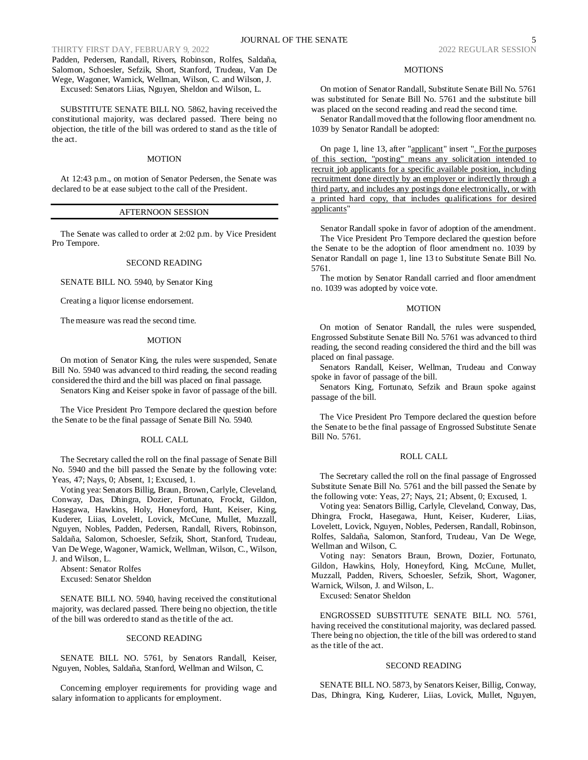Padden, Pedersen, Randall, Rivers, Robinson, Rolfes, Saldaña, Salomon, Schoesler, Sefzik, Short, Stanford, Trudeau, Van De Wege, Wagoner, Warnick, Wellman, Wilson, C. and Wilson, J.

Excused: Senators Liias, Nguyen, Sheldon and Wilson, L.

SUBSTITUTE SENATE BILL NO. 5862, having received the constitutional majority, was declared passed. There being no objection, the title of the bill was ordered to stand as the title of the act.

MOTION

At 12:43 p.m., on motion of Senator Pedersen, the Senate was declared to be at ease subject to the call of the President.

## AFTERNOON SESSION

The Senate was called to order at 2:02 p.m. by Vice President Pro Tempore.

SECOND READING

SENATE BILL NO. 5940, by Senator King

Creating a liquor license endorsement.

The measure was read the second time.

MOTION

On motion of Senator King, the rules were suspended, Senate Bill No. 5940 was advanced to third reading, the second reading considered the third and the bill was placed on final passage.

Senators King and Keiser spoke in favor of passage of the bill.

The Vice President Pro Tempore declared the question before the Senate to be the final passage of Senate Bill No. 5940.

ROLL CALL

The Secretary called the roll on the final passage of Senate Bill No. 5940 and the bill passed the Senate by the following vote: Yeas, 47; Nays, 0; Absent, 1; Excused, 1.

Voting yea: Senators Billig, Braun, Brown, Carlyle, Cleveland, Conway, Das, Dhingra, Dozier, Fortunato, Frockt, Gildon, Hasegawa, Hawkins, Holy, Honeyford, Hunt, Keiser, King, Kuderer, Liias, Lovelett, Lovick, McCune, Mullet, Muzzall, Nguyen, Nobles, Padden, Pedersen, Randall, Rivers, Robinson, Saldaña, Salomon, Schoesler, Sefzik, Short, Stanford, Trudeau, Van De Wege, Wagoner, Warnick, Wellman, Wilson, C., Wilson, J. and Wilson, L.

Absent: Senator Rolfes

Excused: Senator Sheldon

SENATE BILL NO. 5940, having received the constitutional majority, was declared passed. There being no objection, the title of the bill was ordered to stand as the title of the act.

SECOND READING

SENATE BILL NO. 5761, by Senators Randall, Keiser, Nguyen, Nobles, Saldaña, Stanford, Wellman and Wilson, C.

Concerning employer requirements for providing wage and salary information to applicants for employment.

MOTIONS

On motion of Senator Randall, Substitute Senate Bill No. 5761 was substituted for Senate Bill No. 5761 and the substitute bill was placed on the second reading and read the second time.

Senator Randall moved that the following floor amendment no. 1039 by Senator Randall be adopted:

On page 1, line 13, after "applicant" insert ". For the purposes of this section, "posting" means any solicitation intended to recruit job applicants for a specific available position, including recruitment done directly by an employer or indirectly through a third party, and includes any postings done electronically, or with a printed hard copy, that includes qualifications for desired applicants"

Senator Randall spoke in favor of adoption of the amendment.

The Vice President Pro Tempore declared the question before the Senate to be the adoption of floor amendment no. 1039 by Senator Randall on page 1, line 13 to Substitute Senate Bill No. 5761.

The motion by Senator Randall carried and floor amendment no. 1039 was adopted by voice vote.

MOTION

On motion of Senator Randall, the rules were suspended, Engrossed Substitute Senate Bill No. 5761 was advanced to third reading, the second reading considered the third and the bill was placed on final passage.

Senators Randall, Keiser, Wellman, Trudeau and Conway spoke in favor of passage of the bill.

Senators King, Fortunato, Sefzik and Braun spoke against passage of the bill.

The Vice President Pro Tempore declared the question before the Senate to be the final passage of Engrossed Substitute Senate Bill No. 5761.

ROLL CALL

The Secretary called the roll on the final passage of Engrossed Substitute Senate Bill No. 5761 and the bill passed the Senate by the following vote: Yeas, 27; Nays, 21; Absent, 0; Excused, 1.

Voting yea: Senators Billig, Carlyle, Cleveland, Conway, Das, Dhingra, Frockt, Hasegawa, Hunt, Keiser, Kuderer, Liias, Lovelett, Lovick, Nguyen, Nobles, Pedersen, Randall, Robinson, Rolfes, Saldaña, Salomon, Stanford, Trudeau, Van De Wege, Wellman and Wilson, C.

Voting nay: Senators Braun, Brown, Dozier, Fortunato, Gildon, Hawkins, Holy, Honeyford, King, McCune, Mullet, Muzzall, Padden, Rivers, Schoesler, Sefzik, Short, Wagoner, Warnick, Wilson, J. and Wilson, L.

Excused: Senator Sheldon

ENGROSSED SUBSTITUTE SENATE BILL NO. 5761, having received the constitutional majority, was declared passed. There being no objection, the title of the bill was ordered to stand as the title of the act.

SECOND READING

SENATE BILL NO. 5873, by Senators Keiser, Billig, Conway, Das, Dhingra, King, Kuderer, Liias, Lovick, Mullet, Nguyen,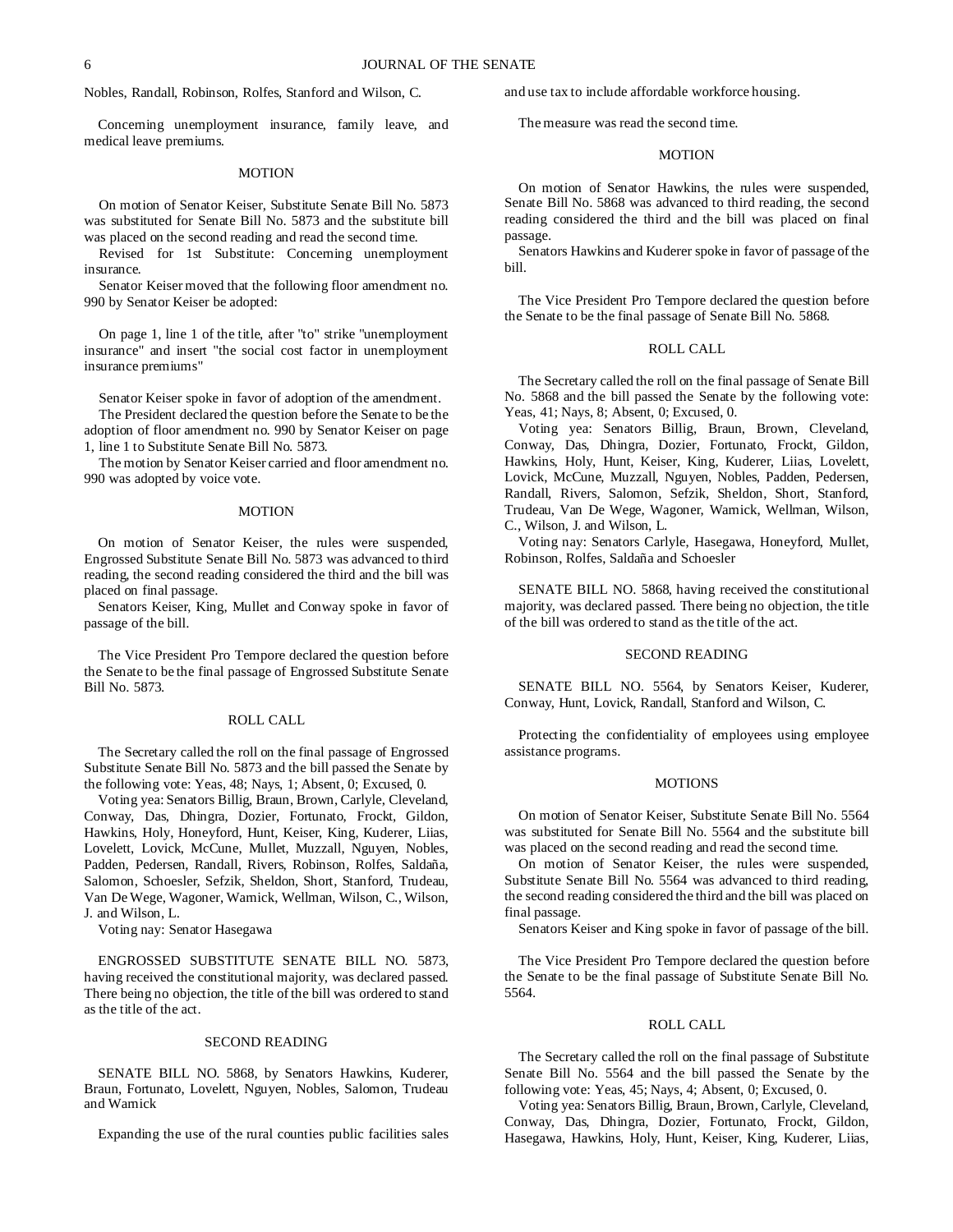Nobles, Randall, Robinson, Rolfes, Stanford and Wilson, C.

Concerning unemployment insurance, family leave, and medical leave premiums.

MOTION

On motion of Senator Keiser, Substitute Senate Bill No. 5873 was substituted for Senate Bill No. 5873 and the substitute bill was placed on the second reading and read the second time.

Revised for 1st Substitute: Concerning unemployment insurance.

Senator Keiser moved that the following floor amendment no. 990 by Senator Keiser be adopted:

On page 1, line 1 of the title, after "to" strike "unemployment insurance" and insert "the social cost factor in unemployment insurance premiums"

Senator Keiser spoke in favor of adoption of the amendment.

The President declared the question before the Senate to be the adoption of floor amendment no. 990 by Senator Keiser on page 1, line 1 to Substitute Senate Bill No. 5873.

The motion by Senator Keiser carried and floor amendment no. 990 was adopted by voice vote.

MOTION

On motion of Senator Keiser, the rules were suspended, Engrossed Substitute Senate Bill No. 5873 was advanced to third reading, the second reading considered the third and the bill was placed on final passage.

Senators Keiser, King, Mullet and Conway spoke in favor of passage of the bill.

The Vice President Pro Tempore declared the question before the Senate to be the final passage of Engrossed Substitute Senate Bill No. 5873.

ROLL CALL

The Secretary called the roll on the final passage of Engrossed Substitute Senate Bill No. 5873 and the bill passed the Senate by the following vote: Yeas, 48; Nays, 1; Absent, 0; Excused, 0.

Voting yea: Senators Billig, Braun, Brown, Carlyle, Cleveland, Conway, Das, Dhingra, Dozier, Fortunato, Frockt, Gildon, Hawkins, Holy, Honeyford, Hunt, Keiser, King, Kuderer, Liias, Lovelett, Lovick, McCune, Mullet, Muzzall, Nguyen, Nobles, Padden, Pedersen, Randall, Rivers, Robinson, Rolfes, Saldaña, Salomon, Schoesler, Sefzik, Sheldon, Short, Stanford, Trudeau, Van De Wege, Wagoner, Warnick, Wellman, Wilson, C., Wilson, J. and Wilson, L.

Voting nay: Senator Hasegawa

ENGROSSED SUBSTITUTE SENATE BILL NO. 5873, having received the constitutional majority, was declared passed. There being no objection, the title of the bill was ordered to stand as the title of the act.

SECOND READING

SENATE BILL NO. 5868, by Senators Hawkins, Kuderer, Braun, Fortunato, Lovelett, Nguyen, Nobles, Salomon, Trudeau and Warnick

Expanding the use of the rural counties public facilities sales and use tax to include affordable workforce housing.

The measure was read the second time.

MOTION

On motion of Senator Hawkins, the rules were suspended, Senate Bill No. 5868 was advanced to third reading, the second reading considered the third and the bill was placed on final passage.

Senators Hawkins and Kuderer spoke in favor of passage of the bill.

The Vice President Pro Tempore declared the question before the Senate to be the final passage of Senate Bill No. 5868.

ROLL CALL

The Secretary called the roll on the final passage of Senate Bill No. 5868 and the bill passed the Senate by the following vote: Yeas, 41; Nays, 8; Absent, 0; Excused, 0.

Voting yea: Senators Billig, Braun, Brown, Cleveland, Conway, Das, Dhingra, Dozier, Fortunato, Frockt, Gildon, Hawkins, Holy, Hunt, Keiser, King, Kuderer, Liias, Lovelett, Lovick, McCune, Muzzall, Nguyen, Nobles, Padden, Pedersen, Randall, Rivers, Salomon, Sefzik, Sheldon, Short, Stanford, Trudeau, Van De Wege, Wagoner, Warnick, Wellman, Wilson, C., Wilson, J. and Wilson, L.

Voting nay: Senators Carlyle, Hasegawa, Honeyford, Mullet, Robinson, Rolfes, Saldaña and Schoesler

SENATE BILL NO. 5868, having received the constitutional majority, was declared passed. There being no objection, the title of the bill was ordered to stand as the title of the act.

SECOND READING

SENATE BILL NO. 5564, by Senators Keiser, Kuderer, Conway, Hunt, Lovick, Randall, Stanford and Wilson, C.

Protecting the confidentiality of employees using employee assistance programs.

MOTIONS

On motion of Senator Keiser, Substitute Senate Bill No. 5564 was substituted for Senate Bill No. 5564 and the substitute bill was placed on the second reading and read the second time.

On motion of Senator Keiser, the rules were suspended, Substitute Senate Bill No. 5564 was advanced to third reading, the second reading considered the third and the bill was placed on final passage.

Senators Keiser and King spoke in favor of passage of the bill.

The Vice President Pro Tempore declared the question before the Senate to be the final passage of Substitute Senate Bill No. 5564.

ROLL CALL

The Secretary called the roll on the final passage of Substitute Senate Bill No. 5564 and the bill passed the Senate by the following vote: Yeas, 45; Nays, 4; Absent, 0; Excused, 0.

Voting yea: Senators Billig, Braun, Brown, Carlyle, Cleveland, Conway, Das, Dhingra, Dozier, Fortunato, Frockt, Gildon, Hasegawa, Hawkins, Holy, Hunt, Keiser, King, Kuderer, Liias,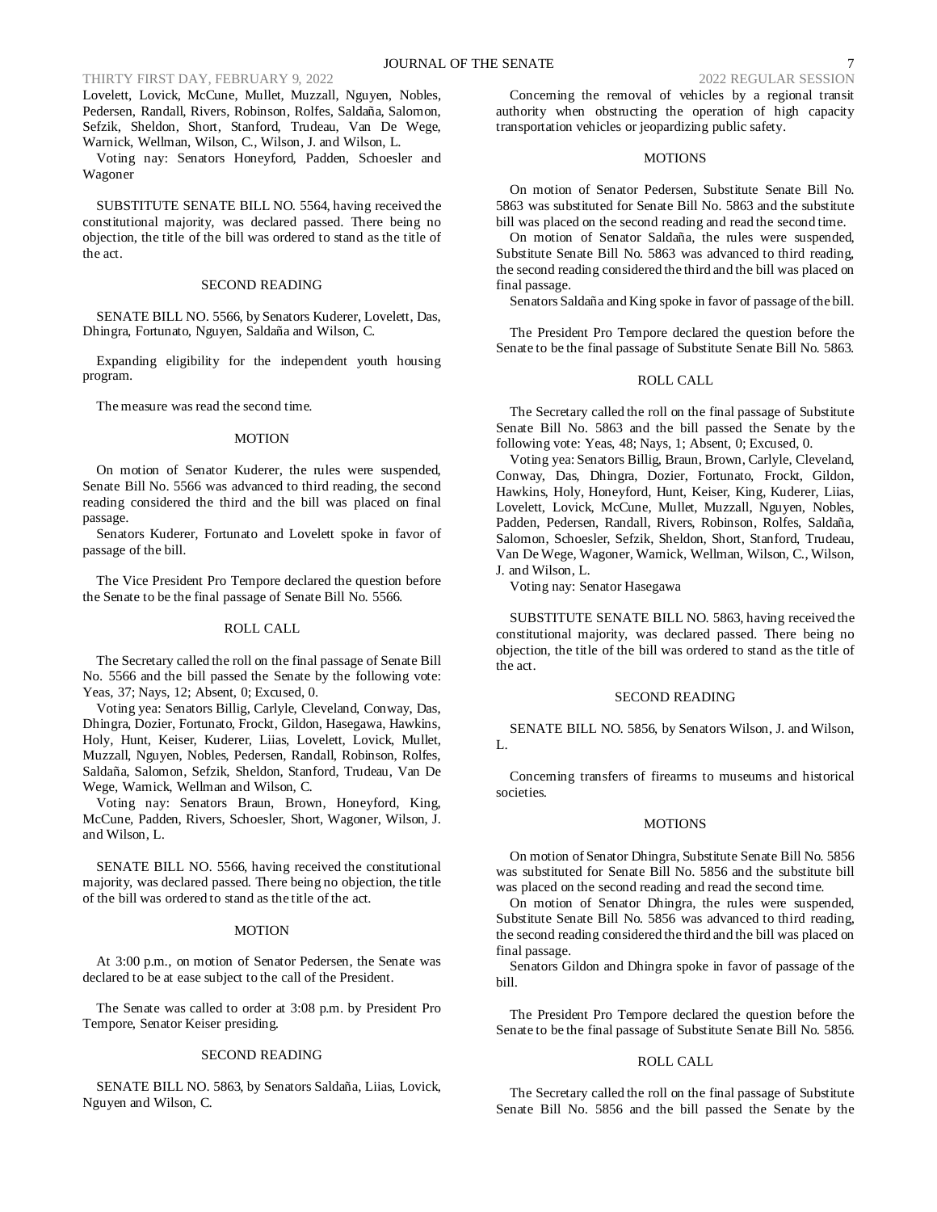Lovelett, Lovick, McCune, Mullet, Muzzall, Nguyen, Nobles, Pedersen, Randall, Rivers, Robinson, Rolfes, Saldaña, Salomon, Sefzik, Sheldon, Short, Stanford, Trudeau, Van De Wege, Warnick, Wellman, Wilson, C., Wilson, J. and Wilson, L.

Voting nay: Senators Honeyford, Padden, Schoesler and Wagoner

SUBSTITUTE SENATE BILL NO. 5564, having received the constitutional majority, was declared passed. There being no objection, the title of the bill was ordered to stand as the title of the act.

### SECOND READING

SENATE BILL NO. 5566, by Senators Kuderer, Lovelett, Das, Dhingra, Fortunato, Nguyen, Saldaña and Wilson, C.

Expanding eligibility for the independent youth housing program.

The measure was read the second time.

### MOTION

On motion of Senator Kuderer, the rules were suspended, Senate Bill No. 5566 was advanced to third reading, the second reading considered the third and the bill was placed on final passage.

Senators Kuderer, Fortunato and Lovelett spoke in favor of passage of the bill.

The Vice President Pro Tempore declared the question before the Senate to be the final passage of Senate Bill No. 5566.

### ROLL CALL

The Secretary called the roll on the final passage of Senate Bill No. 5566 and the bill passed the Senate by the following vote: Yeas, 37; Nays, 12; Absent, 0; Excused, 0.

Voting yea: Senators Billig, Carlyle, Cleveland, Conway, Das, Dhingra, Dozier, Fortunato, Frockt, Gildon, Hasegawa, Hawkins, Holy, Hunt, Keiser, Kuderer, Liias, Lovelett, Lovick, Mullet, Muzzall, Nguyen, Nobles, Pedersen, Randall, Robinson, Rolfes, Saldaña, Salomon, Sefzik, Sheldon, Stanford, Trudeau, Van De Wege, Warnick, Wellman and Wilson, C.

Voting nay: Senators Braun, Brown, Honeyford, King, McCune, Padden, Rivers, Schoesler, Short, Wagoner, Wilson, J. and Wilson, L.

SENATE BILL NO. 5566, having received the constitutional majority, was declared passed. There being no objection, the title of the bill was ordered to stand as the title of the act.

### MOTION

At 3:00 p.m., on motion of Senator Pedersen, the Senate was declared to be at ease subject to the call of the President.

The Senate was called to order at 3:08 p.m. by President Pro Tempore, Senator Keiser presiding.

### SECOND READING

SENATE BILL NO. 5863, by Senators Saldaña, Liias, Lovick, Nguyen and Wilson, C.

Concerning the removal of vehicles by a regional transit authority when obstructing the operation of high capacity transportation vehicles or jeopardizing public safety.

### MOTIONS

On motion of Senator Pedersen, Substitute Senate Bill No. 5863 was substituted for Senate Bill No. 5863 and the substitute bill was placed on the second reading and read the second time.

On motion of Senator Saldaña, the rules were suspended, Substitute Senate Bill No. 5863 was advanced to third reading, the second reading considered the third and the bill was placed on final passage.

Senators Saldaña and King spoke in favor of passage of the bill.

The President Pro Tempore declared the question before the Senate to be the final passage of Substitute Senate Bill No. 5863.

### ROLL CALL

The Secretary called the roll on the final passage of Substitute Senate Bill No. 5863 and the bill passed the Senate by the following vote: Yeas, 48; Nays, 1; Absent, 0; Excused, 0.

Voting yea: Senators Billig, Braun, Brown, Carlyle, Cleveland, Conway, Das, Dhingra, Dozier, Fortunato, Frockt, Gildon, Hawkins, Holy, Honeyford, Hunt, Keiser, King, Kuderer, Liias, Lovelett, Lovick, McCune, Mullet, Muzzall, Nguyen, Nobles, Padden, Pedersen, Randall, Rivers, Robinson, Rolfes, Saldaña, Salomon, Schoesler, Sefzik, Sheldon, Short, Stanford, Trudeau, Van De Wege, Wagoner, Warnick, Wellman, Wilson, C., Wilson, J. and Wilson, L.

Voting nay: Senator Hasegawa

SUBSTITUTE SENATE BILL NO. 5863, having received the constitutional majority, was declared passed. There being no objection, the title of the bill was ordered to stand as the title of the act.

### SECOND READING

SENATE BILL NO. 5856, by Senators Wilson, J. and Wilson, L.

Concerning transfers of firearms to museums and historical societies.

### MOTIONS

On motion of Senator Dhingra, Substitute Senate Bill No. 5856 was substituted for Senate Bill No. 5856 and the substitute bill was placed on the second reading and read the second time.

On motion of Senator Dhingra, the rules were suspended, Substitute Senate Bill No. 5856 was advanced to third reading, the second reading considered the third and the bill was placed on final passage.

Senators Gildon and Dhingra spoke in favor of passage of the bill.

The President Pro Tempore declared the question before the Senate to be the final passage of Substitute Senate Bill No. 5856.

### ROLL CALL

The Secretary called the roll on the final passage of Substitute Senate Bill No. 5856 and the bill passed the Senate by the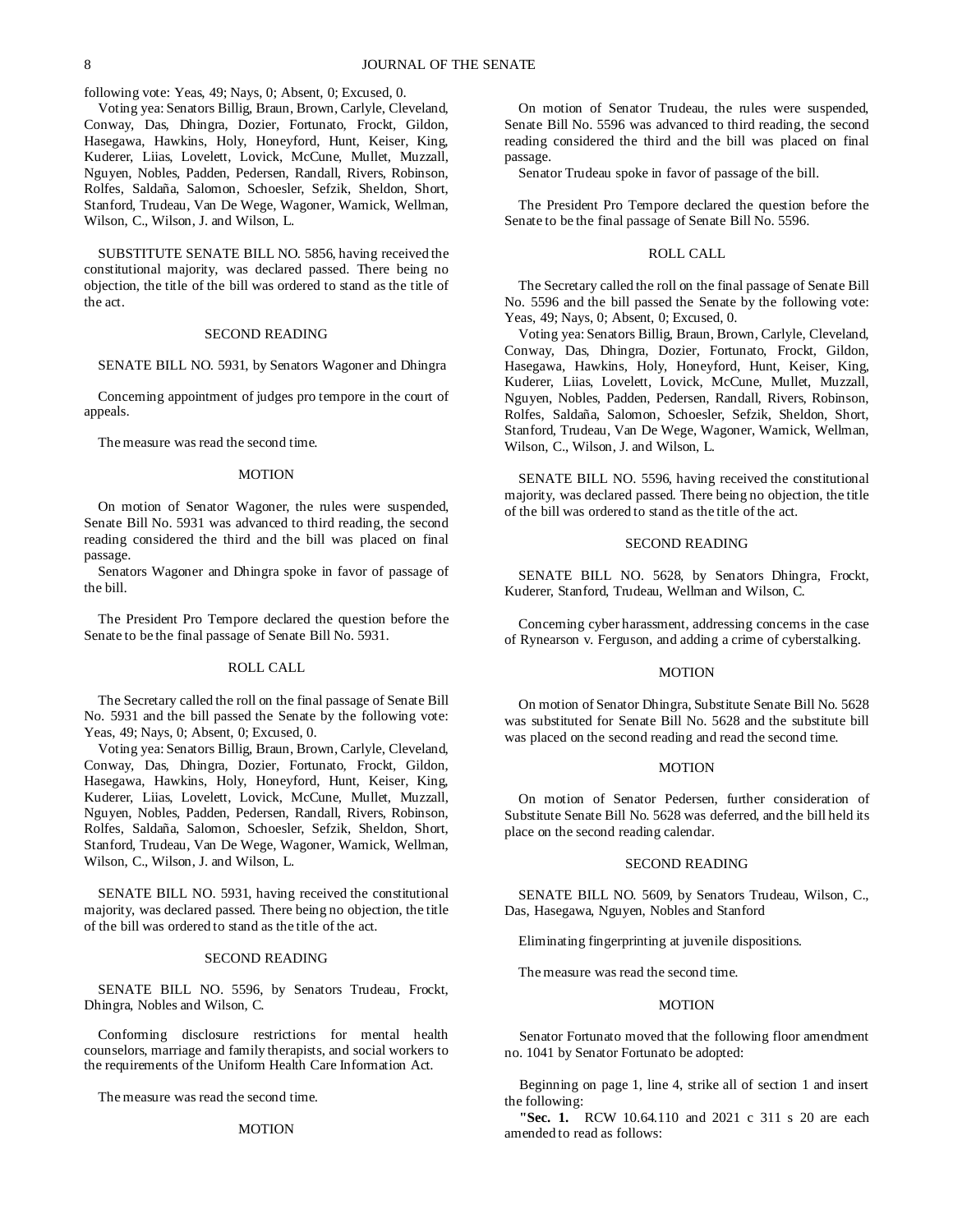following vote: Yeas, 49; Nays, 0; Absent, 0; Excused, 0.

Voting yea: Senators Billig, Braun, Brown, Carlyle, Cleveland, Conway, Das, Dhingra, Dozier, Fortunato, Frockt, Gildon, Hasegawa, Hawkins, Holy, Honeyford, Hunt, Keiser, King, Kuderer, Liias, Lovelett, Lovick, McCune, Mullet, Muzzall, Nguyen, Nobles, Padden, Pedersen, Randall, Rivers, Robinson, Rolfes, Saldaña, Salomon, Schoesler, Sefzik, Sheldon, Short, Stanford, Trudeau, Van De Wege, Wagoner, Warnick, Wellman, Wilson, C., Wilson, J. and Wilson, L.

SUBSTITUTE SENATE BILL NO. 5856, having received the constitutional majority, was declared passed. There being no objection, the title of the bill was ordered to stand as the title of the act.

SECOND READING

SENATE BILL NO. 5931, by Senators Wagoner and Dhingra

Concerning appointment of judges pro tempore in the court of appeals.

The measure was read the second time.

MOTION

On motion of Senator Wagoner, the rules were suspended, Senate Bill No. 5931 was advanced to third reading, the second reading considered the third and the bill was placed on final passage.

Senators Wagoner and Dhingra spoke in favor of passage of the bill.

The President Pro Tempore declared the question before the Senate to be the final passage of Senate Bill No. 5931.

ROLL CALL

The Secretary called the roll on the final passage of Senate Bill No. 5931 and the bill passed the Senate by the following vote: Yeas, 49; Nays, 0; Absent, 0; Excused, 0.

Voting yea: Senators Billig, Braun, Brown, Carlyle, Cleveland, Conway, Das, Dhingra, Dozier, Fortunato, Frockt, Gildon, Hasegawa, Hawkins, Holy, Honeyford, Hunt, Keiser, King, Kuderer, Liias, Lovelett, Lovick, McCune, Mullet, Muzzall, Nguyen, Nobles, Padden, Pedersen, Randall, Rivers, Robinson, Rolfes, Saldaña, Salomon, Schoesler, Sefzik, Sheldon, Short, Stanford, Trudeau, Van De Wege, Wagoner, Warnick, Wellman, Wilson, C., Wilson, J. and Wilson, L.

SENATE BILL NO. 5931, having received the constitutional majority, was declared passed. There being no objection, the title of the bill was ordered to stand as the title of the act.

SECOND READING

SENATE BILL NO. 5596, by Senators Trudeau, Frockt, Dhingra, Nobles and Wilson, C.

Conforming disclosure restrictions for mental health counselors, marriage and family therapists, and social workers to the requirements of the Uniform Health Care Information Act.

The measure was read the second time.

MOTION

On motion of Senator Trudeau, the rules were suspended, Senate Bill No. 5596 was advanced to third reading, the second reading considered the third and the bill was placed on final passage.

Senator Trudeau spoke in favor of passage of the bill.

The President Pro Tempore declared the question before the Senate to be the final passage of Senate Bill No. 5596.

ROLL CALL

The Secretary called the roll on the final passage of Senate Bill No. 5596 and the bill passed the Senate by the following vote: Yeas, 49; Nays, 0; Absent, 0; Excused, 0.

Voting yea: Senators Billig, Braun, Brown, Carlyle, Cleveland, Conway, Das, Dhingra, Dozier, Fortunato, Frockt, Gildon, Hasegawa, Hawkins, Holy, Honeyford, Hunt, Keiser, King, Kuderer, Liias, Lovelett, Lovick, McCune, Mullet, Muzzall, Nguyen, Nobles, Padden, Pedersen, Randall, Rivers, Robinson, Rolfes, Saldaña, Salomon, Schoesler, Sefzik, Sheldon, Short, Stanford, Trudeau, Van De Wege, Wagoner, Warnick, Wellman, Wilson, C., Wilson, J. and Wilson, L.

SENATE BILL NO. 5596, having received the constitutional majority, was declared passed. There being no objection, the title of the bill was ordered to stand as the title of the act.

SECOND READING

SENATE BILL NO. 5628, by Senators Dhingra, Frockt, Kuderer, Stanford, Trudeau, Wellman and Wilson, C.

Concerning cyber harassment, addressing concerns in the case of Rynearson v. Ferguson, and adding a crime of cyberstalking.

MOTION

On motion of Senator Dhingra, Substitute Senate Bill No. 5628 was substituted for Senate Bill No. 5628 and the substitute bill was placed on the second reading and read the second time.

MOTION

On motion of Senator Pedersen, further consideration of Substitute Senate Bill No. 5628 was deferred, and the bill held its place on the second reading calendar.

SECOND READING

SENATE BILL NO. 5609, by Senators Trudeau, Wilson, C., Das, Hasegawa, Nguyen, Nobles and Stanford

Eliminating fingerprinting at juvenile dispositions.

The measure was read the second time.

MOTION

Senator Fortunato moved that the following floor amendment no. 1041 by Senator Fortunato be adopted:

Beginning on page 1, line 4, strike all of section 1 and insert the following:

**"Sec. 1.** RCW 10.64.110 and 2021 c 311 s 20 are each amended to read as follows: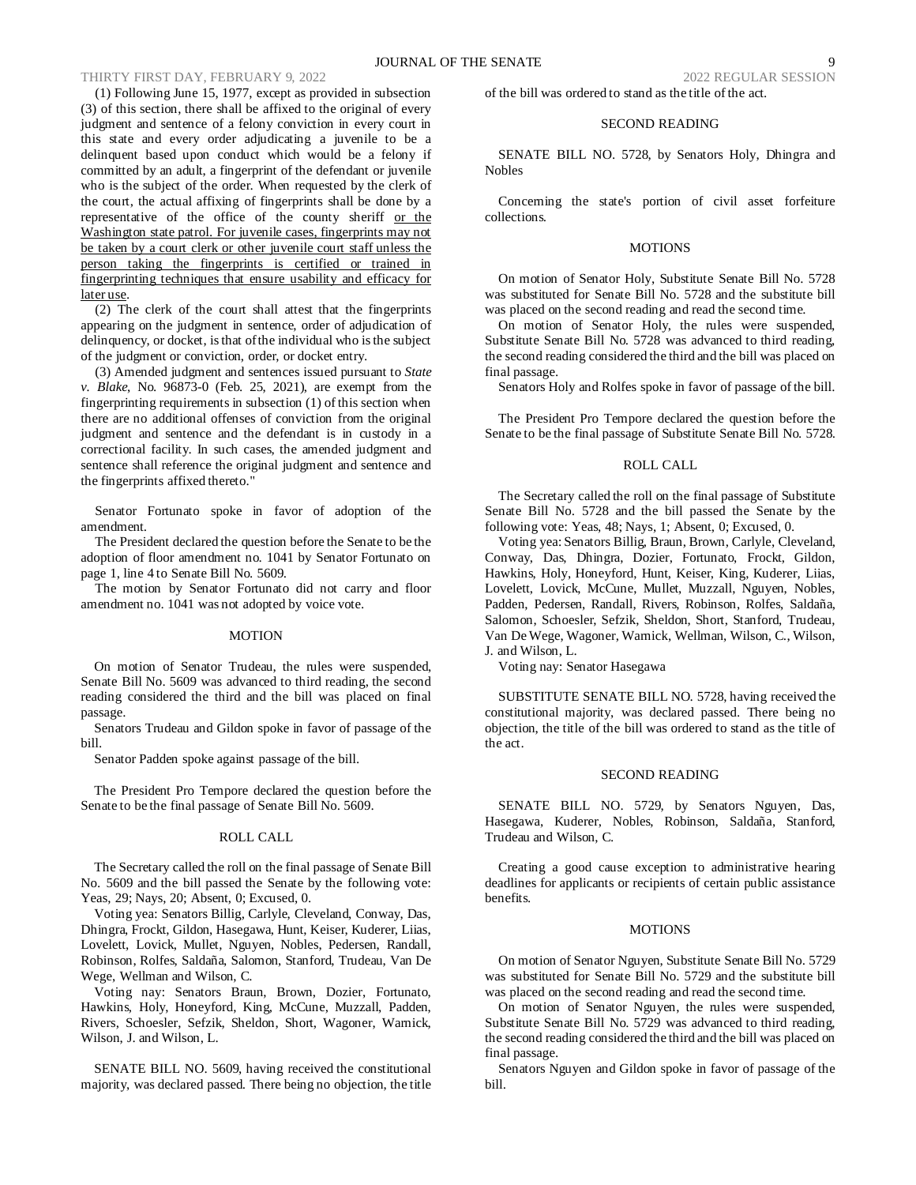(1) Following June 15, 1977, except as provided in subsection (3) of this section, there shall be affixed to the original of every judgment and sentence of a felony conviction in every court in this state and every order adjudicating a juvenile to be a delinquent based upon conduct which would be a felony if committed by an adult, a fingerprint of the defendant or juvenile who is the subject of the order. When requested by the clerk of the court, the actual affixing of fingerprints shall be done by a representative of the office of the county sheriff <u>or the Washington state patrol. For juvenile cases, fingerprints may not be taken by a court clerk or other juvenile court staff unless the person taking the fingerprints is certified or trained in fingerprinting techniques that ensure usability and efficacy for later use</u>.

(2) The clerk of the court shall attest that the fingerprints appearing on the judgment in sentence, order of adjudication of delinquency, or docket, is that of the individual who is the subject of the judgment or conviction, order, or docket entry.

(3) Amended judgment and sentences issued pursuant to *State v. Blake*, No. 96873-0 (Feb. 25, 2021), are exempt from the fingerprinting requirements in subsection (1) of this section when there are no additional offenses of conviction from the original judgment and sentence and the defendant is in custody in a correctional facility. In such cases, the amended judgment and sentence shall reference the original judgment and sentence and the fingerprints affixed thereto."

Senator Fortunato spoke in favor of adoption of the amendment.

The President declared the question before the Senate to be the adoption of floor amendment no. 1041 by Senator Fortunato on page 1, line 4 to Senate Bill No. 5609.

The motion by Senator Fortunato did not carry and floor amendment no. 1041 was not adopted by voice vote.

MOTION

On motion of Senator Trudeau, the rules were suspended, Senate Bill No. 5609 was advanced to third reading, the second reading considered the third and the bill was placed on final passage.

Senators Trudeau and Gildon spoke in favor of passage of the bill.

Senator Padden spoke against passage of the bill.

The President Pro Tempore declared the question before the Senate to be the final passage of Senate Bill No. 5609.

ROLL CALL

The Secretary called the roll on the final passage of Senate Bill No. 5609 and the bill passed the Senate by the following vote: Yeas, 29; Nays, 20; Absent, 0; Excused, 0.

Voting yea: Senators Billig, Carlyle, Cleveland, Conway, Das, Dhingra, Frockt, Gildon, Hasegawa, Hunt, Keiser, Kuderer, Liias, Lovelett, Lovick, Mullet, Nguyen, Nobles, Pedersen, Randall, Robinson, Rolfes, Saldaña, Salomon, Stanford, Trudeau, Van De Wege, Wellman and Wilson, C.

Voting nay: Senators Braun, Brown, Dozier, Fortunato, Hawkins, Holy, Honeyford, King, McCune, Muzzall, Padden, Rivers, Schoesler, Sefzik, Sheldon, Short, Wagoner, Warnick, Wilson, J. and Wilson, L.

SENATE BILL NO. 5609, having received the constitutional majority, was declared passed. There being no objection, the title of the bill was ordered to stand as the title of the act.

SECOND READING

SENATE BILL NO. 5728, by Senators Holy, Dhingra and Nobles

Concerning the state's portion of civil asset forfeiture collections.

MOTIONS

On motion of Senator Holy, Substitute Senate Bill No. 5728 was substituted for Senate Bill No. 5728 and the substitute bill was placed on the second reading and read the second time.

On motion of Senator Holy, the rules were suspended, Substitute Senate Bill No. 5728 was advanced to third reading, the second reading considered the third and the bill was placed on final passage.

Senators Holy and Rolfes spoke in favor of passage of the bill.

The President Pro Tempore declared the question before the Senate to be the final passage of Substitute Senate Bill No. 5728.

ROLL CALL

The Secretary called the roll on the final passage of Substitute Senate Bill No. 5728 and the bill passed the Senate by the following vote: Yeas, 48; Nays, 1; Absent, 0; Excused, 0.

Voting yea: Senators Billig, Braun, Brown, Carlyle, Cleveland, Conway, Das, Dhingra, Dozier, Fortunato, Frockt, Gildon, Hawkins, Holy, Honeyford, Hunt, Keiser, King, Kuderer, Liias, Lovelett, Lovick, McCune, Mullet, Muzzall, Nguyen, Nobles, Padden, Pedersen, Randall, Rivers, Robinson, Rolfes, Saldaña, Salomon, Schoesler, Sefzik, Sheldon, Short, Stanford, Trudeau, Van De Wege, Wagoner, Warnick, Wellman, Wilson, C., Wilson, J. and Wilson, L.

Voting nay: Senator Hasegawa

SUBSTITUTE SENATE BILL NO. 5728, having received the constitutional majority, was declared passed. There being no objection, the title of the bill was ordered to stand as the title of the act.

SECOND READING

SENATE BILL NO. 5729, by Senators Nguyen, Das, Hasegawa, Kuderer, Nobles, Robinson, Saldaña, Stanford, Trudeau and Wilson, C.

Creating a good cause exception to administrative hearing deadlines for applicants or recipients of certain public assistance benefits.

MOTIONS

On motion of Senator Nguyen, Substitute Senate Bill No. 5729 was substituted for Senate Bill No. 5729 and the substitute bill was placed on the second reading and read the second time.

On motion of Senator Nguyen, the rules were suspended, Substitute Senate Bill No. 5729 was advanced to third reading, the second reading considered the third and the bill was placed on final passage.

Senators Nguyen and Gildon spoke in favor of passage of the bill.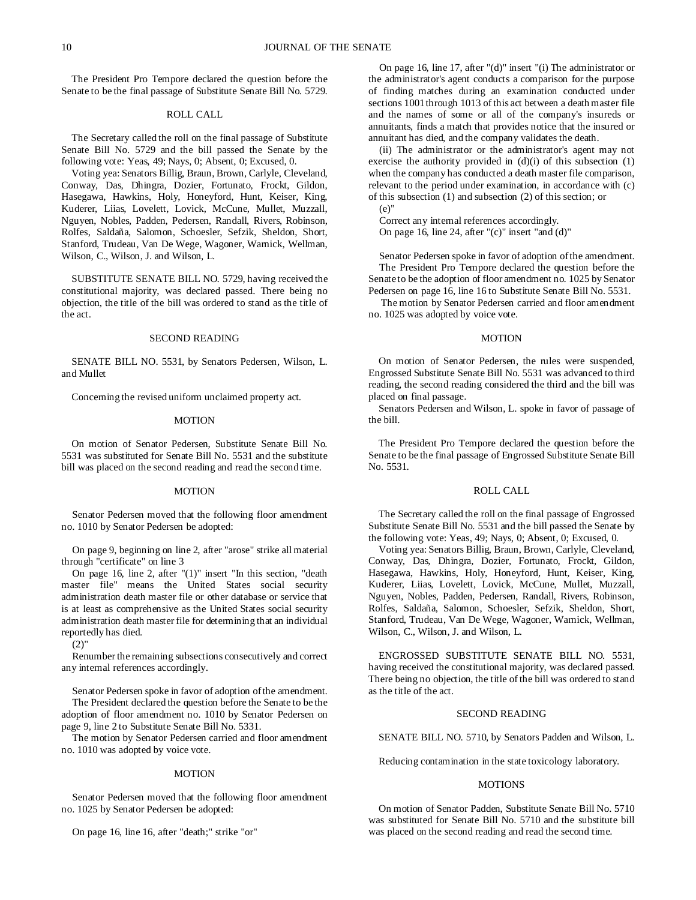The President Pro Tempore declared the question before the Senate to be the final passage of Substitute Senate Bill No. 5729.

ROLL CALL

The Secretary called the roll on the final passage of Substitute Senate Bill No. 5729 and the bill passed the Senate by the following vote: Yeas, 49; Nays, 0; Absent, 0; Excused, 0.

Voting yea: Senators Billig, Braun, Brown, Carlyle, Cleveland, Conway, Das, Dhingra, Dozier, Fortunato, Frockt, Gildon, Hasegawa, Hawkins, Holy, Honeyford, Hunt, Keiser, King, Kuderer, Liias, Lovelett, Lovick, McCune, Mullet, Muzzall, Nguyen, Nobles, Padden, Pedersen, Randall, Rivers, Robinson, Rolfes, Saldaña, Salomon, Schoesler, Sefzik, Sheldon, Short, Stanford, Trudeau, Van De Wege, Wagoner, Warnick, Wellman, Wilson, C., Wilson, J. and Wilson, L.

SUBSTITUTE SENATE BILL NO. 5729, having received the constitutional majority, was declared passed. There being no objection, the title of the bill was ordered to stand as the title of the act.

SECOND READING

SENATE BILL NO. 5531, by Senators Pedersen, Wilson, L. and Mullet

Concerning the revised uniform unclaimed property act.

MOTION

On motion of Senator Pedersen, Substitute Senate Bill No. 5531 was substituted for Senate Bill No. 5531 and the substitute bill was placed on the second reading and read the second time.

MOTION

Senator Pedersen moved that the following floor amendment no. 1010 by Senator Pedersen be adopted:

On page 9, beginning on line 2, after "arose" strike all material through "certificate" on line 3

On page 16, line 2, after "(1)" insert "In this section, "death master file" means the United States social security administration death master file or other database or service that is at least as comprehensive as the United States social security administration death master file for determining that an individual reportedly has died.

(2)"

Renumber the remaining subsections consecutively and correct any internal references accordingly.

Senator Pedersen spoke in favor of adoption of the amendment.

The President declared the question before the Senate to be the adoption of floor amendment no. 1010 by Senator Pedersen on page 9, line 2 to Substitute Senate Bill No. 5331.

The motion by Senator Pedersen carried and floor amendment no. 1010 was adopted by voice vote.

MOTION

Senator Pedersen moved that the following floor amendment no. 1025 by Senator Pedersen be adopted:

On page 16, line 16, after "death;" strike "or"

On page 16, line 17, after "(d)" insert "(i) The administrator or the administrator's agent conducts a comparison for the purpose of finding matches during an examination conducted under sections 1001 through 1013 of this act between a death master file and the names of some or all of the company's insureds or annuitants, finds a match that provides notice that the insured or annuitant has died, and the company validates the death.

(ii) The administrator or the administrator's agent may not exercise the authority provided in (d)(i) of this subsection (1) when the company has conducted a death master file comparison, relevant to the period under examination, in accordance with (c) of this subsection (1) and subsection (2) of this section; or

(e)"

Correct any internal references accordingly.

On page 16, line 24, after "(c)" insert "and (d)"

Senator Pedersen spoke in favor of adoption of the amendment.

The President Pro Tempore declared the question before the Senate to be the adoption of floor amendment no. 1025 by Senator Pedersen on page 16, line 16 to Substitute Senate Bill No. 5531.

The motion by Senator Pedersen carried and floor amendment no. 1025 was adopted by voice vote.

MOTION

On motion of Senator Pedersen, the rules were suspended, Engrossed Substitute Senate Bill No. 5531 was advanced to third reading, the second reading considered the third and the bill was placed on final passage.

Senators Pedersen and Wilson, L. spoke in favor of passage of the bill.

The President Pro Tempore declared the question before the Senate to be the final passage of Engrossed Substitute Senate Bill No. 5531.

ROLL CALL

The Secretary called the roll on the final passage of Engrossed Substitute Senate Bill No. 5531 and the bill passed the Senate by the following vote: Yeas, 49; Nays, 0; Absent, 0; Excused, 0.

Voting yea: Senators Billig, Braun, Brown, Carlyle, Cleveland, Conway, Das, Dhingra, Dozier, Fortunato, Frockt, Gildon, Hasegawa, Hawkins, Holy, Honeyford, Hunt, Keiser, King, Kuderer, Liias, Lovelett, Lovick, McCune, Mullet, Muzzall, Nguyen, Nobles, Padden, Pedersen, Randall, Rivers, Robinson, Rolfes, Saldaña, Salomon, Schoesler, Sefzik, Sheldon, Short, Stanford, Trudeau, Van De Wege, Wagoner, Warnick, Wellman, Wilson, C., Wilson, J. and Wilson, L.

ENGROSSED SUBSTITUTE SENATE BILL NO. 5531, having received the constitutional majority, was declared passed. There being no objection, the title of the bill was ordered to stand as the title of the act.

SECOND READING

SENATE BILL NO. 5710, by Senators Padden and Wilson, L.

Reducing contamination in the state toxicology laboratory.

MOTIONS

On motion of Senator Padden, Substitute Senate Bill No. 5710 was substituted for Senate Bill No. 5710 and the substitute bill was placed on the second reading and read the second time.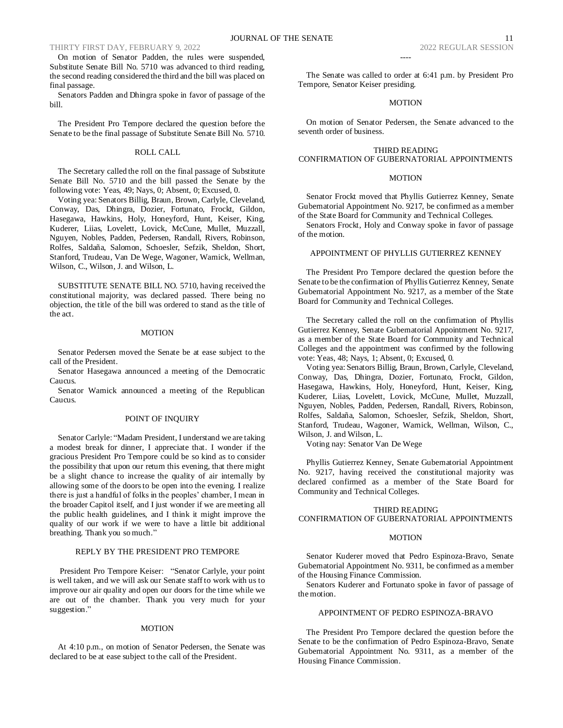On motion of Senator Padden, the rules were suspended, Substitute Senate Bill No. 5710 was advanced to third reading, the second reading considered the third and the bill was placed on final passage.

Senators Padden and Dhingra spoke in favor of passage of the bill.

The President Pro Tempore declared the question before the Senate to be the final passage of Substitute Senate Bill No. 5710.

ROLL CALL

The Secretary called the roll on the final passage of Substitute Senate Bill No. 5710 and the bill passed the Senate by the following vote: Yeas, 49; Nays, 0; Absent, 0; Excused, 0.

Voting yea: Senators Billig, Braun, Brown, Carlyle, Cleveland, Conway, Das, Dhingra, Dozier, Fortunato, Frockt, Gildon, Hasegawa, Hawkins, Holy, Honeyford, Hunt, Keiser, King, Kuderer, Liias, Lovelett, Lovick, McCune, Mullet, Muzzall, Nguyen, Nobles, Padden, Pedersen, Randall, Rivers, Robinson, Rolfes, Saldaña, Salomon, Schoesler, Sefzik, Sheldon, Short, Stanford, Trudeau, Van De Wege, Wagoner, Warnick, Wellman, Wilson, C., Wilson, J. and Wilson, L.

SUBSTITUTE SENATE BILL NO. 5710, having received the constitutional majority, was declared passed. There being no objection, the title of the bill was ordered to stand as the title of the act.

MOTION

Senator Pedersen moved the Senate be at ease subject to the call of the President.

Senator Hasegawa announced a meeting of the Democratic Caucus.

Senator Warnick announced a meeting of the Republican Caucus.

POINT OF INQUIRY

Senator Carlyle: "Madam President, I understand we are taking a modest break for dinner, I appreciate that. I wonder if the gracious President Pro Tempore could be so kind as to consider the possibility that upon our return this evening, that there might be a slight chance to increase the quality of air internally by allowing some of the doors to be open into the evening. I realize there is just a handful of folks in the peoples' chamber, I mean in the broader Capitol itself, and I just wonder if we are meeting all the public health guidelines, and I think it might improve the quality of our work if we were to have a little bit additional breathing. Thank you so much."

REPLY BY THE PRESIDENT PRO TEMPORE

President Pro Tempore Keiser: "Senator Carlyle, your point is well taken, and we will ask our Senate staff to work with us to improve our air quality and open our doors for the time while we are out of the chamber. Thank you very much for your suggestion."

MOTION

At 4:10 p.m., on motion of Senator Pedersen, the Senate was declared to be at ease subject to the call of the President.

----

The Senate was called to order at 6:41 p.m. by President Pro Tempore, Senator Keiser presiding.

MOTION

On motion of Senator Pedersen, the Senate advanced to the seventh order of business.

THIRD READING
CONFIRMATION OF GUBERNATORIAL APPOINTMENTS

MOTION

Senator Frockt moved that Phyllis Gutierrez Kenney, Senate Gubernatorial Appointment No. 9217, be confirmed as a member of the State Board for Community and Technical Colleges.

Senators Frockt, Holy and Conway spoke in favor of passage of the motion.

APPOINTMENT OF PHYLLIS GUTIERREZ KENNEY

The President Pro Tempore declared the question before the Senate to be the confirmation of Phyllis Gutierrez Kenney, Senate Gubernatorial Appointment No. 9217, as a member of the State Board for Community and Technical Colleges.

The Secretary called the roll on the confirmation of Phyllis Gutierrez Kenney, Senate Gubernatorial Appointment No. 9217, as a member of the State Board for Community and Technical Colleges and the appointment was confirmed by the following vote: Yeas, 48; Nays, 1; Absent, 0; Excused, 0.

Voting yea: Senators Billig, Braun, Brown, Carlyle, Cleveland, Conway, Das, Dhingra, Dozier, Fortunato, Frockt, Gildon, Hasegawa, Hawkins, Holy, Honeyford, Hunt, Keiser, King, Kuderer, Liias, Lovelett, Lovick, McCune, Mullet, Muzzall, Nguyen, Nobles, Padden, Pedersen, Randall, Rivers, Robinson, Rolfes, Saldaña, Salomon, Schoesler, Sefzik, Sheldon, Short, Stanford, Trudeau, Wagoner, Warnick, Wellman, Wilson, C., Wilson, J. and Wilson, L.

Voting nay: Senator Van De Wege

Phyllis Gutierrez Kenney, Senate Gubernatorial Appointment No. 9217, having received the constitutional majority was declared confirmed as a member of the State Board for Community and Technical Colleges.

THIRD READING
CONFIRMATION OF GUBERNATORIAL APPOINTMENTS

MOTION

Senator Kuderer moved that Pedro Espinoza-Bravo, Senate Gubernatorial Appointment No. 9311, be confirmed as a member of the Housing Finance Commission.

Senators Kuderer and Fortunato spoke in favor of passage of the motion.

APPOINTMENT OF PEDRO ESPINOZA-BRAVO

The President Pro Tempore declared the question before the Senate to be the confirmation of Pedro Espinoza-Bravo, Senate Gubernatorial Appointment No. 9311, as a member of the Housing Finance Commission.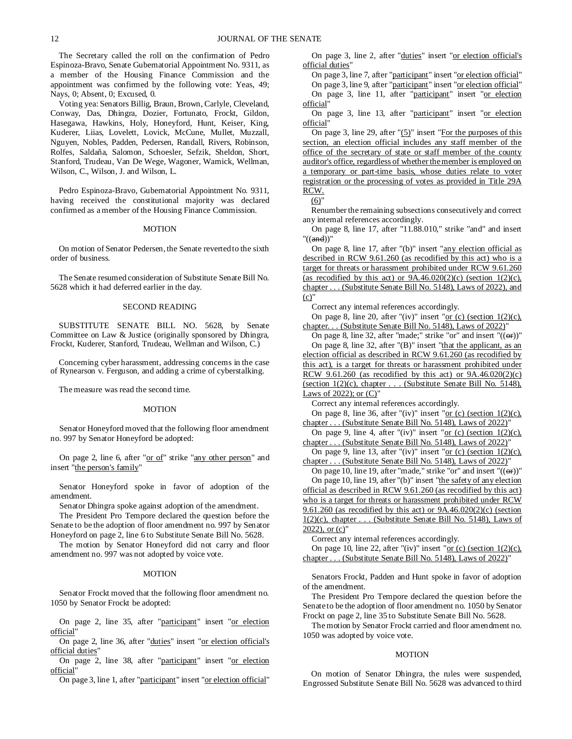The Secretary called the roll on the confirmation of Pedro Espinoza-Bravo, Senate Gubernatorial Appointment No. 9311, as a member of the Housing Finance Commission and the appointment was confirmed by the following vote: Yeas, 49; Nays, 0; Absent, 0; Excused, 0.

Voting yea: Senators Billig, Braun, Brown, Carlyle, Cleveland, Conway, Das, Dhingra, Dozier, Fortunato, Frockt, Gildon, Hasegawa, Hawkins, Holy, Honeyford, Hunt, Keiser, King, Kuderer, Liias, Lovelett, Lovick, McCune, Mullet, Muzzall, Nguyen, Nobles, Padden, Pedersen, Randall, Rivers, Robinson, Rolfes, Saldaña, Salomon, Schoesler, Sefzik, Sheldon, Short, Stanford, Trudeau, Van De Wege, Wagoner, Warnick, Wellman, Wilson, C., Wilson, J. and Wilson, L.

Pedro Espinoza-Bravo, Gubernatorial Appointment No. 9311, having received the constitutional majority was declared confirmed as a member of the Housing Finance Commission.

MOTION

On motion of Senator Pedersen, the Senate reverted to the sixth order of business.

The Senate resumed consideration of Substitute Senate Bill No. 5628 which it had deferred earlier in the day.

SECOND READING

SUBSTITUTE SENATE BILL NO. 5628, by Senate Committee on Law & Justice (originally sponsored by Dhingra, Frockt, Kuderer, Stanford, Trudeau, Wellman and Wilson, C.)

Concerning cyber harassment, addressing concerns in the case of Rynearson v. Ferguson, and adding a crime of cyberstalking.

The measure was read the second time.

MOTION

Senator Honeyford moved that the following floor amendment no. 997 by Senator Honeyford be adopted:

On page 2, line 6, after "or of" strike "any other person" and insert "the person's family"

Senator Honeyford spoke in favor of adoption of the amendment.

Senator Dhingra spoke against adoption of the amendment.

The President Pro Tempore declared the question before the Senate to be the adoption of floor amendment no. 997 by Senator Honeyford on page 2, line 6 to Substitute Senate Bill No. 5628.

The motion by Senator Honeyford did not carry and floor amendment no. 997 was not adopted by voice vote.

MOTION

Senator Frockt moved that the following floor amendment no. 1050 by Senator Frockt be adopted:

On page 2, line 35, after "participant" insert "or election official"

On page 2, line 36, after "duties" insert "or election official's official duties"

On page 2, line 38, after "participant" insert "or election official"

On page 3, line 1, after "participant" insert "or election official"

On page 3, line 2, after "duties" insert "or election official's official duties"

On page 3, line 7, after "participant" insert "or election official"

On page 3, line 9, after "participant" insert "or election official"

On page 3, line 11, after "participant" insert "or election official"

On page 3, line 13, after "participant" insert "or election official"

On page 3, line 29, after "(5)" insert "For the purposes of this section, an election official includes any staff member of the office of the secretary of state or staff member of the county auditor's office, regardless of whether the member is employed on a temporary or part-time basis, whose duties relate to voter registration or the processing of votes as provided in Title 29A RCW.

(6)"

Renumber the remaining subsections consecutively and correct any internal references accordingly.

On page 8, line 17, after "11.88.010," strike "and" and insert "((and))"

On page 8, line 17, after "(b)" insert "any election official as described in RCW 9.61.260 (as recodified by this act) who is a target for threats or harassment prohibited under RCW 9.61.260 (as recodified by this act) or 9A.46.020(2)(c) (section 1(2)(c), chapter . . . (Substitute Senate Bill No. 5148), Laws of 2022), and (c)"

Correct any internal references accordingly.

On page 8, line 20, after "(iv)" insert "or (c) (section 1(2)(c), chapter. . . (Substitute Senate Bill No. 5148), Laws of 2022)"

On page 8, line 32, after "made;" strike "or" and insert "((or))"

On page 8, line 32, after "(B)" insert "that the applicant, as an election official as described in RCW 9.61.260 (as recodified by this act), is a target for threats or harassment prohibited under RCW 9.61.260 (as recodified by this act) or 9A.46.020(2)(c) (section 1(2)(c), chapter . . . (Substitute Senate Bill No. 5148), Laws of 2022); or (C)"

Correct any internal references accordingly.

On page 8, line 36, after "(iv)" insert "or (c) (section 1(2)(c), chapter . . . (Substitute Senate Bill No. 5148), Laws of 2022)"

On page 9, line 4, after "(iv)" insert "or (c) (section 1(2)(c), chapter . . . (Substitute Senate Bill No. 5148), Laws of 2022)"

On page 9, line 13, after "(iv)" insert "or (c) (section 1(2)(c), chapter . . . (Substitute Senate Bill No. 5148), Laws of 2022)"

On page 10, line 19, after "made," strike "or" and insert "((or))"

On page 10, line 19, after "(b)" insert "the safety of any election official as described in RCW 9.61.260 (as recodified by this act) who is a target for threats or harassment prohibited under RCW 9.61.260 (as recodified by this act) or 9A.46.020(2)(c) (section 1(2)(c), chapter . . . (Substitute Senate Bill No. 5148), Laws of 2022), or (c)"

Correct any internal references accordingly.

On page 10, line 22, after "(iv)" insert "or (c) (section 1(2)(c), chapter . . . (Substitute Senate Bill No. 5148), Laws of 2022)"

Senators Frockt, Padden and Hunt spoke in favor of adoption of the amendment.

The President Pro Tempore declared the question before the Senate to be the adoption of floor amendment no. 1050 by Senator Frockt on page 2, line 35 to Substitute Senate Bill No. 5628.

The motion by Senator Frockt carried and floor amendment no. 1050 was adopted by voice vote.

MOTION

On motion of Senator Dhingra, the rules were suspended, Engrossed Substitute Senate Bill No. 5628 was advanced to third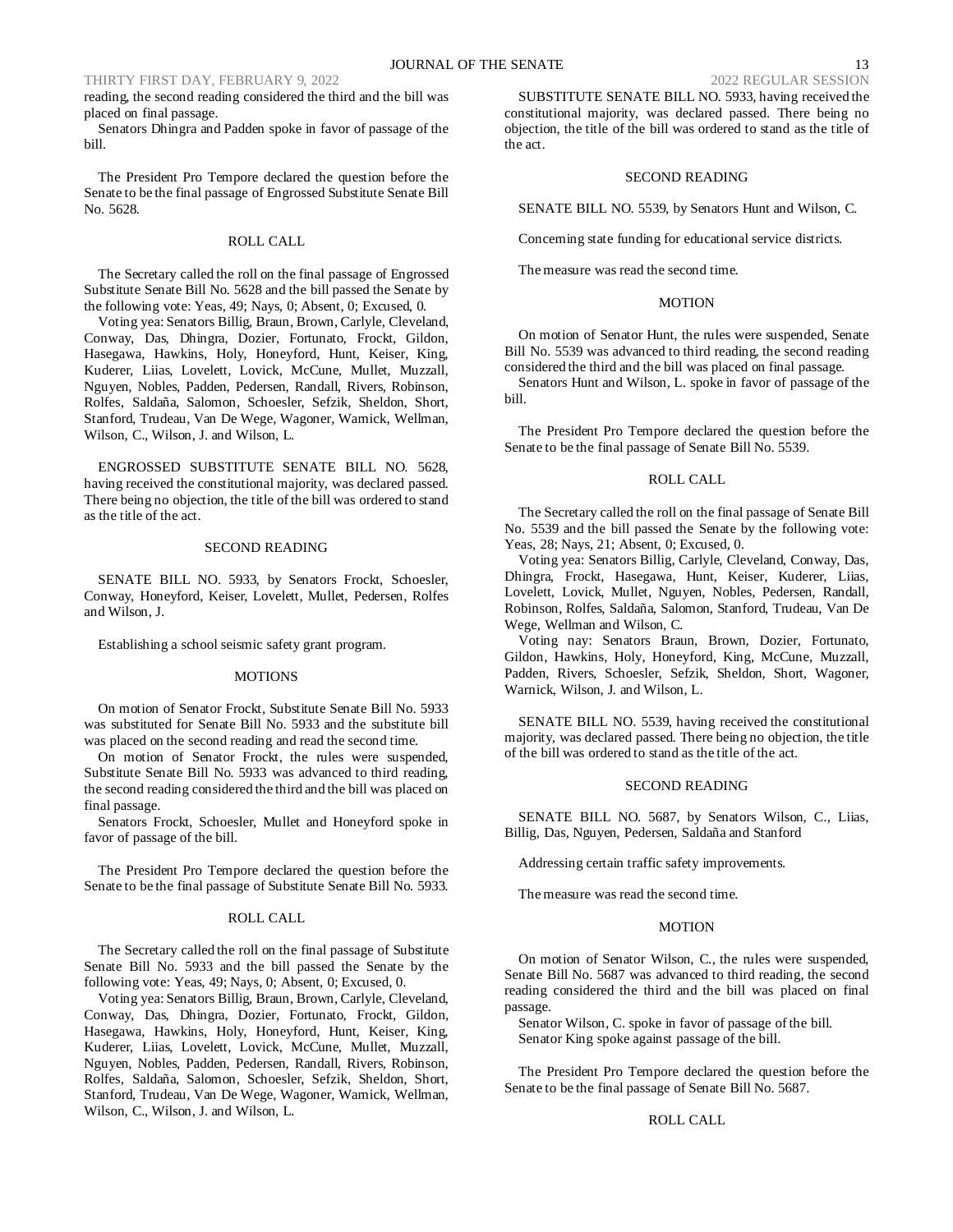reading, the second reading considered the third and the bill was placed on final passage.

Senators Dhingra and Padden spoke in favor of passage of the bill.

The President Pro Tempore declared the question before the Senate to be the final passage of Engrossed Substitute Senate Bill No. 5628.

ROLL CALL

The Secretary called the roll on the final passage of Engrossed Substitute Senate Bill No. 5628 and the bill passed the Senate by the following vote: Yeas, 49; Nays, 0; Absent, 0; Excused, 0.

Voting yea: Senators Billig, Braun, Brown, Carlyle, Cleveland, Conway, Das, Dhingra, Dozier, Fortunato, Frockt, Gildon, Hasegawa, Hawkins, Holy, Honeyford, Hunt, Keiser, King, Kuderer, Liias, Lovelett, Lovick, McCune, Mullet, Muzzall, Nguyen, Nobles, Padden, Pedersen, Randall, Rivers, Robinson, Rolfes, Saldaña, Salomon, Schoesler, Sefzik, Sheldon, Short, Stanford, Trudeau, Van De Wege, Wagoner, Warnick, Wellman, Wilson, C., Wilson, J. and Wilson, L.

ENGROSSED SUBSTITUTE SENATE BILL NO. 5628, having received the constitutional majority, was declared passed. There being no objection, the title of the bill was ordered to stand as the title of the act.

SECOND READING

SENATE BILL NO. 5933, by Senators Frockt, Schoesler, Conway, Honeyford, Keiser, Lovelett, Mullet, Pedersen, Rolfes and Wilson, J.

Establishing a school seismic safety grant program.

MOTIONS

On motion of Senator Frockt, Substitute Senate Bill No. 5933 was substituted for Senate Bill No. 5933 and the substitute bill was placed on the second reading and read the second time.

On motion of Senator Frockt, the rules were suspended, Substitute Senate Bill No. 5933 was advanced to third reading, the second reading considered the third and the bill was placed on final passage.

Senators Frockt, Schoesler, Mullet and Honeyford spoke in favor of passage of the bill.

The President Pro Tempore declared the question before the Senate to be the final passage of Substitute Senate Bill No. 5933.

ROLL CALL

The Secretary called the roll on the final passage of Substitute Senate Bill No. 5933 and the bill passed the Senate by the following vote: Yeas, 49; Nays, 0; Absent, 0; Excused, 0.

Voting yea: Senators Billig, Braun, Brown, Carlyle, Cleveland, Conway, Das, Dhingra, Dozier, Fortunato, Frockt, Gildon, Hasegawa, Hawkins, Holy, Honeyford, Hunt, Keiser, King, Kuderer, Liias, Lovelett, Lovick, McCune, Mullet, Muzzall, Nguyen, Nobles, Padden, Pedersen, Randall, Rivers, Robinson, Rolfes, Saldaña, Salomon, Schoesler, Sefzik, Sheldon, Short, Stanford, Trudeau, Van De Wege, Wagoner, Warnick, Wellman, Wilson, C., Wilson, J. and Wilson, L.

SUBSTITUTE SENATE BILL NO. 5933, having received the constitutional majority, was declared passed. There being no objection, the title of the bill was ordered to stand as the title of the act.

SECOND READING

SENATE BILL NO. 5539, by Senators Hunt and Wilson, C.

Concerning state funding for educational service districts.

The measure was read the second time.

MOTION

On motion of Senator Hunt, the rules were suspended, Senate Bill No. 5539 was advanced to third reading, the second reading considered the third and the bill was placed on final passage.

Senators Hunt and Wilson, L. spoke in favor of passage of the bill.

The President Pro Tempore declared the question before the Senate to be the final passage of Senate Bill No. 5539.

ROLL CALL

The Secretary called the roll on the final passage of Senate Bill No. 5539 and the bill passed the Senate by the following vote: Yeas, 28; Nays, 21; Absent, 0; Excused, 0.

Voting yea: Senators Billig, Carlyle, Cleveland, Conway, Das, Dhingra, Frockt, Hasegawa, Hunt, Keiser, Kuderer, Liias, Lovelett, Lovick, Mullet, Nguyen, Nobles, Pedersen, Randall, Robinson, Rolfes, Saldaña, Salomon, Stanford, Trudeau, Van De Wege, Wellman and Wilson, C.

Voting nay: Senators Braun, Brown, Dozier, Fortunato, Gildon, Hawkins, Holy, Honeyford, King, McCune, Muzzall, Padden, Rivers, Schoesler, Sefzik, Sheldon, Short, Wagoner, Warnick, Wilson, J. and Wilson, L.

SENATE BILL NO. 5539, having received the constitutional majority, was declared passed. There being no objection, the title of the bill was ordered to stand as the title of the act.

SECOND READING

SENATE BILL NO. 5687, by Senators Wilson, C., Liias, Billig, Das, Nguyen, Pedersen, Saldaña and Stanford

Addressing certain traffic safety improvements.

The measure was read the second time.

MOTION

On motion of Senator Wilson, C., the rules were suspended, Senate Bill No. 5687 was advanced to third reading, the second reading considered the third and the bill was placed on final passage.

Senator Wilson, C. spoke in favor of passage of the bill.

Senator King spoke against passage of the bill.

The President Pro Tempore declared the question before the Senate to be the final passage of Senate Bill No. 5687.

ROLL CALL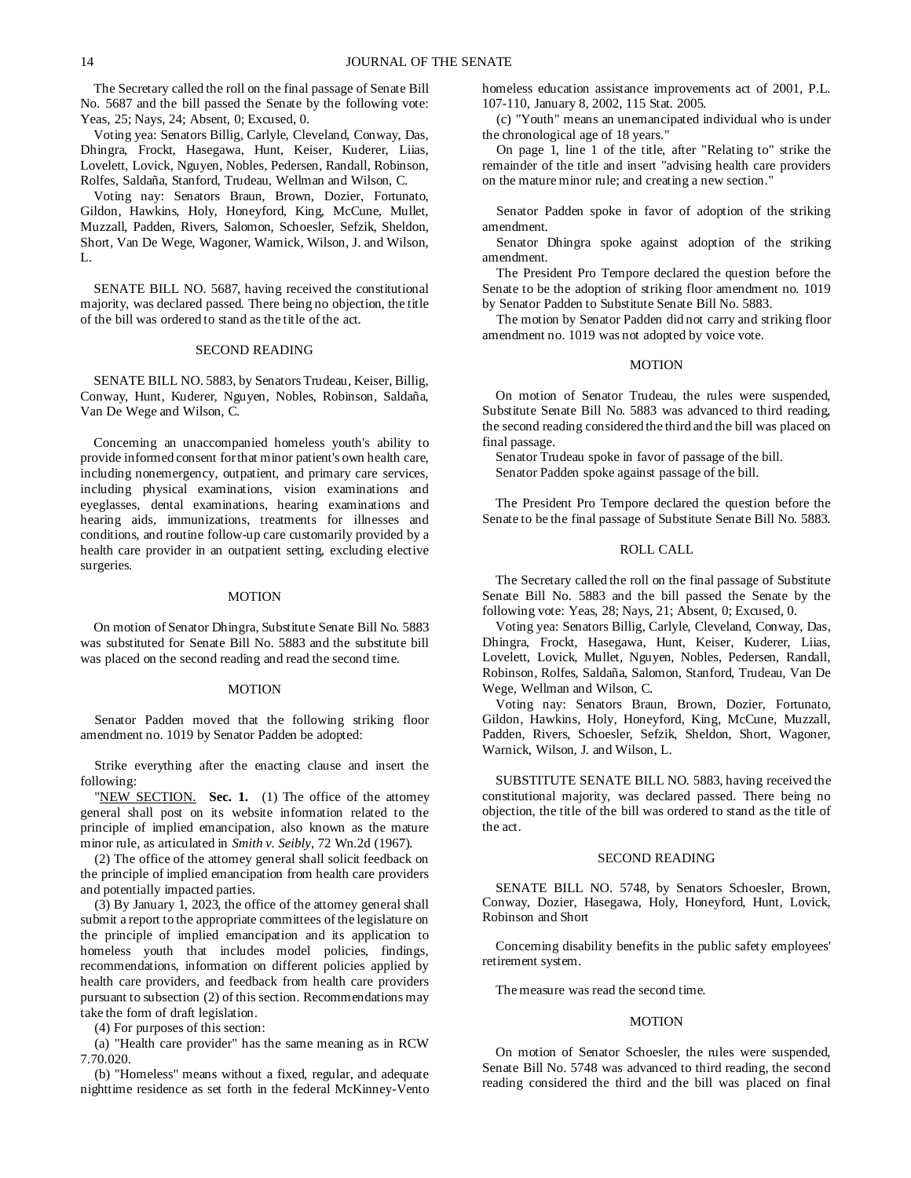The Secretary called the roll on the final passage of Senate Bill No. 5687 and the bill passed the Senate by the following vote: Yeas, 25; Nays, 24; Absent, 0; Excused, 0.

Voting yea: Senators Billig, Carlyle, Cleveland, Conway, Das, Dhingra, Frockt, Hasegawa, Hunt, Keiser, Kuderer, Liias, Lovelett, Lovick, Nguyen, Nobles, Pedersen, Randall, Robinson, Rolfes, Saldaña, Stanford, Trudeau, Wellman and Wilson, C.

Voting nay: Senators Braun, Brown, Dozier, Fortunato, Gildon, Hawkins, Holy, Honeyford, King, McCune, Mullet, Muzzall, Padden, Rivers, Salomon, Schoesler, Sefzik, Sheldon, Short, Van De Wege, Wagoner, Warnick, Wilson, J. and Wilson, L.

SENATE BILL NO. 5687, having received the constitutional majority, was declared passed. There being no objection, the title of the bill was ordered to stand as the title of the act.

## SECOND READING

SENATE BILL NO. 5883, by Senators Trudeau, Keiser, Billig, Conway, Hunt, Kuderer, Nguyen, Nobles, Robinson, Saldaña, Van De Wege and Wilson, C.

Concerning an unaccompanied homeless youth's ability to provide informed consent for that minor patient's own health care, including nonemergency, outpatient, and primary care services, including physical examinations, vision examinations and eyeglasses, dental examinations, hearing examinations and hearing aids, immunizations, treatments for illnesses and conditions, and routine follow-up care customarily provided by a health care provider in an outpatient setting, excluding elective surgeries.

## MOTION

On motion of Senator Dhingra, Substitute Senate Bill No. 5883 was substituted for Senate Bill No. 5883 and the substitute bill was placed on the second reading and read the second time.

## MOTION

Senator Padden moved that the following striking floor amendment no. 1019 by Senator Padden be adopted:

Strike everything after the enacting clause and insert the following:

"NEW SECTION. **Sec. 1.** (1) The office of the attorney general shall post on its website information related to the principle of implied emancipation, also known as the mature minor rule, as articulated in *Smith v. Seibly*, 72 Wn.2d (1967).

(2) The office of the attorney general shall solicit feedback on the principle of implied emancipation from health care providers and potentially impacted parties.

(3) By January 1, 2023, the office of the attorney general shall submit a report to the appropriate committees of the legislature on the principle of implied emancipation and its application to homeless youth that includes model policies, findings, recommendations, information on different policies applied by health care providers, and feedback from health care providers pursuant to subsection (2) of this section. Recommendations may take the form of draft legislation.

(4) For purposes of this section:

(a) "Health care provider" has the same meaning as in RCW 7.70.020.

(b) "Homeless" means without a fixed, regular, and adequate nighttime residence as set forth in the federal McKinney-Vento homeless education assistance improvements act of 2001, P.L. 107-110, January 8, 2002, 115 Stat. 2005.

(c) "Youth" means an unemancipated individual who is under the chronological age of 18 years."

On page 1, line 1 of the title, after "Relating to" strike the remainder of the title and insert "advising health care providers on the mature minor rule; and creating a new section."

Senator Padden spoke in favor of adoption of the striking amendment.

Senator Dhingra spoke against adoption of the striking amendment.

The President Pro Tempore declared the question before the Senate to be the adoption of striking floor amendment no. 1019 by Senator Padden to Substitute Senate Bill No. 5883.

The motion by Senator Padden did not carry and striking floor amendment no. 1019 was not adopted by voice vote.

## MOTION

On motion of Senator Trudeau, the rules were suspended, Substitute Senate Bill No. 5883 was advanced to third reading, the second reading considered the third and the bill was placed on final passage.

Senator Trudeau spoke in favor of passage of the bill.

Senator Padden spoke against passage of the bill.

The President Pro Tempore declared the question before the Senate to be the final passage of Substitute Senate Bill No. 5883.

## ROLL CALL

The Secretary called the roll on the final passage of Substitute Senate Bill No. 5883 and the bill passed the Senate by the following vote: Yeas, 28; Nays, 21; Absent, 0; Excused, 0.

Voting yea: Senators Billig, Carlyle, Cleveland, Conway, Das, Dhingra, Frockt, Hasegawa, Hunt, Keiser, Kuderer, Liias, Lovelett, Lovick, Mullet, Nguyen, Nobles, Pedersen, Randall, Robinson, Rolfes, Saldaña, Salomon, Stanford, Trudeau, Van De Wege, Wellman and Wilson, C.

Voting nay: Senators Braun, Brown, Dozier, Fortunato, Gildon, Hawkins, Holy, Honeyford, King, McCune, Muzzall, Padden, Rivers, Schoesler, Sefzik, Sheldon, Short, Wagoner, Warnick, Wilson, J. and Wilson, L.

SUBSTITUTE SENATE BILL NO. 5883, having received the constitutional majority, was declared passed. There being no objection, the title of the bill was ordered to stand as the title of the act.

## SECOND READING

SENATE BILL NO. 5748, by Senators Schoesler, Brown, Conway, Dozier, Hasegawa, Holy, Honeyford, Hunt, Lovick, Robinson and Short

Concerning disability benefits in the public safety employees' retirement system.

The measure was read the second time.

## MOTION

On motion of Senator Schoesler, the rules were suspended, Senate Bill No. 5748 was advanced to third reading, the second reading considered the third and the bill was placed on final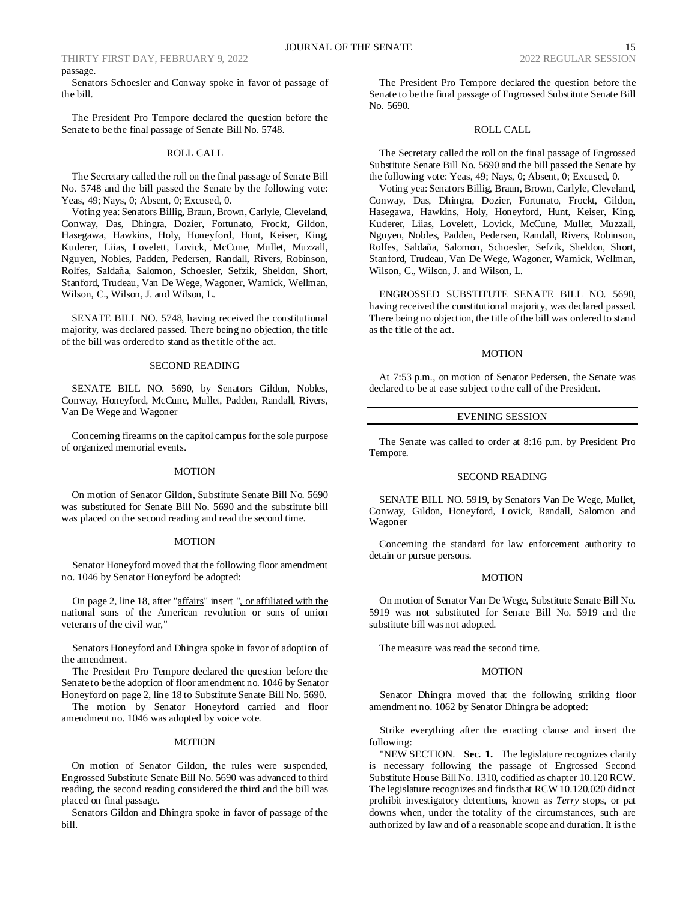passage.

Senators Schoesler and Conway spoke in favor of passage of the bill.

The President Pro Tempore declared the question before the Senate to be the final passage of Senate Bill No. 5748.

ROLL CALL

The Secretary called the roll on the final passage of Senate Bill No. 5748 and the bill passed the Senate by the following vote: Yeas, 49; Nays, 0; Absent, 0; Excused, 0.

Voting yea: Senators Billig, Braun, Brown, Carlyle, Cleveland, Conway, Das, Dhingra, Dozier, Fortunato, Frockt, Gildon, Hasegawa, Hawkins, Holy, Honeyford, Hunt, Keiser, King, Kuderer, Liias, Lovelett, Lovick, McCune, Mullet, Muzzall, Nguyen, Nobles, Padden, Pedersen, Randall, Rivers, Robinson, Rolfes, Saldaña, Salomon, Schoesler, Sefzik, Sheldon, Short, Stanford, Trudeau, Van De Wege, Wagoner, Warnick, Wellman, Wilson, C., Wilson, J. and Wilson, L.

SENATE BILL NO. 5748, having received the constitutional majority, was declared passed. There being no objection, the title of the bill was ordered to stand as the title of the act.

SECOND READING

SENATE BILL NO. 5690, by Senators Gildon, Nobles, Conway, Honeyford, McCune, Mullet, Padden, Randall, Rivers, Van De Wege and Wagoner

Concerning firearms on the capitol campus for the sole purpose of organized memorial events.

MOTION

On motion of Senator Gildon, Substitute Senate Bill No. 5690 was substituted for Senate Bill No. 5690 and the substitute bill was placed on the second reading and read the second time.

MOTION

Senator Honeyford moved that the following floor amendment no. 1046 by Senator Honeyford be adopted:

On page 2, line 18, after "affairs" insert ", or affiliated with the national sons of the American revolution or sons of union veterans of the civil war,"

Senators Honeyford and Dhingra spoke in favor of adoption of the amendment.

The President Pro Tempore declared the question before the Senate to be the adoption of floor amendment no. 1046 by Senator Honeyford on page 2, line 18 to Substitute Senate Bill No. 5690.

The motion by Senator Honeyford carried and floor amendment no. 1046 was adopted by voice vote.

MOTION

On motion of Senator Gildon, the rules were suspended, Engrossed Substitute Senate Bill No. 5690 was advanced to third reading, the second reading considered the third and the bill was placed on final passage.

Senators Gildon and Dhingra spoke in favor of passage of the bill.

The President Pro Tempore declared the question before the Senate to be the final passage of Engrossed Substitute Senate Bill No. 5690.

ROLL CALL

The Secretary called the roll on the final passage of Engrossed Substitute Senate Bill No. 5690 and the bill passed the Senate by the following vote: Yeas, 49; Nays, 0; Absent, 0; Excused, 0.

Voting yea: Senators Billig, Braun, Brown, Carlyle, Cleveland, Conway, Das, Dhingra, Dozier, Fortunato, Frockt, Gildon, Hasegawa, Hawkins, Holy, Honeyford, Hunt, Keiser, King, Kuderer, Liias, Lovelett, Lovick, McCune, Mullet, Muzzall, Nguyen, Nobles, Padden, Pedersen, Randall, Rivers, Robinson, Rolfes, Saldaña, Salomon, Schoesler, Sefzik, Sheldon, Short, Stanford, Trudeau, Van De Wege, Wagoner, Warnick, Wellman, Wilson, C., Wilson, J. and Wilson, L.

ENGROSSED SUBSTITUTE SENATE BILL NO. 5690, having received the constitutional majority, was declared passed. There being no objection, the title of the bill was ordered to stand as the title of the act.

MOTION

At 7:53 p.m., on motion of Senator Pedersen, the Senate was declared to be at ease subject to the call of the President.

EVENING SESSION

The Senate was called to order at 8:16 p.m. by President Pro Tempore.

SECOND READING

SENATE BILL NO. 5919, by Senators Van De Wege, Mullet, Conway, Gildon, Honeyford, Lovick, Randall, Salomon and Wagoner

Concerning the standard for law enforcement authority to detain or pursue persons.

MOTION

On motion of Senator Van De Wege, Substitute Senate Bill No. 5919 was not substituted for Senate Bill No. 5919 and the substitute bill was not adopted.

The measure was read the second time.

MOTION

Senator Dhingra moved that the following striking floor amendment no. 1062 by Senator Dhingra be adopted:

Strike everything after the enacting clause and insert the following:

"NEW SECTION. **Sec. 1.** The legislature recognizes clarity is necessary following the passage of Engrossed Second Substitute House Bill No. 1310, codified as chapter 10.120 RCW. The legislature recognizes and finds that RCW 10.120.020 did not prohibit investigatory detentions, known as *Terry* stops, or pat downs when, under the totality of the circumstances, such are authorized by law and of a reasonable scope and duration. It is the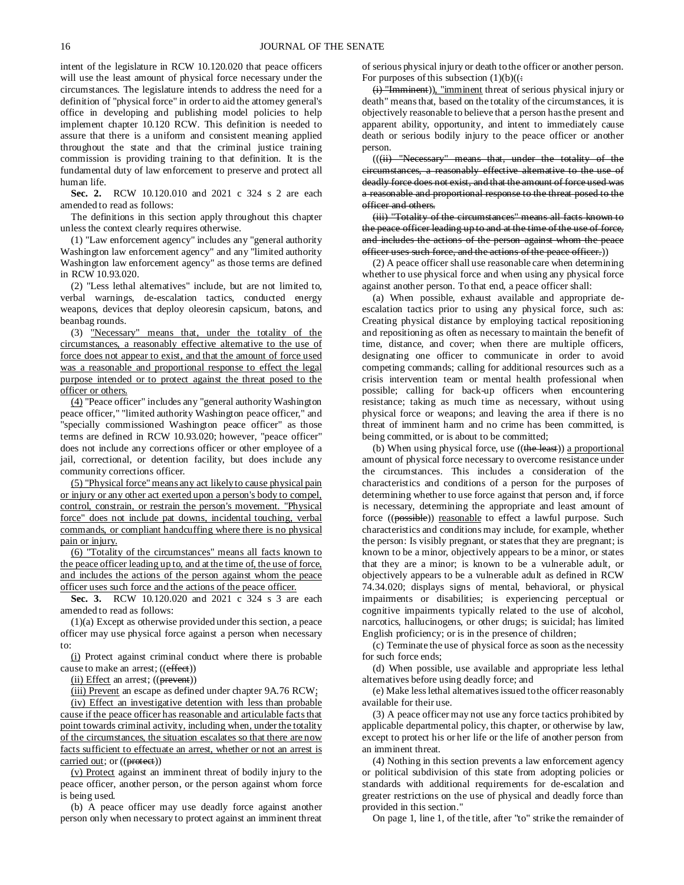intent of the legislature in RCW 10.120.020 that peace officers will use the least amount of physical force necessary under the circumstances. The legislature intends to address the need for a definition of "physical force" in order to aid the attorney general's office in developing and publishing model policies to help implement chapter 10.120 RCW. This definition is needed to assure that there is a uniform and consistent meaning applied throughout the state and that the criminal justice training commission is providing training to that definition. It is the fundamental duty of law enforcement to preserve and protect all human life.

**Sec. 2.** RCW 10.120.010 and 2021 c 324 s 2 are each amended to read as follows:

The definitions in this section apply throughout this chapter unless the context clearly requires otherwise.

(1) "Law enforcement agency" includes any "general authority Washington law enforcement agency" and any "limited authority Washington law enforcement agency" as those terms are defined in RCW 10.93.020.

(2) "Less lethal alternatives" include, but are not limited to, verbal warnings, de-escalation tactics, conducted energy weapons, devices that deploy oleoresin capsicum, batons, and beanbag rounds.

(3) <u>"Necessary" means that, under the totality of the circumstances, a reasonably effective alternative to the use of force does not appear to exist, and that the amount of force used was a reasonable and proportional response to effect the legal purpose intended or to protect against the threat posed to the officer or others.</u>

<u>(4)</u> "Peace officer" includes any "general authority Washington peace officer," "limited authority Washington peace officer," and "specially commissioned Washington peace officer" as those terms are defined in RCW 10.93.020; however, "peace officer" does not include any corrections officer or other employee of a jail, correctional, or detention facility, but does include any community corrections officer.

<u>(5) "Physical force" means any act likely to cause physical pain or injury or any other act exerted upon a person's body to compel, control, constrain, or restrain the person's movement. "Physical force" does not include pat downs, incidental touching, verbal commands, or compliant handcuffing where there is no physical pain or injury.</u>

<u>(6) "Totality of the circumstances" means all facts known to the peace officer leading up to, and at the time of, the use of force, and includes the actions of the person against whom the peace officer uses such force and the actions of the peace officer.</u>

**Sec. 3.** RCW 10.120.020 and 2021 c 324 s 3 are each amended to read as follows:

(1)(a) Except as otherwise provided under this section, a peace officer may use physical force against a person when necessary to:

<u>(i)</u> Protect against criminal conduct where there is probable cause to make an arrest; ((~~effect~~))

<u>(ii) Effect</u> an arrest; ((~~prevent~~))

<u>(iii) Prevent</u> an escape as defined under chapter 9A.76 RCW<u>;</u>

<u>(iv) Effect an investigative detention with less than probable cause if the peace officer has reasonable and articulable facts that point towards criminal activity, including when, under the totality of the circumstances, the situation escalates so that there are now facts sufficient to effectuate an arrest, whether or not an arrest is carried out</u>; or ((~~protect~~))

<u>(v) Protect</u> against an imminent threat of bodily injury to the peace officer, another person, or the person against whom force is being used.

(b) A peace officer may use deadly force against another person only when necessary to protect against an imminent threat of serious physical injury or death to the officer or another person. For purposes of this subsection (1)(b)((~~:~~

~~(i) "Imminent"~~))<u>, "imminent</u> threat of serious physical injury or death" means that, based on the totality of the circumstances, it is objectively reasonable to believe that a person has the present and apparent ability, opportunity, and intent to immediately cause death or serious bodily injury to the peace officer or another person.

((~~(ii) "Necessary" means that, under the totality of the circumstances, a reasonably effective alternative to the use of deadly force does not exist, and that the amount of force used was a reasonable and proportional response to the threat posed to the officer and others.~~

~~(iii) "Totality of the circumstances" means all facts known to the peace officer leading up to and at the time of the use of force, and includes the actions of the person against whom the peace officer uses such force, and the actions of the peace officer.~~))

(2) A peace officer shall use reasonable care when determining whether to use physical force and when using any physical force against another person. To that end, a peace officer shall:

(a) When possible, exhaust available and appropriate de-escalation tactics prior to using any physical force, such as: Creating physical distance by employing tactical repositioning and repositioning as often as necessary to maintain the benefit of time, distance, and cover; when there are multiple officers, designating one officer to communicate in order to avoid competing commands; calling for additional resources such as a crisis intervention team or mental health professional when possible; calling for back-up officers when encountering resistance; taking as much time as necessary, without using physical force or weapons; and leaving the area if there is no threat of imminent harm and no crime has been committed, is being committed, or is about to be committed;

(b) When using physical force, use ((~~the least~~)) <u>a proportional</u> amount of physical force necessary to overcome resistance under the circumstances. This includes a consideration of the characteristics and conditions of a person for the purposes of determining whether to use force against that person and, if force is necessary, determining the appropriate and least amount of force ((~~possible~~)) <u>reasonable</u> to effect a lawful purpose. Such characteristics and conditions may include, for example, whether the person: Is visibly pregnant, or states that they are pregnant; is known to be a minor, objectively appears to be a minor, or states that they are a minor; is known to be a vulnerable adult, or objectively appears to be a vulnerable adult as defined in RCW 74.34.020; displays signs of mental, behavioral, or physical impairments or disabilities; is experiencing perceptual or cognitive impairments typically related to the use of alcohol, narcotics, hallucinogens, or other drugs; is suicidal; has limited English proficiency; or is in the presence of children;

(c) Terminate the use of physical force as soon as the necessity for such force ends;

(d) When possible, use available and appropriate less lethal alternatives before using deadly force; and

(e) Make less lethal alternatives issued to the officer reasonably available for their use.

(3) A peace officer may not use any force tactics prohibited by applicable departmental policy, this chapter, or otherwise by law, except to protect his or her life or the life of another person from an imminent threat.

(4) Nothing in this section prevents a law enforcement agency or political subdivision of this state from adopting policies or standards with additional requirements for de-escalation and greater restrictions on the use of physical and deadly force than provided in this section."

On page 1, line 1, of the title, after "to" strike the remainder of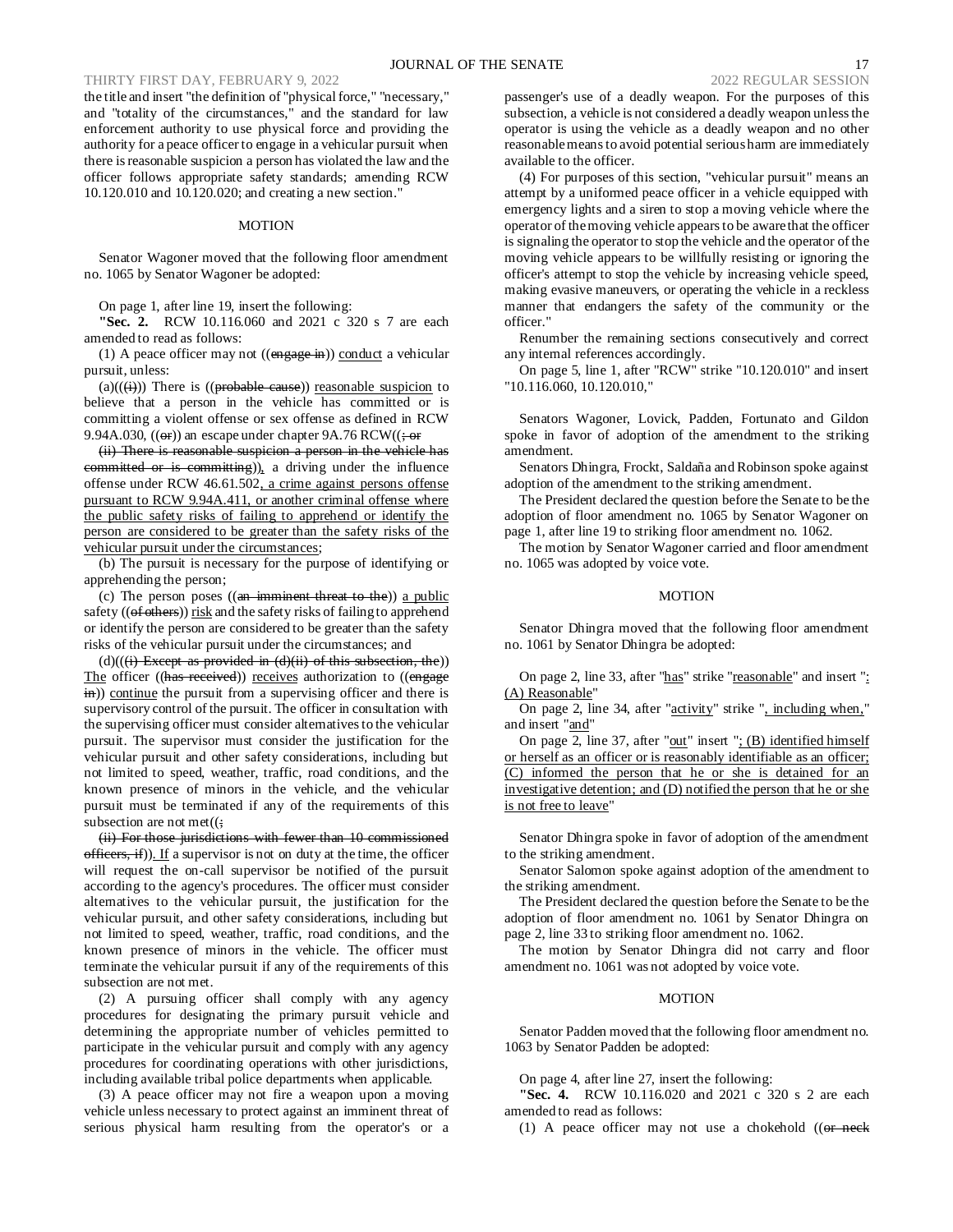the title and insert "the definition of "physical force," "necessary," and "totality of the circumstances," and the standard for law enforcement authority to use physical force and providing the authority for a peace officer to engage in a vehicular pursuit when there is reasonable suspicion a person has violated the law and the officer follows appropriate safety standards; amending RCW 10.120.010 and 10.120.020; and creating a new section."

## MOTION

Senator Wagoner moved that the following floor amendment no. 1065 by Senator Wagoner be adopted:

On page 1, after line 19, insert the following:

**"Sec. 2.** RCW 10.116.060 and 2021 c 320 s 7 are each amended to read as follows:

(1) A peace officer may not ((~~engage in~~)) conduct a vehicular pursuit, unless:

(a)((~~(i)~~)) There is ((~~probable cause~~)) reasonable suspicion to believe that a person in the vehicle has committed or is committing a violent offense or sex offense as defined in RCW 9.94A.030, ((~~or~~)) an escape under chapter 9A.76 RCW((~~; or~~

~~(ii) There is reasonable suspicion a person in the vehicle has committed or is committing~~)), a driving under the influence offense under RCW 46.61.502, a crime against persons offense pursuant to RCW 9.94A.411, or another criminal offense where the public safety risks of failing to apprehend or identify the person are considered to be greater than the safety risks of the vehicular pursuit under the circumstances;

(b) The pursuit is necessary for the purpose of identifying or apprehending the person;

(c) The person poses ((~~an imminent threat to the~~)) a public safety ((~~of others~~)) risk and the safety risks of failing to apprehend or identify the person are considered to be greater than the safety risks of the vehicular pursuit under the circumstances; and

(d)((~~(i) Except as provided in (d)(ii) of this subsection, the~~)) The officer ((~~has received~~)) receives authorization to ((~~engage in~~)) continue the pursuit from a supervising officer and there is supervisory control of the pursuit. The officer in consultation with the supervising officer must consider alternatives to the vehicular pursuit. The supervisor must consider the justification for the vehicular pursuit and other safety considerations, including but not limited to speed, weather, traffic, road conditions, and the known presence of minors in the vehicle, and the vehicular pursuit must be terminated if any of the requirements of this subsection are not met((~~;~~

~~(ii) For those jurisdictions with fewer than 10 commissioned officers, if~~)). If a supervisor is not on duty at the time, the officer will request the on-call supervisor be notified of the pursuit according to the agency's procedures. The officer must consider alternatives to the vehicular pursuit, the justification for the vehicular pursuit, and other safety considerations, including but not limited to speed, weather, traffic, road conditions, and the known presence of minors in the vehicle. The officer must terminate the vehicular pursuit if any of the requirements of this subsection are not met.

(2) A pursuing officer shall comply with any agency procedures for designating the primary pursuit vehicle and determining the appropriate number of vehicles permitted to participate in the vehicular pursuit and comply with any agency procedures for coordinating operations with other jurisdictions, including available tribal police departments when applicable.

(3) A peace officer may not fire a weapon upon a moving vehicle unless necessary to protect against an imminent threat of serious physical harm resulting from the operator's or a passenger's use of a deadly weapon. For the purposes of this subsection, a vehicle is not considered a deadly weapon unless the operator is using the vehicle as a deadly weapon and no other reasonable means to avoid potential serious harm are immediately available to the officer.

(4) For purposes of this section, "vehicular pursuit" means an attempt by a uniformed peace officer in a vehicle equipped with emergency lights and a siren to stop a moving vehicle where the operator of the moving vehicle appears to be aware that the officer is signaling the operator to stop the vehicle and the operator of the moving vehicle appears to be willfully resisting or ignoring the officer's attempt to stop the vehicle by increasing vehicle speed, making evasive maneuvers, or operating the vehicle in a reckless manner that endangers the safety of the community or the officer."

Renumber the remaining sections consecutively and correct any internal references accordingly.

On page 5, line 1, after "RCW" strike "10.120.010" and insert "10.116.060, 10.120.010,"

Senators Wagoner, Lovick, Padden, Fortunato and Gildon spoke in favor of adoption of the amendment to the striking amendment.

Senators Dhingra, Frockt, Saldaña and Robinson spoke against adoption of the amendment to the striking amendment.

The President declared the question before the Senate to be the adoption of floor amendment no. 1065 by Senator Wagoner on page 1, after line 19 to striking floor amendment no. 1062.

The motion by Senator Wagoner carried and floor amendment no. 1065 was adopted by voice vote.

## MOTION

Senator Dhingra moved that the following floor amendment no. 1061 by Senator Dhingra be adopted:

On page 2, line 33, after "has" strike "reasonable" and insert ": (A) Reasonable"

On page 2, line 34, after "activity" strike ", including when," and insert "and"

On page 2, line 37, after "out" insert "; (B) identified himself or herself as an officer or is reasonably identifiable as an officer; (C) informed the person that he or she is detained for an investigative detention; and (D) notified the person that he or she is not free to leave"

Senator Dhingra spoke in favor of adoption of the amendment to the striking amendment.

Senator Salomon spoke against adoption of the amendment to the striking amendment.

The President declared the question before the Senate to be the adoption of floor amendment no. 1061 by Senator Dhingra on page 2, line 33 to striking floor amendment no. 1062.

The motion by Senator Dhingra did not carry and floor amendment no. 1061 was not adopted by voice vote.

## MOTION

Senator Padden moved that the following floor amendment no. 1063 by Senator Padden be adopted:

On page 4, after line 27, insert the following:

**"Sec. 4.** RCW 10.116.020 and 2021 c 320 s 2 are each amended to read as follows:

(1) A peace officer may not use a chokehold ((~~or neck~~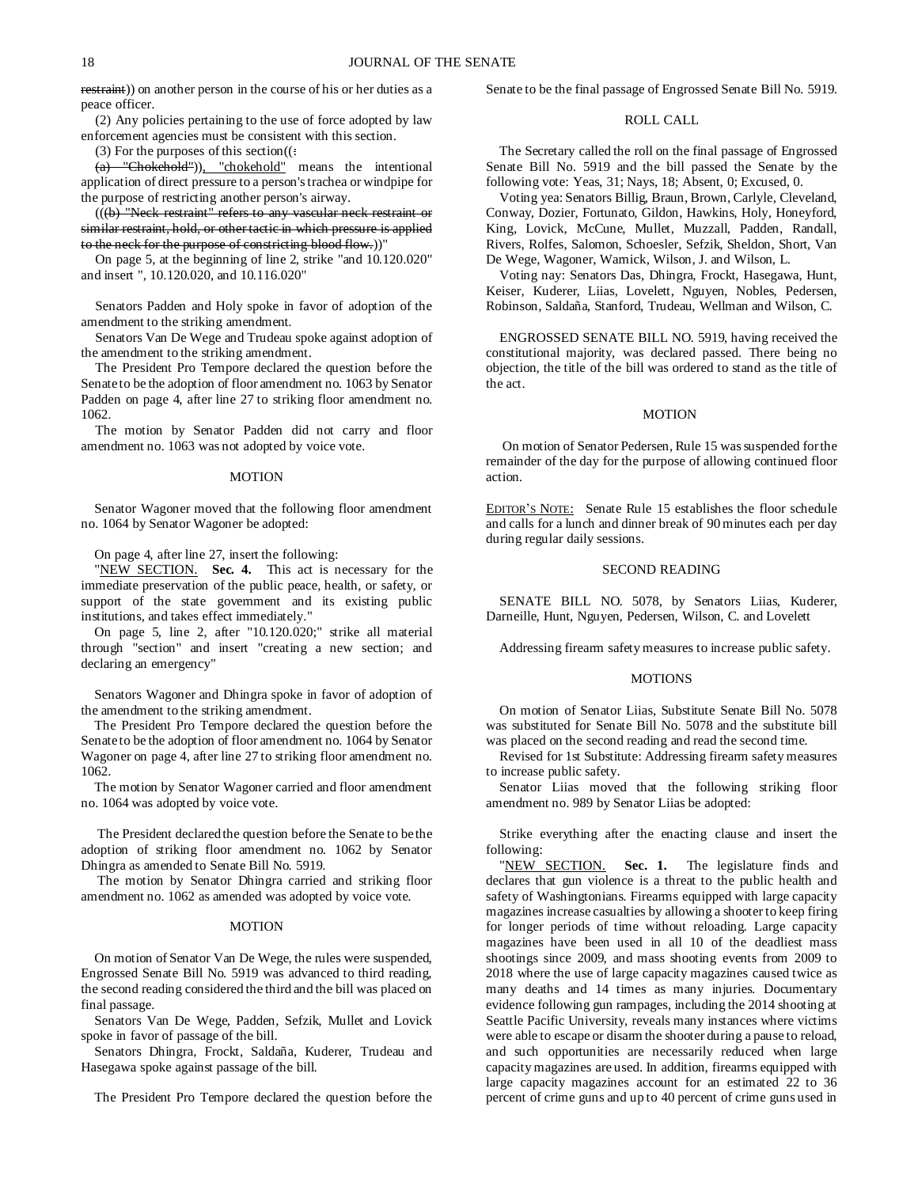~~restraint~~)) on another person in the course of his or her duties as a peace officer.

(2) Any policies pertaining to the use of force adopted by law enforcement agencies must be consistent with this section.

(3) For the purposes of this section((~~:~~

~~(a) "Chokehold"~~)), "chokehold" means the intentional application of direct pressure to a person's trachea or windpipe for the purpose of restricting another person's airway.

((~~(b) "Neck restraint" refers to any vascular neck restraint or similar restraint, hold, or other tactic in which pressure is applied to the neck for the purpose of constricting blood flow.~~))"

On page 5, at the beginning of line 2, strike "and 10.120.020" and insert ", 10.120.020, and 10.116.020"

Senators Padden and Holy spoke in favor of adoption of the amendment to the striking amendment.

Senators Van De Wege and Trudeau spoke against adoption of the amendment to the striking amendment.

The President Pro Tempore declared the question before the Senate to be the adoption of floor amendment no. 1063 by Senator Padden on page 4, after line 27 to striking floor amendment no. 1062.

The motion by Senator Padden did not carry and floor amendment no. 1063 was not adopted by voice vote.

MOTION

Senator Wagoner moved that the following floor amendment no. 1064 by Senator Wagoner be adopted:

On page 4, after line 27, insert the following:

"NEW SECTION. **Sec. 4.** This act is necessary for the immediate preservation of the public peace, health, or safety, or support of the state government and its existing public institutions, and takes effect immediately."

On page 5, line 2, after "10.120.020;" strike all material through "section" and insert "creating a new section; and declaring an emergency"

Senators Wagoner and Dhingra spoke in favor of adoption of the amendment to the striking amendment.

The President Pro Tempore declared the question before the Senate to be the adoption of floor amendment no. 1064 by Senator Wagoner on page 4, after line 27 to striking floor amendment no. 1062.

The motion by Senator Wagoner carried and floor amendment no. 1064 was adopted by voice vote.

The President declared the question before the Senate to be the adoption of striking floor amendment no. 1062 by Senator Dhingra as amended to Senate Bill No. 5919.

The motion by Senator Dhingra carried and striking floor amendment no. 1062 as amended was adopted by voice vote.

MOTION

On motion of Senator Van De Wege, the rules were suspended, Engrossed Senate Bill No. 5919 was advanced to third reading, the second reading considered the third and the bill was placed on final passage.

Senators Van De Wege, Padden, Sefzik, Mullet and Lovick spoke in favor of passage of the bill.

Senators Dhingra, Frockt, Saldaña, Kuderer, Trudeau and Hasegawa spoke against passage of the bill.

The President Pro Tempore declared the question before the Senate to be the final passage of Engrossed Senate Bill No. 5919.

ROLL CALL

The Secretary called the roll on the final passage of Engrossed Senate Bill No. 5919 and the bill passed the Senate by the following vote: Yeas, 31; Nays, 18; Absent, 0; Excused, 0.

Voting yea: Senators Billig, Braun, Brown, Carlyle, Cleveland, Conway, Dozier, Fortunato, Gildon, Hawkins, Holy, Honeyford, King, Lovick, McCune, Mullet, Muzzall, Padden, Randall, Rivers, Rolfes, Salomon, Schoesler, Sefzik, Sheldon, Short, Van De Wege, Wagoner, Warnick, Wilson, J. and Wilson, L.

Voting nay: Senators Das, Dhingra, Frockt, Hasegawa, Hunt, Keiser, Kuderer, Liias, Lovelett, Nguyen, Nobles, Pedersen, Robinson, Saldaña, Stanford, Trudeau, Wellman and Wilson, C.

ENGROSSED SENATE BILL NO. 5919, having received the constitutional majority, was declared passed. There being no objection, the title of the bill was ordered to stand as the title of the act.

MOTION

On motion of Senator Pedersen, Rule 15 was suspended for the remainder of the day for the purpose of allowing continued floor action.

EDITOR'S NOTE: Senate Rule 15 establishes the floor schedule and calls for a lunch and dinner break of 90 minutes each per day during regular daily sessions.

SECOND READING

SENATE BILL NO. 5078, by Senators Liias, Kuderer, Darneille, Hunt, Nguyen, Pedersen, Wilson, C. and Lovelett

Addressing firearm safety measures to increase public safety.

MOTIONS

On motion of Senator Liias, Substitute Senate Bill No. 5078 was substituted for Senate Bill No. 5078 and the substitute bill was placed on the second reading and read the second time.

Revised for 1st Substitute: Addressing firearm safety measures to increase public safety.

Senator Liias moved that the following striking floor amendment no. 989 by Senator Liias be adopted:

Strike everything after the enacting clause and insert the following:

"NEW SECTION. **Sec. 1.** The legislature finds and declares that gun violence is a threat to the public health and safety of Washingtonians. Firearms equipped with large capacity magazines increase casualties by allowing a shooter to keep firing for longer periods of time without reloading. Large capacity magazines have been used in all 10 of the deadliest mass shootings since 2009, and mass shooting events from 2009 to 2018 where the use of large capacity magazines caused twice as many deaths and 14 times as many injuries. Documentary evidence following gun rampages, including the 2014 shooting at Seattle Pacific University, reveals many instances where victims were able to escape or disarm the shooter during a pause to reload, and such opportunities are necessarily reduced when large capacity magazines are used. In addition, firearms equipped with large capacity magazines account for an estimated 22 to 36 percent of crime guns and up to 40 percent of crime guns used in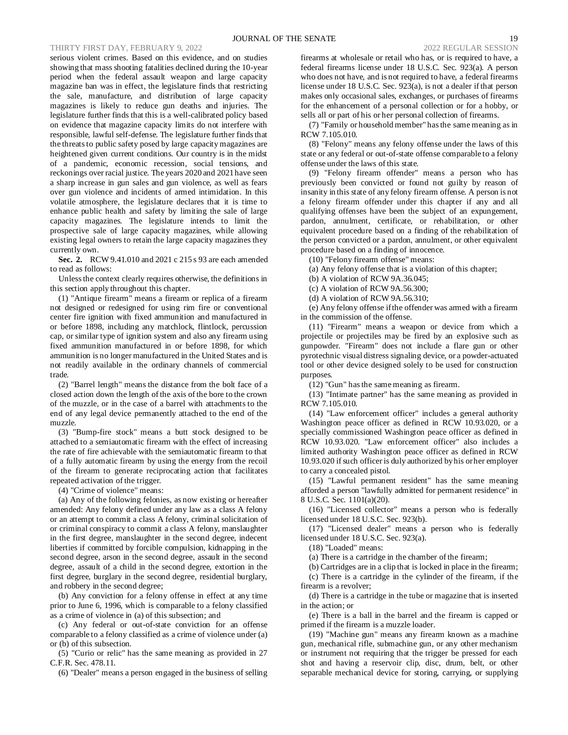serious violent crimes. Based on this evidence, and on studies showing that mass shooting fatalities declined during the 10-year period when the federal assault weapon and large capacity magazine ban was in effect, the legislature finds that restricting the sale, manufacture, and distribution of large capacity magazines is likely to reduce gun deaths and injuries. The legislature further finds that this is a well-calibrated policy based on evidence that magazine capacity limits do not interfere with responsible, lawful self-defense. The legislature further finds that the threats to public safety posed by large capacity magazines are heightened given current conditions. Our country is in the midst of a pandemic, economic recession, social tensions, and reckonings over racial justice. The years 2020 and 2021 have seen a sharp increase in gun sales and gun violence, as well as fears over gun violence and incidents of armed intimidation. In this volatile atmosphere, the legislature declares that it is time to enhance public health and safety by limiting the sale of large capacity magazines. The legislature intends to limit the prospective sale of large capacity magazines, while allowing existing legal owners to retain the large capacity magazines they currently own.

**Sec. 2.** RCW 9.41.010 and 2021 c 215 s 93 are each amended to read as follows:

Unless the context clearly requires otherwise, the definitions in this section apply throughout this chapter.

(1) "Antique firearm" means a firearm or replica of a firearm not designed or redesigned for using rim fire or conventional center fire ignition with fixed ammunition and manufactured in or before 1898, including any matchlock, flintlock, percussion cap, or similar type of ignition system and also any firearm using fixed ammunition manufactured in or before 1898, for which ammunition is no longer manufactured in the United States and is not readily available in the ordinary channels of commercial trade.

(2) "Barrel length" means the distance from the bolt face of a closed action down the length of the axis of the bore to the crown of the muzzle, or in the case of a barrel with attachments to the end of any legal device permanently attached to the end of the muzzle.

(3) "Bump-fire stock" means a butt stock designed to be attached to a semiautomatic firearm with the effect of increasing the rate of fire achievable with the semiautomatic firearm to that of a fully automatic firearm by using the energy from the recoil of the firearm to generate reciprocating action that facilitates repeated activation of the trigger.

(4) "Crime of violence" means:

(a) Any of the following felonies, as now existing or hereafter amended: Any felony defined under any law as a class A felony or an attempt to commit a class A felony, criminal solicitation of or criminal conspiracy to commit a class A felony, manslaughter in the first degree, manslaughter in the second degree, indecent liberties if committed by forcible compulsion, kidnapping in the second degree, arson in the second degree, assault in the second degree, assault of a child in the second degree, extortion in the first degree, burglary in the second degree, residential burglary, and robbery in the second degree;

(b) Any conviction for a felony offense in effect at any time prior to June 6, 1996, which is comparable to a felony classified as a crime of violence in (a) of this subsection; and

(c) Any federal or out-of-state conviction for an offense comparable to a felony classified as a crime of violence under (a) or (b) of this subsection.

(5) "Curio or relic" has the same meaning as provided in 27 C.F.R. Sec. 478.11.

(6) "Dealer" means a person engaged in the business of selling firearms at wholesale or retail who has, or is required to have, a federal firearms license under 18 U.S.C. Sec. 923(a). A person who does not have, and is not required to have, a federal firearms license under 18 U.S.C. Sec. 923(a), is not a dealer if that person makes only occasional sales, exchanges, or purchases of firearms for the enhancement of a personal collection or for a hobby, or sells all or part of his or her personal collection of firearms.

(7) "Family or household member" has the same meaning as in RCW 7.105.010.

(8) "Felony" means any felony offense under the laws of this state or any federal or out-of-state offense comparable to a felony offense under the laws of this state.

(9) "Felony firearm offender" means a person who has previously been convicted or found not guilty by reason of insanity in this state of any felony firearm offense. A person is not a felony firearm offender under this chapter if any and all qualifying offenses have been the subject of an expungement, pardon, annulment, certificate, or rehabilitation, or other equivalent procedure based on a finding of the rehabilitation of the person convicted or a pardon, annulment, or other equivalent procedure based on a finding of innocence.

(10) "Felony firearm offense" means:

(a) Any felony offense that is a violation of this chapter;

(b) A violation of RCW 9A.36.045;

(c) A violation of RCW 9A.56.300;

(d) A violation of RCW 9A.56.310;

(e) Any felony offense if the offender was armed with a firearm in the commission of the offense.

(11) "Firearm" means a weapon or device from which a projectile or projectiles may be fired by an explosive such as gunpowder. "Firearm" does not include a flare gun or other pyrotechnic visual distress signaling device, or a powder-actuated tool or other device designed solely to be used for construction purposes.

(12) "Gun" has the same meaning as firearm.

(13) "Intimate partner" has the same meaning as provided in RCW 7.105.010.

(14) "Law enforcement officer" includes a general authority Washington peace officer as defined in RCW 10.93.020, or a specially commissioned Washington peace officer as defined in RCW 10.93.020. "Law enforcement officer" also includes a limited authority Washington peace officer as defined in RCW 10.93.020 if such officer is duly authorized by his or her employer to carry a concealed pistol.

(15) "Lawful permanent resident" has the same meaning afforded a person "lawfully admitted for permanent residence" in 8 U.S.C. Sec. 1101(a)(20).

(16) "Licensed collector" means a person who is federally licensed under 18 U.S.C. Sec. 923(b).

(17) "Licensed dealer" means a person who is federally licensed under 18 U.S.C. Sec. 923(a).

(18) "Loaded" means:

(a) There is a cartridge in the chamber of the firearm;

(b) Cartridges are in a clip that is locked in place in the firearm;

(c) There is a cartridge in the cylinder of the firearm, if the firearm is a revolver;

(d) There is a cartridge in the tube or magazine that is inserted in the action; or

(e) There is a ball in the barrel and the firearm is capped or primed if the firearm is a muzzle loader.

(19) "Machine gun" means any firearm known as a machine gun, mechanical rifle, submachine gun, or any other mechanism or instrument not requiring that the trigger be pressed for each shot and having a reservoir clip, disc, drum, belt, or other separable mechanical device for storing, carrying, or supplying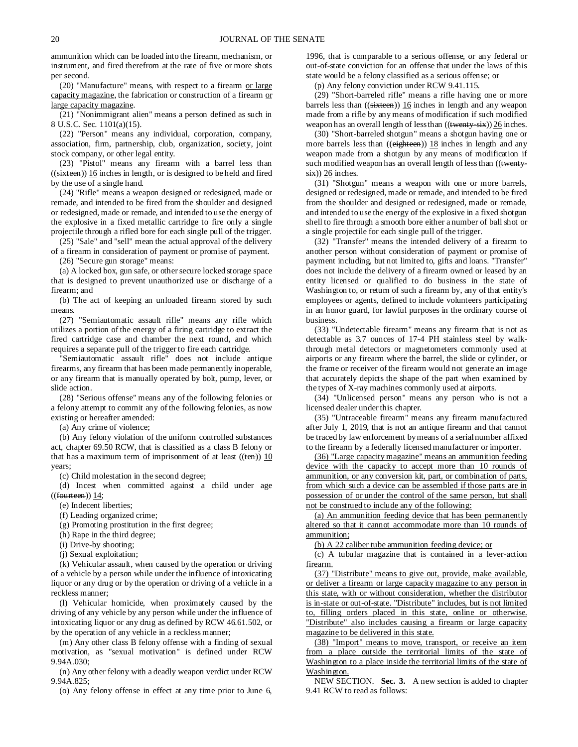ammunition which can be loaded into the firearm, mechanism, or instrument, and fired therefrom at the rate of five or more shots per second.

(20) "Manufacture" means, with respect to a firearm or large capacity magazine, the fabrication or construction of a firearm or large capacity magazine.

(21) "Nonimmigrant alien" means a person defined as such in 8 U.S.C. Sec. 1101(a)(15).

(22) "Person" means any individual, corporation, company, association, firm, partnership, club, organization, society, joint stock company, or other legal entity.

(23) "Pistol" means any firearm with a barrel less than ((sixteen)) 16 inches in length, or is designed to be held and fired by the use of a single hand.

(24) "Rifle" means a weapon designed or redesigned, made or remade, and intended to be fired from the shoulder and designed or redesigned, made or remade, and intended to use the energy of the explosive in a fixed metallic cartridge to fire only a single projectile through a rifled bore for each single pull of the trigger.

(25) "Sale" and "sell" mean the actual approval of the delivery of a firearm in consideration of payment or promise of payment.

(26) "Secure gun storage" means:

(a) A locked box, gun safe, or other secure locked storage space that is designed to prevent unauthorized use or discharge of a firearm; and

(b) The act of keeping an unloaded firearm stored by such means.

(27) "Semiautomatic assault rifle" means any rifle which utilizes a portion of the energy of a firing cartridge to extract the fired cartridge case and chamber the next round, and which requires a separate pull of the trigger to fire each cartridge.

"Semiautomatic assault rifle" does not include antique firearms, any firearm that has been made permanently inoperable, or any firearm that is manually operated by bolt, pump, lever, or slide action.

(28) "Serious offense" means any of the following felonies or a felony attempt to commit any of the following felonies, as now existing or hereafter amended:

(a) Any crime of violence;

(b) Any felony violation of the uniform controlled substances act, chapter 69.50 RCW, that is classified as a class B felony or that has a maximum term of imprisonment of at least ((ten)) 10 years;

(c) Child molestation in the second degree;

(d) Incest when committed against a child under age ((fourteen)) 14;

(e) Indecent liberties;

(f) Leading organized crime;

(g) Promoting prostitution in the first degree;

(h) Rape in the third degree;

(i) Drive-by shooting;

(j) Sexual exploitation;

(k) Vehicular assault, when caused by the operation or driving of a vehicle by a person while under the influence of intoxicating liquor or any drug or by the operation or driving of a vehicle in a reckless manner;

(l) Vehicular homicide, when proximately caused by the driving of any vehicle by any person while under the influence of intoxicating liquor or any drug as defined by RCW 46.61.502, or by the operation of any vehicle in a reckless manner;

(m) Any other class B felony offense with a finding of sexual motivation, as "sexual motivation" is defined under RCW 9.94A.030;

(n) Any other felony with a deadly weapon verdict under RCW 9.94A.825;

(o) Any felony offense in effect at any time prior to June 6, 1996, that is comparable to a serious offense, or any federal or out-of-state conviction for an offense that under the laws of this state would be a felony classified as a serious offense; or

(p) Any felony conviction under RCW 9.41.115.

(29) "Short-barreled rifle" means a rifle having one or more barrels less than ((sixteen)) 16 inches in length and any weapon made from a rifle by any means of modification if such modified weapon has an overall length of less than ((twenty-six)) 26 inches.

(30) "Short-barreled shotgun" means a shotgun having one or more barrels less than ((eighteen)) 18 inches in length and any weapon made from a shotgun by any means of modification if such modified weapon has an overall length of less than ((twenty-six)) 26 inches.

(31) "Shotgun" means a weapon with one or more barrels, designed or redesigned, made or remade, and intended to be fired from the shoulder and designed or redesigned, made or remade, and intended to use the energy of the explosive in a fixed shotgun shell to fire through a smooth bore either a number of ball shot or a single projectile for each single pull of the trigger.

(32) "Transfer" means the intended delivery of a firearm to another person without consideration of payment or promise of payment including, but not limited to, gifts and loans. "Transfer" does not include the delivery of a firearm owned or leased by an entity licensed or qualified to do business in the state of Washington to, or return of such a firearm by, any of that entity's employees or agents, defined to include volunteers participating in an honor guard, for lawful purposes in the ordinary course of business.

(33) "Undetectable firearm" means any firearm that is not as detectable as 3.7 ounces of 17-4 PH stainless steel by walk-through metal detectors or magnetometers commonly used at airports or any firearm where the barrel, the slide or cylinder, or the frame or receiver of the firearm would not generate an image that accurately depicts the shape of the part when examined by the types of X-ray machines commonly used at airports.

(34) "Unlicensed person" means any person who is not a licensed dealer under this chapter.

(35) "Untraceable firearm" means any firearm manufactured after July 1, 2019, that is not an antique firearm and that cannot be traced by law enforcement by means of a serial number affixed to the firearm by a federally licensed manufacturer or importer.

(36) "Large capacity magazine" means an ammunition feeding device with the capacity to accept more than 10 rounds of ammunition, or any conversion kit, part, or combination of parts, from which such a device can be assembled if those parts are in possession of or under the control of the same person, but shall not be construed to include any of the following:

(a) An ammunition feeding device that has been permanently altered so that it cannot accommodate more than 10 rounds of ammunition;

(b) A 22 caliber tube ammunition feeding device; or

(c) A tubular magazine that is contained in a lever-action firearm.

(37) "Distribute" means to give out, provide, make available, or deliver a firearm or large capacity magazine to any person in this state, with or without consideration, whether the distributor is in-state or out-of-state. "Distribute" includes, but is not limited to, filling orders placed in this state, online or otherwise. "Distribute" also includes causing a firearm or large capacity magazine to be delivered in this state.

(38) "Import" means to move, transport, or receive an item from a place outside the territorial limits of the state of Washington to a place inside the territorial limits of the state of Washington.

NEW SECTION. **Sec. 3.** A new section is added to chapter 9.41 RCW to read as follows: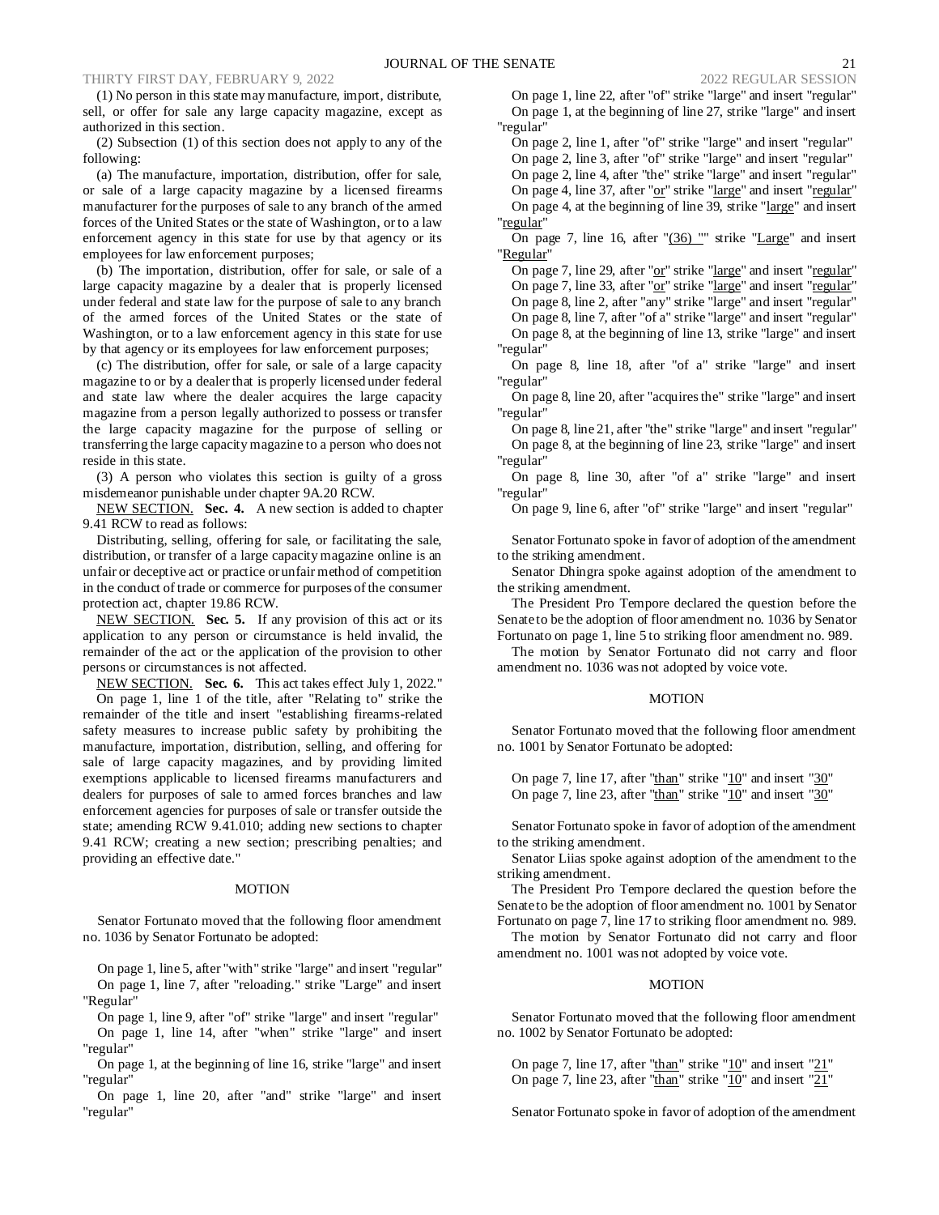(1) No person in this state may manufacture, import, distribute, sell, or offer for sale any large capacity magazine, except as authorized in this section.

(2) Subsection (1) of this section does not apply to any of the following:

(a) The manufacture, importation, distribution, offer for sale, or sale of a large capacity magazine by a licensed firearms manufacturer for the purposes of sale to any branch of the armed forces of the United States or the state of Washington, or to a law enforcement agency in this state for use by that agency or its employees for law enforcement purposes;

(b) The importation, distribution, offer for sale, or sale of a large capacity magazine by a dealer that is properly licensed under federal and state law for the purpose of sale to any branch of the armed forces of the United States or the state of Washington, or to a law enforcement agency in this state for use by that agency or its employees for law enforcement purposes;

(c) The distribution, offer for sale, or sale of a large capacity magazine to or by a dealer that is properly licensed under federal and state law where the dealer acquires the large capacity magazine from a person legally authorized to possess or transfer the large capacity magazine for the purpose of selling or transferring the large capacity magazine to a person who does not reside in this state.

(3) A person who violates this section is guilty of a gross misdemeanor punishable under chapter 9A.20 RCW.

NEW SECTION. **Sec. 4.** A new section is added to chapter 9.41 RCW to read as follows:

Distributing, selling, offering for sale, or facilitating the sale, distribution, or transfer of a large capacity magazine online is an unfair or deceptive act or practice or unfair method of competition in the conduct of trade or commerce for purposes of the consumer protection act, chapter 19.86 RCW.

NEW SECTION. **Sec. 5.** If any provision of this act or its application to any person or circumstance is held invalid, the remainder of the act or the application of the provision to other persons or circumstances is not affected.

NEW SECTION. **Sec. 6.** This act takes effect July 1, 2022."

On page 1, line 1 of the title, after "Relating to" strike the remainder of the title and insert "establishing firearms-related safety measures to increase public safety by prohibiting the manufacture, importation, distribution, selling, and offering for sale of large capacity magazines, and by providing limited exemptions applicable to licensed firearms manufacturers and dealers for purposes of sale to armed forces branches and law enforcement agencies for purposes of sale or transfer outside the state; amending RCW 9.41.010; adding new sections to chapter 9.41 RCW; creating a new section; prescribing penalties; and providing an effective date."

MOTION

Senator Fortunato moved that the following floor amendment no. 1036 by Senator Fortunato be adopted:

On page 1, line 5, after "with" strike "large" and insert "regular"

On page 1, line 7, after "reloading." strike "Large" and insert "Regular"

On page 1, line 9, after "of" strike "large" and insert "regular"

On page 1, line 14, after "when" strike "large" and insert "regular"

On page 1, at the beginning of line 16, strike "large" and insert "regular"

On page 1, line 20, after "and" strike "large" and insert "regular"

On page 1, line 22, after "of" strike "large" and insert "regular"

On page 1, at the beginning of line 27, strike "large" and insert "regular"

On page 2, line 1, after "of" strike "large" and insert "regular"

On page 2, line 3, after "of" strike "large" and insert "regular"

On page 2, line 4, after "the" strike "large" and insert "regular"

On page 4, line 37, after "or" strike "large" and insert "regular"

On page 4, at the beginning of line 39, strike "large" and insert "regular"

On page 7, line 16, after "(36) "" strike "Large" and insert "Regular"

On page 7, line 29, after "or" strike "large" and insert "regular"

On page 7, line 33, after "or" strike "large" and insert "regular"

On page 8, line 2, after "any" strike "large" and insert "regular"

On page 8, line 7, after "of a" strike "large" and insert "regular"

On page 8, at the beginning of line 13, strike "large" and insert "regular"

On page 8, line 18, after "of a" strike "large" and insert "regular"

On page 8, line 20, after "acquires the" strike "large" and insert "regular"

On page 8, line 21, after "the" strike "large" and insert "regular"

On page 8, at the beginning of line 23, strike "large" and insert "regular"

On page 8, line 30, after "of a" strike "large" and insert "regular"

On page 9, line 6, after "of" strike "large" and insert "regular"

Senator Fortunato spoke in favor of adoption of the amendment to the striking amendment.

Senator Dhingra spoke against adoption of the amendment to the striking amendment.

The President Pro Tempore declared the question before the Senate to be the adoption of floor amendment no. 1036 by Senator Fortunato on page 1, line 5 to striking floor amendment no. 989.

The motion by Senator Fortunato did not carry and floor amendment no. 1036 was not adopted by voice vote.

MOTION

Senator Fortunato moved that the following floor amendment no. 1001 by Senator Fortunato be adopted:

On page 7, line 17, after "than" strike "10" and insert "30"

On page 7, line 23, after "than" strike "10" and insert "30"

Senator Fortunato spoke in favor of adoption of the amendment to the striking amendment.

Senator Liias spoke against adoption of the amendment to the striking amendment.

The President Pro Tempore declared the question before the Senate to be the adoption of floor amendment no. 1001 by Senator Fortunato on page 7, line 17 to striking floor amendment no. 989.

The motion by Senator Fortunato did not carry and floor amendment no. 1001 was not adopted by voice vote.

MOTION

Senator Fortunato moved that the following floor amendment no. 1002 by Senator Fortunato be adopted:

On page 7, line 17, after "than" strike "10" and insert "21"

On page 7, line 23, after "than" strike "10" and insert "21"

Senator Fortunato spoke in favor of adoption of the amendment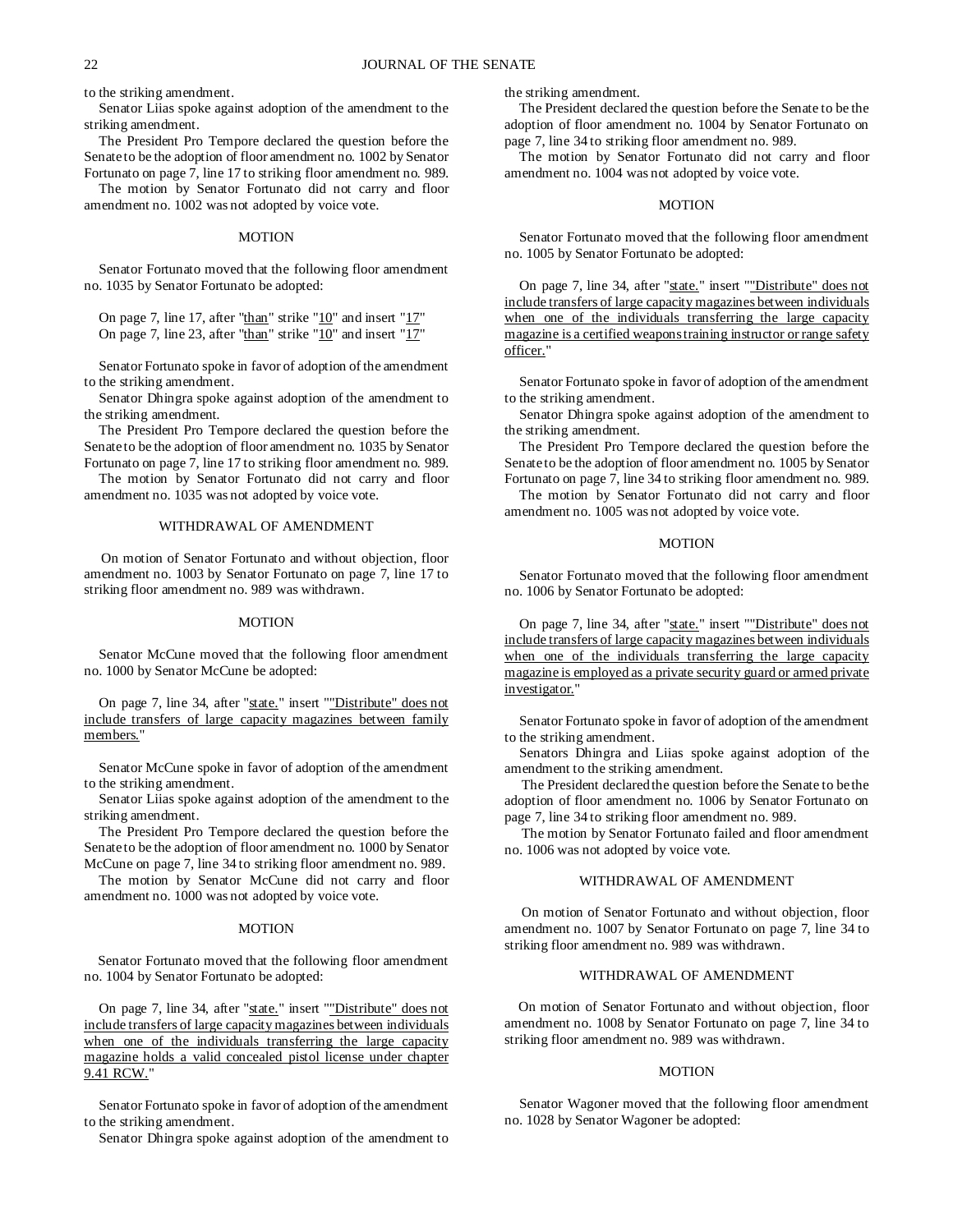to the striking amendment.

Senator Liias spoke against adoption of the amendment to the striking amendment.

The President Pro Tempore declared the question before the Senate to be the adoption of floor amendment no. 1002 by Senator Fortunato on page 7, line 17 to striking floor amendment no. 989.

The motion by Senator Fortunato did not carry and floor amendment no. 1002 was not adopted by voice vote.

MOTION

Senator Fortunato moved that the following floor amendment no. 1035 by Senator Fortunato be adopted:

On page 7, line 17, after "than" strike "10" and insert "17"
On page 7, line 23, after "than" strike "10" and insert "17"

Senator Fortunato spoke in favor of adoption of the amendment to the striking amendment.

Senator Dhingra spoke against adoption of the amendment to the striking amendment.

The President Pro Tempore declared the question before the Senate to be the adoption of floor amendment no. 1035 by Senator Fortunato on page 7, line 17 to striking floor amendment no. 989.

The motion by Senator Fortunato did not carry and floor amendment no. 1035 was not adopted by voice vote.

WITHDRAWAL OF AMENDMENT

On motion of Senator Fortunato and without objection, floor amendment no. 1003 by Senator Fortunato on page 7, line 17 to striking floor amendment no. 989 was withdrawn.

MOTION

Senator McCune moved that the following floor amendment no. 1000 by Senator McCune be adopted:

On page 7, line 34, after "state." insert ""Distribute" does not include transfers of large capacity magazines between family members."

Senator McCune spoke in favor of adoption of the amendment to the striking amendment.

Senator Liias spoke against adoption of the amendment to the striking amendment.

The President Pro Tempore declared the question before the Senate to be the adoption of floor amendment no. 1000 by Senator McCune on page 7, line 34 to striking floor amendment no. 989.

The motion by Senator McCune did not carry and floor amendment no. 1000 was not adopted by voice vote.

MOTION

Senator Fortunato moved that the following floor amendment no. 1004 by Senator Fortunato be adopted:

On page 7, line 34, after "state." insert ""Distribute" does not include transfers of large capacity magazines between individuals when one of the individuals transferring the large capacity magazine holds a valid concealed pistol license under chapter 9.41 RCW."

Senator Fortunato spoke in favor of adoption of the amendment to the striking amendment.

Senator Dhingra spoke against adoption of the amendment to the striking amendment.

The President declared the question before the Senate to be the adoption of floor amendment no. 1004 by Senator Fortunato on page 7, line 34 to striking floor amendment no. 989.

The motion by Senator Fortunato did not carry and floor amendment no. 1004 was not adopted by voice vote.

MOTION

Senator Fortunato moved that the following floor amendment no. 1005 by Senator Fortunato be adopted:

On page 7, line 34, after "state." insert ""Distribute" does not include transfers of large capacity magazines between individuals when one of the individuals transferring the large capacity magazine is a certified weapons training instructor or range safety officer."

Senator Fortunato spoke in favor of adoption of the amendment to the striking amendment.

Senator Dhingra spoke against adoption of the amendment to the striking amendment.

The President Pro Tempore declared the question before the Senate to be the adoption of floor amendment no. 1005 by Senator Fortunato on page 7, line 34 to striking floor amendment no. 989.

The motion by Senator Fortunato did not carry and floor amendment no. 1005 was not adopted by voice vote.

MOTION

Senator Fortunato moved that the following floor amendment no. 1006 by Senator Fortunato be adopted:

On page 7, line 34, after "state." insert ""Distribute" does not include transfers of large capacity magazines between individuals when one of the individuals transferring the large capacity magazine is employed as a private security guard or armed private investigator."

Senator Fortunato spoke in favor of adoption of the amendment to the striking amendment.

Senators Dhingra and Liias spoke against adoption of the amendment to the striking amendment.

The President declared the question before the Senate to be the adoption of floor amendment no. 1006 by Senator Fortunato on page 7, line 34 to striking floor amendment no. 989.

The motion by Senator Fortunato failed and floor amendment no. 1006 was not adopted by voice vote.

WITHDRAWAL OF AMENDMENT

On motion of Senator Fortunato and without objection, floor amendment no. 1007 by Senator Fortunato on page 7, line 34 to striking floor amendment no. 989 was withdrawn.

WITHDRAWAL OF AMENDMENT

On motion of Senator Fortunato and without objection, floor amendment no. 1008 by Senator Fortunato on page 7, line 34 to striking floor amendment no. 989 was withdrawn.

MOTION

Senator Wagoner moved that the following floor amendment no. 1028 by Senator Wagoner be adopted: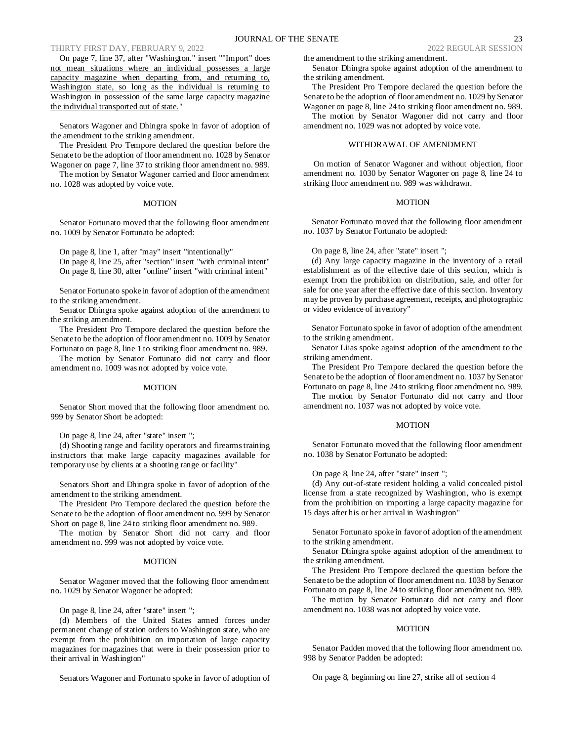On page 7, line 37, after "Washington." insert ""Import" does not mean situations where an individual possesses a large capacity magazine when departing from, and returning to, Washington state, so long as the individual is returning to Washington in possession of the same large capacity magazine the individual transported out of state."

Senators Wagoner and Dhingra spoke in favor of adoption of the amendment to the striking amendment.

The President Pro Tempore declared the question before the Senate to be the adoption of floor amendment no. 1028 by Senator Wagoner on page 7, line 37 to striking floor amendment no. 989.

The motion by Senator Wagoner carried and floor amendment no. 1028 was adopted by voice vote.

## MOTION

Senator Fortunato moved that the following floor amendment no. 1009 by Senator Fortunato be adopted:

On page 8, line 1, after "may" insert "intentionally"

On page 8, line 25, after "section" insert "with criminal intent"

On page 8, line 30, after "online" insert "with criminal intent"

Senator Fortunato spoke in favor of adoption of the amendment to the striking amendment.

Senator Dhingra spoke against adoption of the amendment to the striking amendment.

The President Pro Tempore declared the question before the Senate to be the adoption of floor amendment no. 1009 by Senator Fortunato on page 8, line 1 to striking floor amendment no. 989.

The motion by Senator Fortunato did not carry and floor amendment no. 1009 was not adopted by voice vote.

## MOTION

Senator Short moved that the following floor amendment no. 999 by Senator Short be adopted:

On page 8, line 24, after "state" insert ";

(d) Shooting range and facility operators and firearms training instructors that make large capacity magazines available for temporary use by clients at a shooting range or facility"

Senators Short and Dhingra spoke in favor of adoption of the amendment to the striking amendment.

The President Pro Tempore declared the question before the Senate to be the adoption of floor amendment no. 999 by Senator Short on page 8, line 24 to striking floor amendment no. 989.

The motion by Senator Short did not carry and floor amendment no. 999 was not adopted by voice vote.

## MOTION

Senator Wagoner moved that the following floor amendment no. 1029 by Senator Wagoner be adopted:

On page 8, line 24, after "state" insert ";

(d) Members of the United States armed forces under permanent change of station orders to Washington state, who are exempt from the prohibition on importation of large capacity magazines for magazines that were in their possession prior to their arrival in Washington"

Senators Wagoner and Fortunato spoke in favor of adoption of the amendment to the striking amendment.

Senator Dhingra spoke against adoption of the amendment to the striking amendment.

The President Pro Tempore declared the question before the Senate to be the adoption of floor amendment no. 1029 by Senator Wagoner on page 8, line 24 to striking floor amendment no. 989.

The motion by Senator Wagoner did not carry and floor amendment no. 1029 was not adopted by voice vote.

## WITHDRAWAL OF AMENDMENT

On motion of Senator Wagoner and without objection, floor amendment no. 1030 by Senator Wagoner on page 8, line 24 to striking floor amendment no. 989 was withdrawn.

## MOTION

Senator Fortunato moved that the following floor amendment no. 1037 by Senator Fortunato be adopted:

On page 8, line 24, after "state" insert ";

(d) Any large capacity magazine in the inventory of a retail establishment as of the effective date of this section, which is exempt from the prohibition on distribution, sale, and offer for sale for one year after the effective date of this section. Inventory may be proven by purchase agreement, receipts, and photographic or video evidence of inventory"

Senator Fortunato spoke in favor of adoption of the amendment to the striking amendment.

Senator Liias spoke against adoption of the amendment to the striking amendment.

The President Pro Tempore declared the question before the Senate to be the adoption of floor amendment no. 1037 by Senator Fortunato on page 8, line 24 to striking floor amendment no. 989.

The motion by Senator Fortunato did not carry and floor amendment no. 1037 was not adopted by voice vote.

## MOTION

Senator Fortunato moved that the following floor amendment no. 1038 by Senator Fortunato be adopted:

On page 8, line 24, after "state" insert ";

(d) Any out-of-state resident holding a valid concealed pistol license from a state recognized by Washington, who is exempt from the prohibition on importing a large capacity magazine for 15 days after his or her arrival in Washington"

Senator Fortunato spoke in favor of adoption of the amendment to the striking amendment.

Senator Dhingra spoke against adoption of the amendment to the striking amendment.

The President Pro Tempore declared the question before the Senate to be the adoption of floor amendment no. 1038 by Senator Fortunato on page 8, line 24 to striking floor amendment no. 989.

The motion by Senator Fortunato did not carry and floor amendment no. 1038 was not adopted by voice vote.

## MOTION

Senator Padden moved that the following floor amendment no. 998 by Senator Padden be adopted:

On page 8, beginning on line 27, strike all of section 4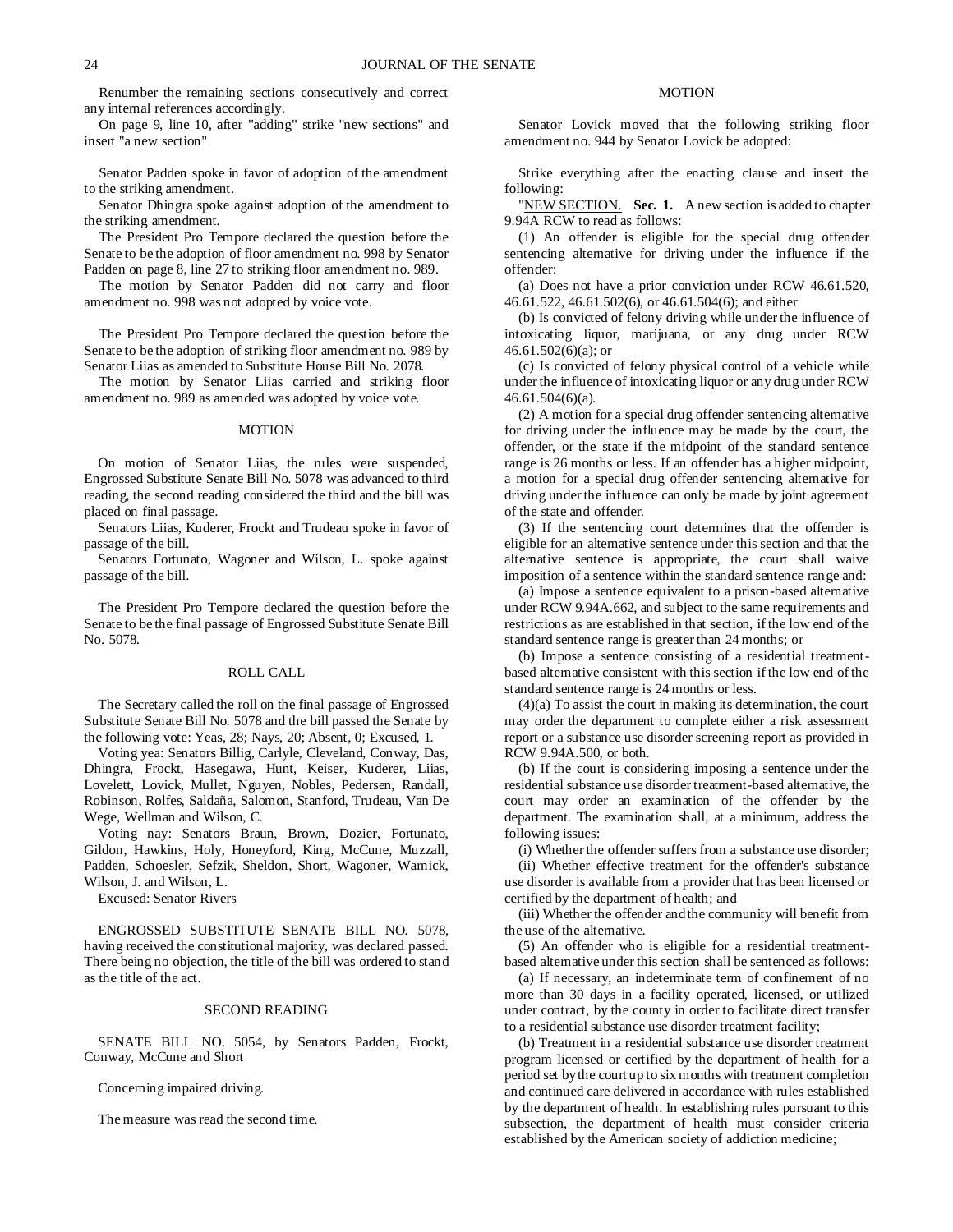Renumber the remaining sections consecutively and correct any internal references accordingly.

On page 9, line 10, after "adding" strike "new sections" and insert "a new section"

Senator Padden spoke in favor of adoption of the amendment to the striking amendment.

Senator Dhingra spoke against adoption of the amendment to the striking amendment.

The President Pro Tempore declared the question before the Senate to be the adoption of floor amendment no. 998 by Senator Padden on page 8, line 27 to striking floor amendment no. 989.

The motion by Senator Padden did not carry and floor amendment no. 998 was not adopted by voice vote.

The President Pro Tempore declared the question before the Senate to be the adoption of striking floor amendment no. 989 by Senator Liias as amended to Substitute House Bill No. 2078.

The motion by Senator Liias carried and striking floor amendment no. 989 as amended was adopted by voice vote.

## MOTION

On motion of Senator Liias, the rules were suspended, Engrossed Substitute Senate Bill No. 5078 was advanced to third reading, the second reading considered the third and the bill was placed on final passage.

Senators Liias, Kuderer, Frockt and Trudeau spoke in favor of passage of the bill.

Senators Fortunato, Wagoner and Wilson, L. spoke against passage of the bill.

The President Pro Tempore declared the question before the Senate to be the final passage of Engrossed Substitute Senate Bill No. 5078.

## ROLL CALL

The Secretary called the roll on the final passage of Engrossed Substitute Senate Bill No. 5078 and the bill passed the Senate by the following vote: Yeas, 28; Nays, 20; Absent, 0; Excused, 1.

Voting yea: Senators Billig, Carlyle, Cleveland, Conway, Das, Dhingra, Frockt, Hasegawa, Hunt, Keiser, Kuderer, Liias, Lovelett, Lovick, Mullet, Nguyen, Nobles, Pedersen, Randall, Robinson, Rolfes, Saldaña, Salomon, Stanford, Trudeau, Van De Wege, Wellman and Wilson, C.

Voting nay: Senators Braun, Brown, Dozier, Fortunato, Gildon, Hawkins, Holy, Honeyford, King, McCune, Muzzall, Padden, Schoesler, Sefzik, Sheldon, Short, Wagoner, Warnick, Wilson, J. and Wilson, L.

Excused: Senator Rivers

ENGROSSED SUBSTITUTE SENATE BILL NO. 5078, having received the constitutional majority, was declared passed. There being no objection, the title of the bill was ordered to stand as the title of the act.

## SECOND READING

SENATE BILL NO. 5054, by Senators Padden, Frockt, Conway, McCune and Short

Concerning impaired driving.

The measure was read the second time.

## MOTION

Senator Lovick moved that the following striking floor amendment no. 944 by Senator Lovick be adopted:

Strike everything after the enacting clause and insert the following:

"NEW SECTION. **Sec. 1.** A new section is added to chapter 9.94A RCW to read as follows:

(1) An offender is eligible for the special drug offender sentencing alternative for driving under the influence if the offender:

(a) Does not have a prior conviction under RCW 46.61.520, 46.61.522, 46.61.502(6), or 46.61.504(6); and either

(b) Is convicted of felony driving while under the influence of intoxicating liquor, marijuana, or any drug under RCW 46.61.502(6)(a); or

(c) Is convicted of felony physical control of a vehicle while under the influence of intoxicating liquor or any drug under RCW 46.61.504(6)(a).

(2) A motion for a special drug offender sentencing alternative for driving under the influence may be made by the court, the offender, or the state if the midpoint of the standard sentence range is 26 months or less. If an offender has a higher midpoint, a motion for a special drug offender sentencing alternative for driving under the influence can only be made by joint agreement of the state and offender.

(3) If the sentencing court determines that the offender is eligible for an alternative sentence under this section and that the alternative sentence is appropriate, the court shall waive imposition of a sentence within the standard sentence range and:

(a) Impose a sentence equivalent to a prison-based alternative under RCW 9.94A.662, and subject to the same requirements and restrictions as are established in that section, if the low end of the standard sentence range is greater than 24 months; or

(b) Impose a sentence consisting of a residential treatment-based alternative consistent with this section if the low end of the standard sentence range is 24 months or less.

(4)(a) To assist the court in making its determination, the court may order the department to complete either a risk assessment report or a substance use disorder screening report as provided in RCW 9.94A.500, or both.

(b) If the court is considering imposing a sentence under the residential substance use disorder treatment-based alternative, the court may order an examination of the offender by the department. The examination shall, at a minimum, address the following issues:

(i) Whether the offender suffers from a substance use disorder;

(ii) Whether effective treatment for the offender's substance use disorder is available from a provider that has been licensed or certified by the department of health; and

(iii) Whether the offender and the community will benefit from the use of the alternative.

(5) An offender who is eligible for a residential treatment-based alternative under this section shall be sentenced as follows:

(a) If necessary, an indeterminate term of confinement of no more than 30 days in a facility operated, licensed, or utilized under contract, by the county in order to facilitate direct transfer to a residential substance use disorder treatment facility;

(b) Treatment in a residential substance use disorder treatment program licensed or certified by the department of health for a period set by the court up to six months with treatment completion and continued care delivered in accordance with rules established by the department of health. In establishing rules pursuant to this subsection, the department of health must consider criteria established by the American society of addiction medicine;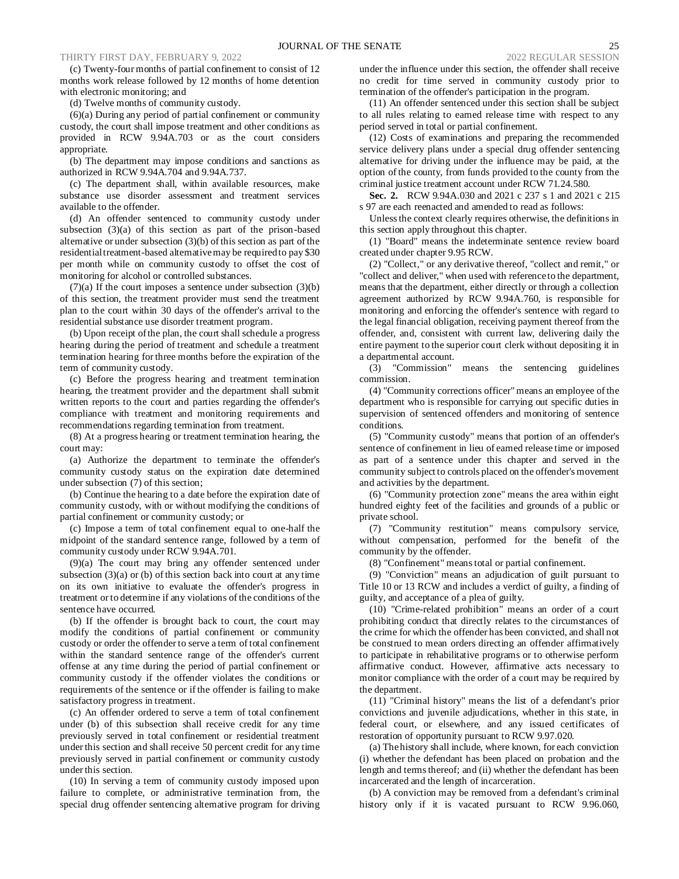(c) Twenty-four months of partial confinement to consist of 12 months work release followed by 12 months of home detention with electronic monitoring; and

(d) Twelve months of community custody.

(6)(a) During any period of partial confinement or community custody, the court shall impose treatment and other conditions as provided in RCW 9.94A.703 or as the court considers appropriate.

(b) The department may impose conditions and sanctions as authorized in RCW 9.94A.704 and 9.94A.737.

(c) The department shall, within available resources, make substance use disorder assessment and treatment services available to the offender.

(d) An offender sentenced to community custody under subsection (3)(a) of this section as part of the prison-based alternative or under subsection (3)(b) of this section as part of the residential treatment-based alternative may be required to pay $30 per month while on community custody to offset the cost of monitoring for alcohol or controlled substances.

(7)(a) If the court imposes a sentence under subsection (3)(b) of this section, the treatment provider must send the treatment plan to the court within 30 days of the offender's arrival to the residential substance use disorder treatment program.

(b) Upon receipt of the plan, the court shall schedule a progress hearing during the period of treatment and schedule a treatment termination hearing for three months before the expiration of the term of community custody.

(c) Before the progress hearing and treatment termination hearing, the treatment provider and the department shall submit written reports to the court and parties regarding the offender's compliance with treatment and monitoring requirements and recommendations regarding termination from treatment.

(8) At a progress hearing or treatment termination hearing, the court may:

(a) Authorize the department to terminate the offender's community custody status on the expiration date determined under subsection (7) of this section;

(b) Continue the hearing to a date before the expiration date of community custody, with or without modifying the conditions of partial confinement or community custody; or

(c) Impose a term of total confinement equal to one-half the midpoint of the standard sentence range, followed by a term of community custody under RCW 9.94A.701.

(9)(a) The court may bring any offender sentenced under subsection (3)(a) or (b) of this section back into court at any time on its own initiative to evaluate the offender's progress in treatment or to determine if any violations of the conditions of the sentence have occurred.

(b) If the offender is brought back to court, the court may modify the conditions of partial confinement or community custody or order the offender to serve a term of total confinement within the standard sentence range of the offender's current offense at any time during the period of partial confinement or community custody if the offender violates the conditions or requirements of the sentence or if the offender is failing to make satisfactory progress in treatment.

(c) An offender ordered to serve a term of total confinement under (b) of this subsection shall receive credit for any time previously served in total confinement or residential treatment under this section and shall receive 50 percent credit for any time previously served in partial confinement or community custody under this section.

(10) In serving a term of community custody imposed upon failure to complete, or administrative termination from, the special drug offender sentencing alternative program for driving under the influence under this section, the offender shall receive no credit for time served in community custody prior to termination of the offender's participation in the program.

(11) An offender sentenced under this section shall be subject to all rules relating to earned release time with respect to any period served in total or partial confinement.

(12) Costs of examinations and preparing the recommended service delivery plans under a special drug offender sentencing alternative for driving under the influence may be paid, at the option of the county, from funds provided to the county from the criminal justice treatment account under RCW 71.24.580.

**Sec. 2.** RCW 9.94A.030 and 2021 c 237 s 1 and 2021 c 215 s 97 are each reenacted and amended to read as follows:

Unless the context clearly requires otherwise, the definitions in this section apply throughout this chapter.

(1) "Board" means the indeterminate sentence review board created under chapter 9.95 RCW.

(2) "Collect," or any derivative thereof, "collect and remit," or "collect and deliver," when used with reference to the department, means that the department, either directly or through a collection agreement authorized by RCW 9.94A.760, is responsible for monitoring and enforcing the offender's sentence with regard to the legal financial obligation, receiving payment thereof from the offender, and, consistent with current law, delivering daily the entire payment to the superior court clerk without depositing it in a departmental account.

(3) "Commission" means the sentencing guidelines commission.

(4) "Community corrections officer" means an employee of the department who is responsible for carrying out specific duties in supervision of sentenced offenders and monitoring of sentence conditions.

(5) "Community custody" means that portion of an offender's sentence of confinement in lieu of earned release time or imposed as part of a sentence under this chapter and served in the community subject to controls placed on the offender's movement and activities by the department.

(6) "Community protection zone" means the area within eight hundred eighty feet of the facilities and grounds of a public or private school.

(7) "Community restitution" means compulsory service, without compensation, performed for the benefit of the community by the offender.

(8) "Confinement" means total or partial confinement.

(9) "Conviction" means an adjudication of guilt pursuant to Title 10 or 13 RCW and includes a verdict of guilty, a finding of guilty, and acceptance of a plea of guilty.

(10) "Crime-related prohibition" means an order of a court prohibiting conduct that directly relates to the circumstances of the crime for which the offender has been convicted, and shall not be construed to mean orders directing an offender affirmatively to participate in rehabilitative programs or to otherwise perform affirmative conduct. However, affirmative acts necessary to monitor compliance with the order of a court may be required by the department.

(11) "Criminal history" means the list of a defendant's prior convictions and juvenile adjudications, whether in this state, in federal court, or elsewhere, and any issued certificates of restoration of opportunity pursuant to RCW 9.97.020.

(a) The history shall include, where known, for each conviction (i) whether the defendant has been placed on probation and the length and terms thereof; and (ii) whether the defendant has been incarcerated and the length of incarceration.

(b) A conviction may be removed from a defendant's criminal history only if it is vacated pursuant to RCW 9.96.060,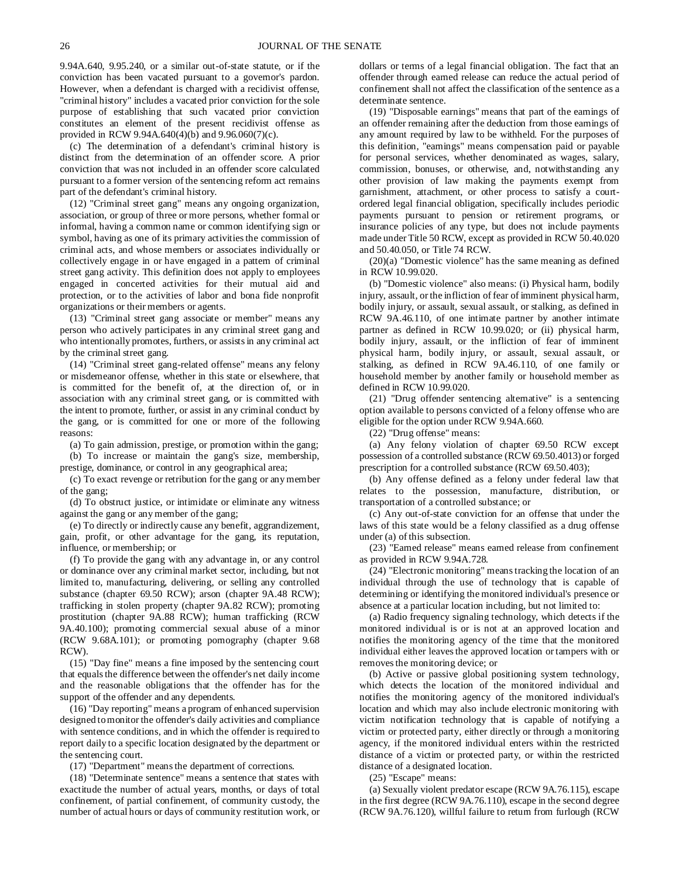9.94A.640, 9.95.240, or a similar out-of-state statute, or if the conviction has been vacated pursuant to a governor's pardon. However, when a defendant is charged with a recidivist offense, "criminal history" includes a vacated prior conviction for the sole purpose of establishing that such vacated prior conviction constitutes an element of the present recidivist offense as provided in RCW 9.94A.640(4)(b) and 9.96.060(7)(c).

(c) The determination of a defendant's criminal history is distinct from the determination of an offender score. A prior conviction that was not included in an offender score calculated pursuant to a former version of the sentencing reform act remains part of the defendant's criminal history.

(12) "Criminal street gang" means any ongoing organization, association, or group of three or more persons, whether formal or informal, having a common name or common identifying sign or symbol, having as one of its primary activities the commission of criminal acts, and whose members or associates individually or collectively engage in or have engaged in a pattern of criminal street gang activity. This definition does not apply to employees engaged in concerted activities for their mutual aid and protection, or to the activities of labor and bona fide nonprofit organizations or their members or agents.

(13) "Criminal street gang associate or member" means any person who actively participates in any criminal street gang and who intentionally promotes, furthers, or assists in any criminal act by the criminal street gang.

(14) "Criminal street gang-related offense" means any felony or misdemeanor offense, whether in this state or elsewhere, that is committed for the benefit of, at the direction of, or in association with any criminal street gang, or is committed with the intent to promote, further, or assist in any criminal conduct by the gang, or is committed for one or more of the following reasons:

(a) To gain admission, prestige, or promotion within the gang;

(b) To increase or maintain the gang's size, membership, prestige, dominance, or control in any geographical area;

(c) To exact revenge or retribution for the gang or any member of the gang;

(d) To obstruct justice, or intimidate or eliminate any witness against the gang or any member of the gang;

(e) To directly or indirectly cause any benefit, aggrandizement, gain, profit, or other advantage for the gang, its reputation, influence, or membership; or

(f) To provide the gang with any advantage in, or any control or dominance over any criminal market sector, including, but not limited to, manufacturing, delivering, or selling any controlled substance (chapter 69.50 RCW); arson (chapter 9A.48 RCW); trafficking in stolen property (chapter 9A.82 RCW); promoting prostitution (chapter 9A.88 RCW); human trafficking (RCW 9A.40.100); promoting commercial sexual abuse of a minor (RCW 9.68A.101); or promoting pornography (chapter 9.68 RCW).

(15) "Day fine" means a fine imposed by the sentencing court that equals the difference between the offender's net daily income and the reasonable obligations that the offender has for the support of the offender and any dependents.

(16) "Day reporting" means a program of enhanced supervision designed to monitor the offender's daily activities and compliance with sentence conditions, and in which the offender is required to report daily to a specific location designated by the department or the sentencing court.

(17) "Department" means the department of corrections.

(18) "Determinate sentence" means a sentence that states with exactitude the number of actual years, months, or days of total confinement, of partial confinement, of community custody, the number of actual hours or days of community restitution work, or dollars or terms of a legal financial obligation. The fact that an offender through earned release can reduce the actual period of confinement shall not affect the classification of the sentence as a determinate sentence.

(19) "Disposable earnings" means that part of the earnings of an offender remaining after the deduction from those earnings of any amount required by law to be withheld. For the purposes of this definition, "earnings" means compensation paid or payable for personal services, whether denominated as wages, salary, commission, bonuses, or otherwise, and, notwithstanding any other provision of law making the payments exempt from garnishment, attachment, or other process to satisfy a court-ordered legal financial obligation, specifically includes periodic payments pursuant to pension or retirement programs, or insurance policies of any type, but does not include payments made under Title 50 RCW, except as provided in RCW 50.40.020 and 50.40.050, or Title 74 RCW.

(20)(a) "Domestic violence" has the same meaning as defined in RCW 10.99.020.

(b) "Domestic violence" also means: (i) Physical harm, bodily injury, assault, or the infliction of fear of imminent physical harm, bodily injury, or assault, sexual assault, or stalking, as defined in RCW 9A.46.110, of one intimate partner by another intimate partner as defined in RCW 10.99.020; or (ii) physical harm, bodily injury, assault, or the infliction of fear of imminent physical harm, bodily injury, or assault, sexual assault, or stalking, as defined in RCW 9A.46.110, of one family or household member by another family or household member as defined in RCW 10.99.020.

(21) "Drug offender sentencing alternative" is a sentencing option available to persons convicted of a felony offense who are eligible for the option under RCW 9.94A.660.

(22) "Drug offense" means:

(a) Any felony violation of chapter 69.50 RCW except possession of a controlled substance (RCW 69.50.4013) or forged prescription for a controlled substance (RCW 69.50.403);

(b) Any offense defined as a felony under federal law that relates to the possession, manufacture, distribution, or transportation of a controlled substance; or

(c) Any out-of-state conviction for an offense that under the laws of this state would be a felony classified as a drug offense under (a) of this subsection.

(23) "Earned release" means earned release from confinement as provided in RCW 9.94A.728.

(24) "Electronic monitoring" means tracking the location of an individual through the use of technology that is capable of determining or identifying the monitored individual's presence or absence at a particular location including, but not limited to:

(a) Radio frequency signaling technology, which detects if the monitored individual is or is not at an approved location and notifies the monitoring agency of the time that the monitored individual either leaves the approved location or tampers with or removes the monitoring device; or

(b) Active or passive global positioning system technology, which detects the location of the monitored individual and notifies the monitoring agency of the monitored individual's location and which may also include electronic monitoring with victim notification technology that is capable of notifying a victim or protected party, either directly or through a monitoring agency, if the monitored individual enters within the restricted distance of a victim or protected party, or within the restricted distance of a designated location.

(25) "Escape" means:

(a) Sexually violent predator escape (RCW 9A.76.115), escape in the first degree (RCW 9A.76.110), escape in the second degree (RCW 9A.76.120), willful failure to return from furlough (RCW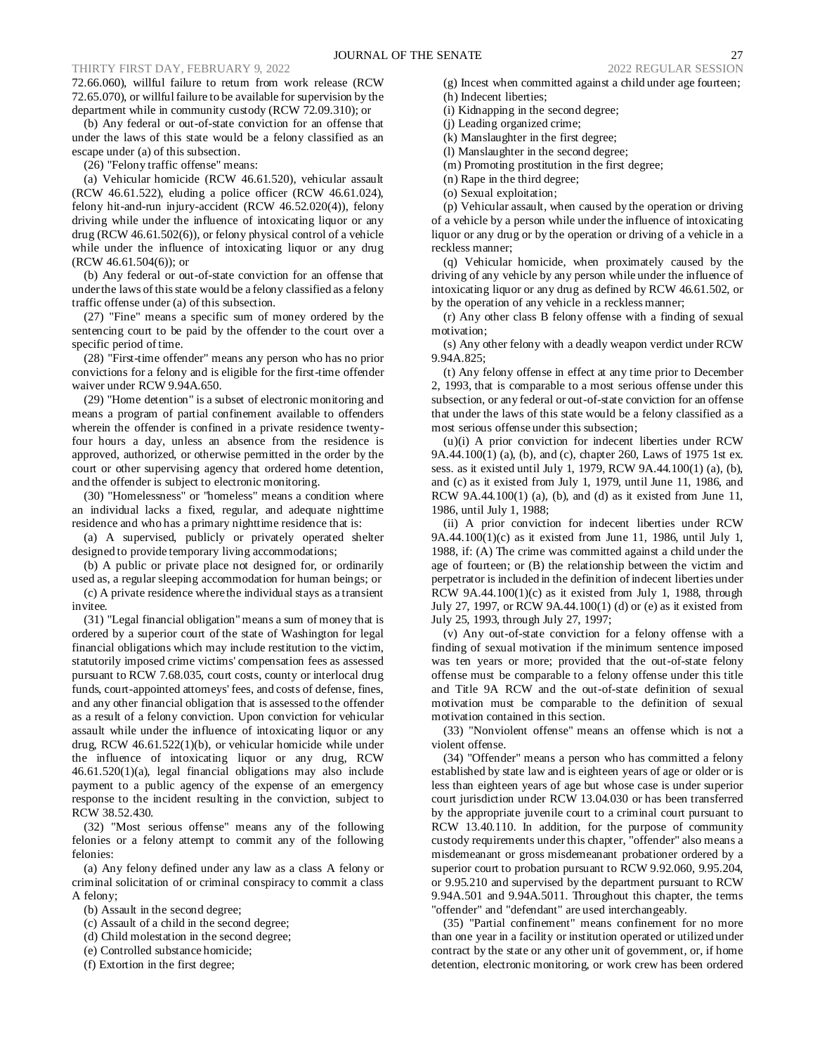72.66.060), willful failure to return from work release (RCW 72.65.070), or willful failure to be available for supervision by the department while in community custody (RCW 72.09.310); or

(b) Any federal or out-of-state conviction for an offense that under the laws of this state would be a felony classified as an escape under (a) of this subsection.

(26) "Felony traffic offense" means:

(a) Vehicular homicide (RCW 46.61.520), vehicular assault (RCW 46.61.522), eluding a police officer (RCW 46.61.024), felony hit-and-run injury-accident (RCW 46.52.020(4)), felony driving while under the influence of intoxicating liquor or any drug (RCW 46.61.502(6)), or felony physical control of a vehicle while under the influence of intoxicating liquor or any drug (RCW 46.61.504(6)); or

(b) Any federal or out-of-state conviction for an offense that under the laws of this state would be a felony classified as a felony traffic offense under (a) of this subsection.

(27) "Fine" means a specific sum of money ordered by the sentencing court to be paid by the offender to the court over a specific period of time.

(28) "First-time offender" means any person who has no prior convictions for a felony and is eligible for the first-time offender waiver under RCW 9.94A.650.

(29) "Home detention" is a subset of electronic monitoring and means a program of partial confinement available to offenders wherein the offender is confined in a private residence twenty-four hours a day, unless an absence from the residence is approved, authorized, or otherwise permitted in the order by the court or other supervising agency that ordered home detention, and the offender is subject to electronic monitoring.

(30) "Homelessness" or "homeless" means a condition where an individual lacks a fixed, regular, and adequate nighttime residence and who has a primary nighttime residence that is:

(a) A supervised, publicly or privately operated shelter designed to provide temporary living accommodations;

(b) A public or private place not designed for, or ordinarily used as, a regular sleeping accommodation for human beings; or

(c) A private residence where the individual stays as a transient invitee.

(31) "Legal financial obligation" means a sum of money that is ordered by a superior court of the state of Washington for legal financial obligations which may include restitution to the victim, statutorily imposed crime victims' compensation fees as assessed pursuant to RCW 7.68.035, court costs, county or interlocal drug funds, court-appointed attorneys' fees, and costs of defense, fines, and any other financial obligation that is assessed to the offender as a result of a felony conviction. Upon conviction for vehicular assault while under the influence of intoxicating liquor or any drug, RCW 46.61.522(1)(b), or vehicular homicide while under the influence of intoxicating liquor or any drug, RCW 46.61.520(1)(a), legal financial obligations may also include payment to a public agency of the expense of an emergency response to the incident resulting in the conviction, subject to RCW 38.52.430.

(32) "Most serious offense" means any of the following felonies or a felony attempt to commit any of the following felonies:

(a) Any felony defined under any law as a class A felony or criminal solicitation of or criminal conspiracy to commit a class A felony;

(b) Assault in the second degree;

(c) Assault of a child in the second degree;

(d) Child molestation in the second degree;

(e) Controlled substance homicide;

(f) Extortion in the first degree;

(g) Incest when committed against a child under age fourteen;

(h) Indecent liberties;

(i) Kidnapping in the second degree;

(j) Leading organized crime;

(k) Manslaughter in the first degree;

(l) Manslaughter in the second degree;

(m) Promoting prostitution in the first degree;

(n) Rape in the third degree;

(o) Sexual exploitation;

(p) Vehicular assault, when caused by the operation or driving of a vehicle by a person while under the influence of intoxicating liquor or any drug or by the operation or driving of a vehicle in a reckless manner;

(q) Vehicular homicide, when proximately caused by the driving of any vehicle by any person while under the influence of intoxicating liquor or any drug as defined by RCW 46.61.502, or by the operation of any vehicle in a reckless manner;

(r) Any other class B felony offense with a finding of sexual motivation;

(s) Any other felony with a deadly weapon verdict under RCW 9.94A.825;

(t) Any felony offense in effect at any time prior to December 2, 1993, that is comparable to a most serious offense under this subsection, or any federal or out-of-state conviction for an offense that under the laws of this state would be a felony classified as a most serious offense under this subsection;

(u)(i) A prior conviction for indecent liberties under RCW 9A.44.100(1) (a), (b), and (c), chapter 260, Laws of 1975 1st ex. sess. as it existed until July 1, 1979, RCW 9A.44.100(1) (a), (b), and (c) as it existed from July 1, 1979, until June 11, 1986, and RCW 9A.44.100(1) (a), (b), and (d) as it existed from June 11, 1986, until July 1, 1988;

(ii) A prior conviction for indecent liberties under RCW 9A.44.100(1)(c) as it existed from June 11, 1986, until July 1, 1988, if: (A) The crime was committed against a child under the age of fourteen; or (B) the relationship between the victim and perpetrator is included in the definition of indecent liberties under RCW 9A.44.100(1)(c) as it existed from July 1, 1988, through July 27, 1997, or RCW 9A.44.100(1) (d) or (e) as it existed from July 25, 1993, through July 27, 1997;

(v) Any out-of-state conviction for a felony offense with a finding of sexual motivation if the minimum sentence imposed was ten years or more; provided that the out-of-state felony offense must be comparable to a felony offense under this title and Title 9A RCW and the out-of-state definition of sexual motivation must be comparable to the definition of sexual motivation contained in this section.

(33) "Nonviolent offense" means an offense which is not a violent offense.

(34) "Offender" means a person who has committed a felony established by state law and is eighteen years of age or older or is less than eighteen years of age but whose case is under superior court jurisdiction under RCW 13.04.030 or has been transferred by the appropriate juvenile court to a criminal court pursuant to RCW 13.40.110. In addition, for the purpose of community custody requirements under this chapter, "offender" also means a misdemeanant or gross misdemeanant probationer ordered by a superior court to probation pursuant to RCW 9.92.060, 9.95.204, or 9.95.210 and supervised by the department pursuant to RCW 9.94A.501 and 9.94A.5011. Throughout this chapter, the terms "offender" and "defendant" are used interchangeably.

(35) "Partial confinement" means confinement for no more than one year in a facility or institution operated or utilized under contract by the state or any other unit of government, or, if home detention, electronic monitoring, or work crew has been ordered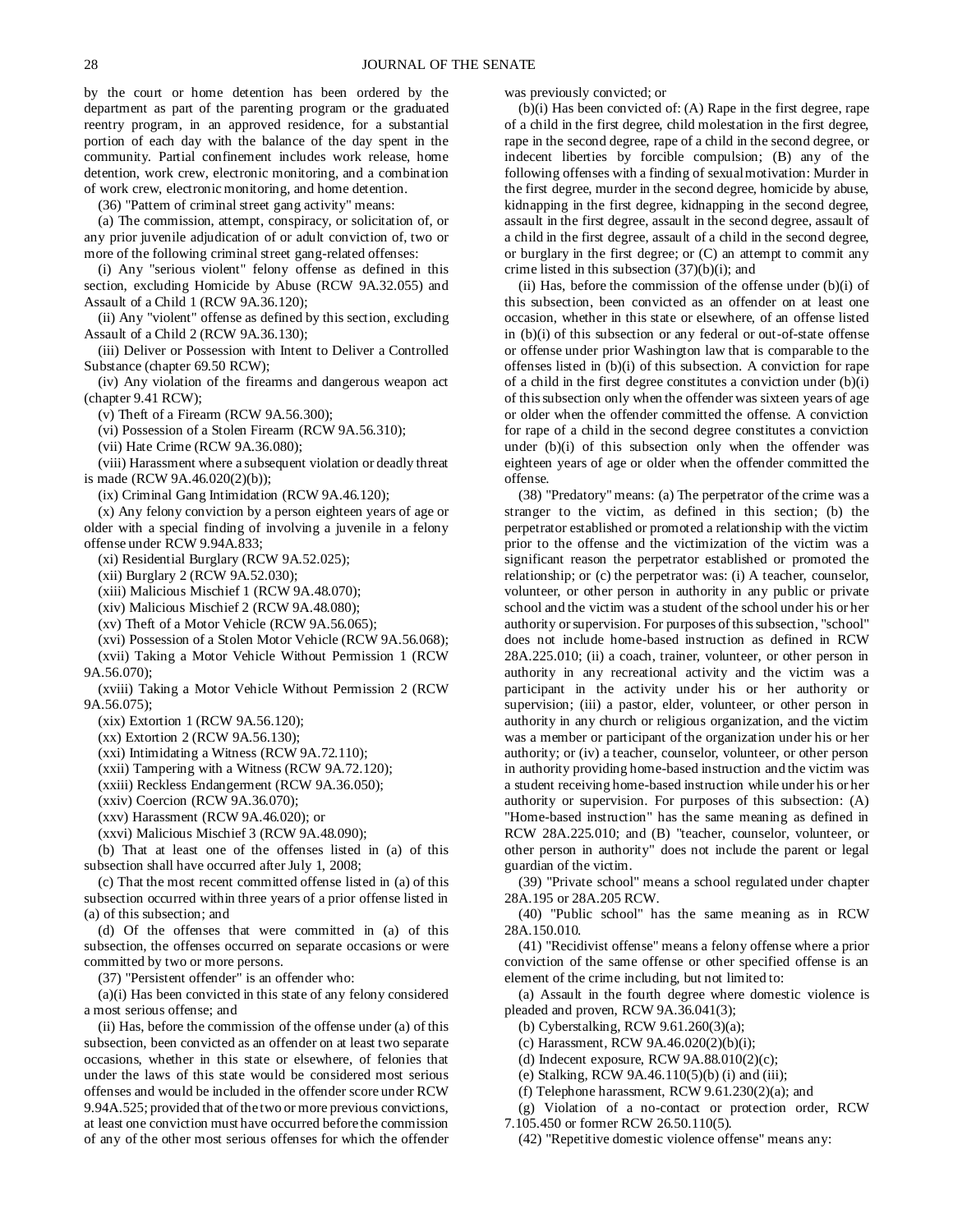by the court or home detention has been ordered by the department as part of the parenting program or the graduated reentry program, in an approved residence, for a substantial portion of each day with the balance of the day spent in the community. Partial confinement includes work release, home detention, work crew, electronic monitoring, and a combination of work crew, electronic monitoring, and home detention.

(36) "Pattern of criminal street gang activity" means:

(a) The commission, attempt, conspiracy, or solicitation of, or any prior juvenile adjudication of or adult conviction of, two or more of the following criminal street gang-related offenses:

(i) Any "serious violent" felony offense as defined in this section, excluding Homicide by Abuse (RCW 9A.32.055) and Assault of a Child 1 (RCW 9A.36.120);

(ii) Any "violent" offense as defined by this section, excluding Assault of a Child 2 (RCW 9A.36.130);

(iii) Deliver or Possession with Intent to Deliver a Controlled Substance (chapter 69.50 RCW);

(iv) Any violation of the firearms and dangerous weapon act (chapter 9.41 RCW);

(v) Theft of a Firearm (RCW 9A.56.300);

(vi) Possession of a Stolen Firearm (RCW 9A.56.310);

(vii) Hate Crime (RCW 9A.36.080);

(viii) Harassment where a subsequent violation or deadly threat is made (RCW 9A.46.020(2)(b));

(ix) Criminal Gang Intimidation (RCW 9A.46.120);

(x) Any felony conviction by a person eighteen years of age or older with a special finding of involving a juvenile in a felony offense under RCW 9.94A.833;

(xi) Residential Burglary (RCW 9A.52.025);

(xii) Burglary 2 (RCW 9A.52.030);

(xiii) Malicious Mischief 1 (RCW 9A.48.070);

(xiv) Malicious Mischief 2 (RCW 9A.48.080);

(xv) Theft of a Motor Vehicle (RCW 9A.56.065);

(xvi) Possession of a Stolen Motor Vehicle (RCW 9A.56.068);

(xvii) Taking a Motor Vehicle Without Permission 1 (RCW 9A.56.070);

(xviii) Taking a Motor Vehicle Without Permission 2 (RCW 9A.56.075);

(xix) Extortion 1 (RCW 9A.56.120);

(xx) Extortion 2 (RCW 9A.56.130);

(xxi) Intimidating a Witness (RCW 9A.72.110);

(xxii) Tampering with a Witness (RCW 9A.72.120);

(xxiii) Reckless Endangerment (RCW 9A.36.050);

(xxiv) Coercion (RCW 9A.36.070);

(xxv) Harassment (RCW 9A.46.020); or

(xxvi) Malicious Mischief 3 (RCW 9A.48.090);

(b) That at least one of the offenses listed in (a) of this subsection shall have occurred after July 1, 2008;

(c) That the most recent committed offense listed in (a) of this subsection occurred within three years of a prior offense listed in (a) of this subsection; and

(d) Of the offenses that were committed in (a) of this subsection, the offenses occurred on separate occasions or were committed by two or more persons.

(37) "Persistent offender" is an offender who:

(a)(i) Has been convicted in this state of any felony considered a most serious offense; and

(ii) Has, before the commission of the offense under (a) of this subsection, been convicted as an offender on at least two separate occasions, whether in this state or elsewhere, of felonies that under the laws of this state would be considered most serious offenses and would be included in the offender score under RCW 9.94A.525; provided that of the two or more previous convictions, at least one conviction must have occurred before the commission of any of the other most serious offenses for which the offender was previously convicted; or

(b)(i) Has been convicted of: (A) Rape in the first degree, rape of a child in the first degree, child molestation in the first degree, rape in the second degree, rape of a child in the second degree, or indecent liberties by forcible compulsion; (B) any of the following offenses with a finding of sexual motivation: Murder in the first degree, murder in the second degree, homicide by abuse, kidnapping in the first degree, kidnapping in the second degree, assault in the first degree, assault in the second degree, assault of a child in the first degree, assault of a child in the second degree, or burglary in the first degree; or (C) an attempt to commit any crime listed in this subsection (37)(b)(i); and

(ii) Has, before the commission of the offense under (b)(i) of this subsection, been convicted as an offender on at least one occasion, whether in this state or elsewhere, of an offense listed in (b)(i) of this subsection or any federal or out-of-state offense or offense under prior Washington law that is comparable to the offenses listed in (b)(i) of this subsection. A conviction for rape of a child in the first degree constitutes a conviction under (b)(i) of this subsection only when the offender was sixteen years of age or older when the offender committed the offense. A conviction for rape of a child in the second degree constitutes a conviction under (b)(i) of this subsection only when the offender was eighteen years of age or older when the offender committed the offense.

(38) "Predatory" means: (a) The perpetrator of the crime was a stranger to the victim, as defined in this section; (b) the perpetrator established or promoted a relationship with the victim prior to the offense and the victimization of the victim was a significant reason the perpetrator established or promoted the relationship; or (c) the perpetrator was: (i) A teacher, counselor, volunteer, or other person in authority in any public or private school and the victim was a student of the school under his or her authority or supervision. For purposes of this subsection, "school" does not include home-based instruction as defined in RCW 28A.225.010; (ii) a coach, trainer, volunteer, or other person in authority in any recreational activity and the victim was a participant in the activity under his or her authority or supervision; (iii) a pastor, elder, volunteer, or other person in authority in any church or religious organization, and the victim was a member or participant of the organization under his or her authority; or (iv) a teacher, counselor, volunteer, or other person in authority providing home-based instruction and the victim was a student receiving home-based instruction while under his or her authority or supervision. For purposes of this subsection: (A) "Home-based instruction" has the same meaning as defined in RCW 28A.225.010; and (B) "teacher, counselor, volunteer, or other person in authority" does not include the parent or legal guardian of the victim.

(39) "Private school" means a school regulated under chapter 28A.195 or 28A.205 RCW.

(40) "Public school" has the same meaning as in RCW 28A.150.010.

(41) "Recidivist offense" means a felony offense where a prior conviction of the same offense or other specified offense is an element of the crime including, but not limited to:

(a) Assault in the fourth degree where domestic violence is pleaded and proven, RCW 9A.36.041(3);

(b) Cyberstalking, RCW 9.61.260(3)(a);

(c) Harassment, RCW 9A.46.020(2)(b)(i);

(d) Indecent exposure, RCW 9A.88.010(2)(c);

(e) Stalking, RCW 9A.46.110(5)(b) (i) and (iii);

(f) Telephone harassment, RCW 9.61.230(2)(a); and

(g) Violation of a no-contact or protection order, RCW 7.105.450 or former RCW 26.50.110(5).

(42) "Repetitive domestic violence offense" means any: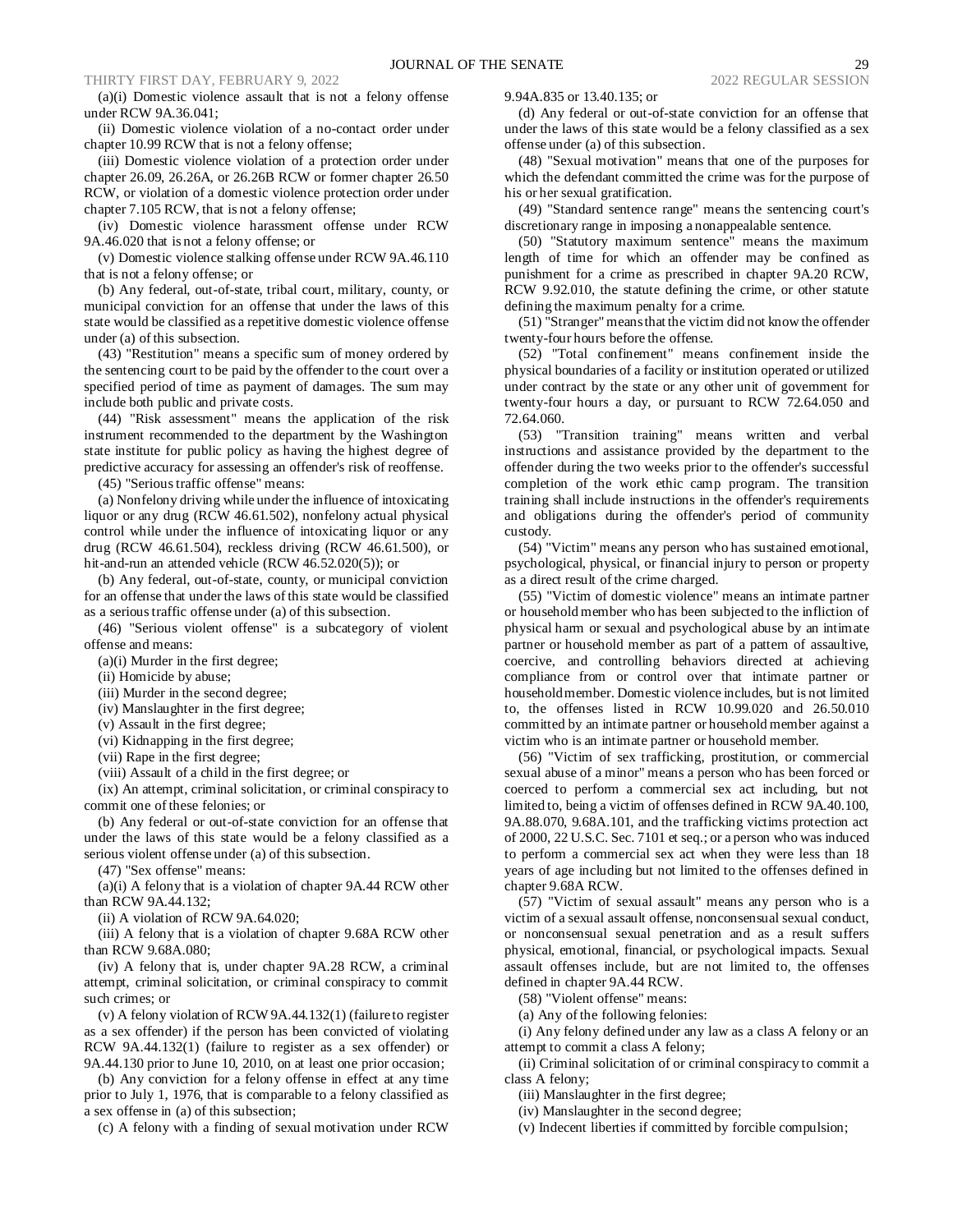(a)(i) Domestic violence assault that is not a felony offense under RCW 9A.36.041;

(ii) Domestic violence violation of a no-contact order under chapter 10.99 RCW that is not a felony offense;

(iii) Domestic violence violation of a protection order under chapter 26.09, 26.26A, or 26.26B RCW or former chapter 26.50 RCW, or violation of a domestic violence protection order under chapter 7.105 RCW, that is not a felony offense;

(iv) Domestic violence harassment offense under RCW 9A.46.020 that is not a felony offense; or

(v) Domestic violence stalking offense under RCW 9A.46.110 that is not a felony offense; or

(b) Any federal, out-of-state, tribal court, military, county, or municipal conviction for an offense that under the laws of this state would be classified as a repetitive domestic violence offense under (a) of this subsection.

(43) "Restitution" means a specific sum of money ordered by the sentencing court to be paid by the offender to the court over a specified period of time as payment of damages. The sum may include both public and private costs.

(44) "Risk assessment" means the application of the risk instrument recommended to the department by the Washington state institute for public policy as having the highest degree of predictive accuracy for assessing an offender's risk of reoffense.

(45) "Serious traffic offense" means:

(a) Nonfelony driving while under the influence of intoxicating liquor or any drug (RCW 46.61.502), nonfelony actual physical control while under the influence of intoxicating liquor or any drug (RCW 46.61.504), reckless driving (RCW 46.61.500), or hit-and-run an attended vehicle (RCW 46.52.020(5)); or

(b) Any federal, out-of-state, county, or municipal conviction for an offense that under the laws of this state would be classified as a serious traffic offense under (a) of this subsection.

(46) "Serious violent offense" is a subcategory of violent offense and means:

(a)(i) Murder in the first degree;

(ii) Homicide by abuse;

(iii) Murder in the second degree;

(iv) Manslaughter in the first degree;

(v) Assault in the first degree;

(vi) Kidnapping in the first degree;

(vii) Rape in the first degree;

(viii) Assault of a child in the first degree; or

(ix) An attempt, criminal solicitation, or criminal conspiracy to commit one of these felonies; or

(b) Any federal or out-of-state conviction for an offense that under the laws of this state would be a felony classified as a serious violent offense under (a) of this subsection.

(47) "Sex offense" means:

(a)(i) A felony that is a violation of chapter 9A.44 RCW other than RCW 9A.44.132;

(ii) A violation of RCW 9A.64.020;

(iii) A felony that is a violation of chapter 9.68A RCW other than RCW 9.68A.080;

(iv) A felony that is, under chapter 9A.28 RCW, a criminal attempt, criminal solicitation, or criminal conspiracy to commit such crimes; or

(v) A felony violation of RCW 9A.44.132(1) (failure to register as a sex offender) if the person has been convicted of violating RCW 9A.44.132(1) (failure to register as a sex offender) or 9A.44.130 prior to June 10, 2010, on at least one prior occasion;

(b) Any conviction for a felony offense in effect at any time prior to July 1, 1976, that is comparable to a felony classified as a sex offense in (a) of this subsection;

(c) A felony with a finding of sexual motivation under RCW 9.94A.835 or 13.40.135; or

(d) Any federal or out-of-state conviction for an offense that under the laws of this state would be a felony classified as a sex offense under (a) of this subsection.

(48) "Sexual motivation" means that one of the purposes for which the defendant committed the crime was for the purpose of his or her sexual gratification.

(49) "Standard sentence range" means the sentencing court's discretionary range in imposing a nonappealable sentence.

(50) "Statutory maximum sentence" means the maximum length of time for which an offender may be confined as punishment for a crime as prescribed in chapter 9A.20 RCW, RCW 9.92.010, the statute defining the crime, or other statute defining the maximum penalty for a crime.

(51) "Stranger" means that the victim did not know the offender twenty-four hours before the offense.

(52) "Total confinement" means confinement inside the physical boundaries of a facility or institution operated or utilized under contract by the state or any other unit of government for twenty-four hours a day, or pursuant to RCW 72.64.050 and 72.64.060.

(53) "Transition training" means written and verbal instructions and assistance provided by the department to the offender during the two weeks prior to the offender's successful completion of the work ethic camp program. The transition training shall include instructions in the offender's requirements and obligations during the offender's period of community custody.

(54) "Victim" means any person who has sustained emotional, psychological, physical, or financial injury to person or property as a direct result of the crime charged.

(55) "Victim of domestic violence" means an intimate partner or household member who has been subjected to the infliction of physical harm or sexual and psychological abuse by an intimate partner or household member as part of a pattern of assaultive, coercive, and controlling behaviors directed at achieving compliance from or control over that intimate partner or household member. Domestic violence includes, but is not limited to, the offenses listed in RCW 10.99.020 and 26.50.010 committed by an intimate partner or household member against a victim who is an intimate partner or household member.

(56) "Victim of sex trafficking, prostitution, or commercial sexual abuse of a minor" means a person who has been forced or coerced to perform a commercial sex act including, but not limited to, being a victim of offenses defined in RCW 9A.40.100, 9A.88.070, 9.68A.101, and the trafficking victims protection act of 2000, 22 U.S.C. Sec. 7101 et seq.; or a person who was induced to perform a commercial sex act when they were less than 18 years of age including but not limited to the offenses defined in chapter 9.68A RCW.

(57) "Victim of sexual assault" means any person who is a victim of a sexual assault offense, nonconsensual sexual conduct, or nonconsensual sexual penetration and as a result suffers physical, emotional, financial, or psychological impacts. Sexual assault offenses include, but are not limited to, the offenses defined in chapter 9A.44 RCW.

(58) "Violent offense" means:

(a) Any of the following felonies:

(i) Any felony defined under any law as a class A felony or an attempt to commit a class A felony;

(ii) Criminal solicitation of or criminal conspiracy to commit a class A felony;

(iii) Manslaughter in the first degree;

(iv) Manslaughter in the second degree;

(v) Indecent liberties if committed by forcible compulsion;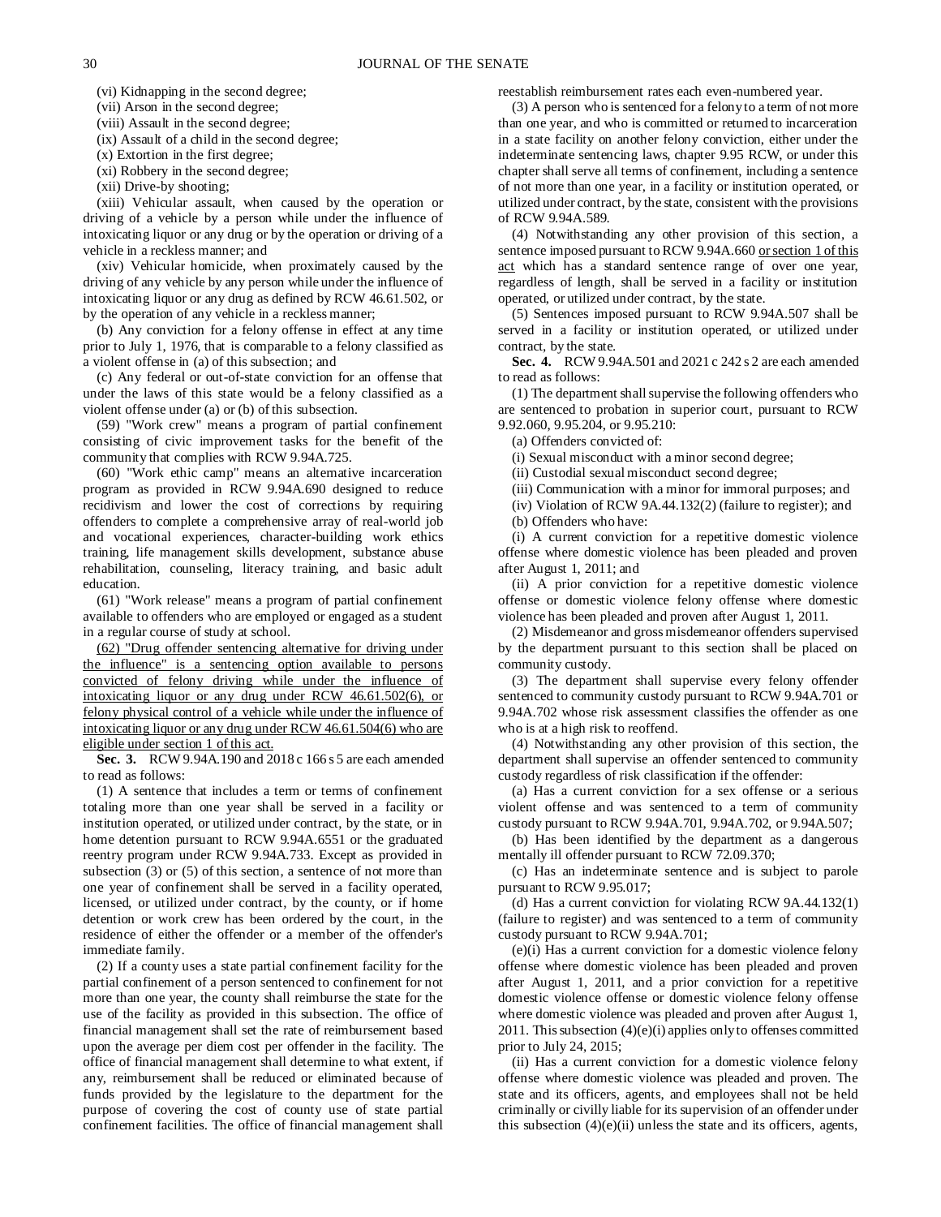(vi) Kidnapping in the second degree;

(vii) Arson in the second degree;

(viii) Assault in the second degree;

(ix) Assault of a child in the second degree;

(x) Extortion in the first degree;

(xi) Robbery in the second degree;

(xii) Drive-by shooting;

(xiii) Vehicular assault, when caused by the operation or driving of a vehicle by a person while under the influence of intoxicating liquor or any drug or by the operation or driving of a vehicle in a reckless manner; and

(xiv) Vehicular homicide, when proximately caused by the driving of any vehicle by any person while under the influence of intoxicating liquor or any drug as defined by RCW 46.61.502, or by the operation of any vehicle in a reckless manner;

(b) Any conviction for a felony offense in effect at any time prior to July 1, 1976, that is comparable to a felony classified as a violent offense in (a) of this subsection; and

(c) Any federal or out-of-state conviction for an offense that under the laws of this state would be a felony classified as a violent offense under (a) or (b) of this subsection.

(59) "Work crew" means a program of partial confinement consisting of civic improvement tasks for the benefit of the community that complies with RCW 9.94A.725.

(60) "Work ethic camp" means an alternative incarceration program as provided in RCW 9.94A.690 designed to reduce recidivism and lower the cost of corrections by requiring offenders to complete a comprehensive array of real-world job and vocational experiences, character-building work ethics training, life management skills development, substance abuse rehabilitation, counseling, literacy training, and basic adult education.

(61) "Work release" means a program of partial confinement available to offenders who are employed or engaged as a student in a regular course of study at school.

(62) "Drug offender sentencing alternative for driving under the influence" is a sentencing option available to persons convicted of felony driving while under the influence of intoxicating liquor or any drug under RCW 46.61.502(6), or felony physical control of a vehicle while under the influence of intoxicating liquor or any drug under RCW 46.61.504(6) who are eligible under section 1 of this act.

**Sec. 3.** RCW 9.94A.190 and 2018 c 166 s 5 are each amended to read as follows:

(1) A sentence that includes a term or terms of confinement totaling more than one year shall be served in a facility or institution operated, or utilized under contract, by the state, or in home detention pursuant to RCW 9.94A.6551 or the graduated reentry program under RCW 9.94A.733. Except as provided in subsection (3) or (5) of this section, a sentence of not more than one year of confinement shall be served in a facility operated, licensed, or utilized under contract, by the county, or if home detention or work crew has been ordered by the court, in the residence of either the offender or a member of the offender's immediate family.

(2) If a county uses a state partial confinement facility for the partial confinement of a person sentenced to confinement for not more than one year, the county shall reimburse the state for the use of the facility as provided in this subsection. The office of financial management shall set the rate of reimbursement based upon the average per diem cost per offender in the facility. The office of financial management shall determine to what extent, if any, reimbursement shall be reduced or eliminated because of funds provided by the legislature to the department for the purpose of covering the cost of county use of state partial confinement facilities. The office of financial management shall reestablish reimbursement rates each even-numbered year.

(3) A person who is sentenced for a felony to a term of not more than one year, and who is committed or returned to incarceration in a state facility on another felony conviction, either under the indeterminate sentencing laws, chapter 9.95 RCW, or under this chapter shall serve all terms of confinement, including a sentence of not more than one year, in a facility or institution operated, or utilized under contract, by the state, consistent with the provisions of RCW 9.94A.589.

(4) Notwithstanding any other provision of this section, a sentence imposed pursuant to RCW 9.94A.660 or section 1 of this act which has a standard sentence range of over one year, regardless of length, shall be served in a facility or institution operated, or utilized under contract, by the state.

(5) Sentences imposed pursuant to RCW 9.94A.507 shall be served in a facility or institution operated, or utilized under contract, by the state.

**Sec. 4.** RCW 9.94A.501 and 2021 c 242 s 2 are each amended to read as follows:

(1) The department shall supervise the following offenders who are sentenced to probation in superior court, pursuant to RCW 9.92.060, 9.95.204, or 9.95.210:

(a) Offenders convicted of:

(i) Sexual misconduct with a minor second degree;

(ii) Custodial sexual misconduct second degree;

(iii) Communication with a minor for immoral purposes; and

(iv) Violation of RCW 9A.44.132(2) (failure to register); and

(b) Offenders who have:

(i) A current conviction for a repetitive domestic violence offense where domestic violence has been pleaded and proven after August 1, 2011; and

(ii) A prior conviction for a repetitive domestic violence offense or domestic violence felony offense where domestic violence has been pleaded and proven after August 1, 2011.

(2) Misdemeanor and gross misdemeanor offenders supervised by the department pursuant to this section shall be placed on community custody.

(3) The department shall supervise every felony offender sentenced to community custody pursuant to RCW 9.94A.701 or 9.94A.702 whose risk assessment classifies the offender as one who is at a high risk to reoffend.

(4) Notwithstanding any other provision of this section, the department shall supervise an offender sentenced to community custody regardless of risk classification if the offender:

(a) Has a current conviction for a sex offense or a serious violent offense and was sentenced to a term of community custody pursuant to RCW 9.94A.701, 9.94A.702, or 9.94A.507;

(b) Has been identified by the department as a dangerous mentally ill offender pursuant to RCW 72.09.370;

(c) Has an indeterminate sentence and is subject to parole pursuant to RCW 9.95.017;

(d) Has a current conviction for violating RCW 9A.44.132(1) (failure to register) and was sentenced to a term of community custody pursuant to RCW 9.94A.701;

(e)(i) Has a current conviction for a domestic violence felony offense where domestic violence has been pleaded and proven after August 1, 2011, and a prior conviction for a repetitive domestic violence offense or domestic violence felony offense where domestic violence was pleaded and proven after August 1, 2011. This subsection (4)(e)(i) applies only to offenses committed prior to July 24, 2015;

(ii) Has a current conviction for a domestic violence felony offense where domestic violence was pleaded and proven. The state and its officers, agents, and employees shall not be held criminally or civilly liable for its supervision of an offender under this subsection (4)(e)(ii) unless the state and its officers, agents,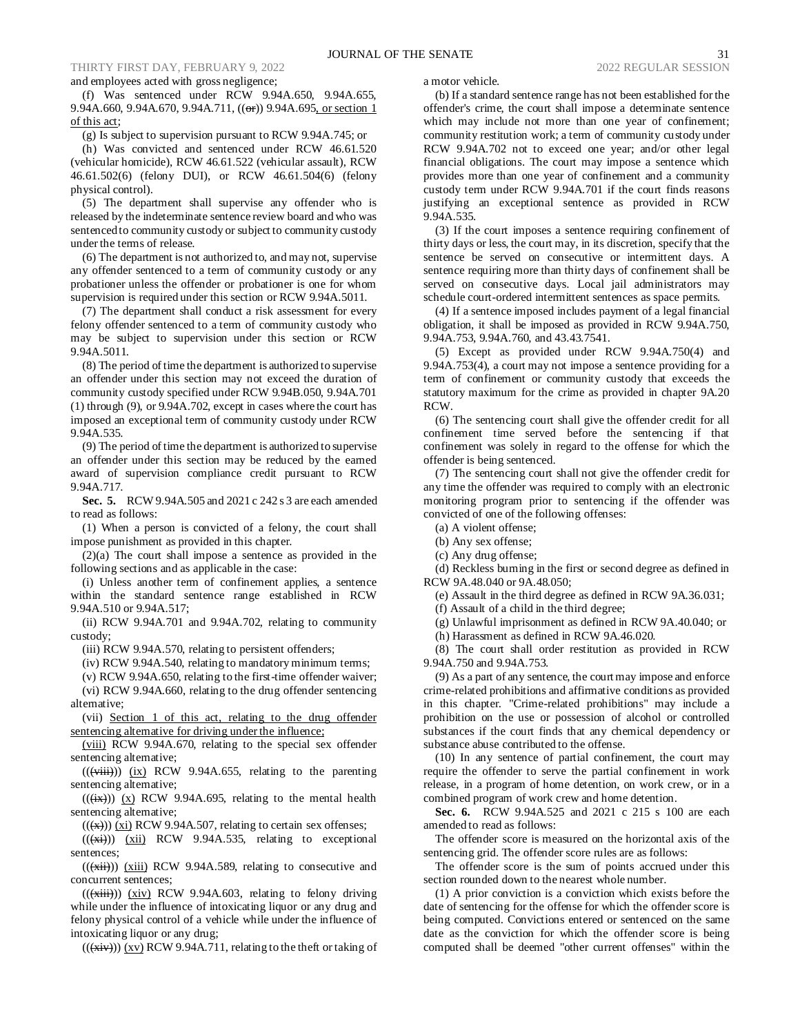and employees acted with gross negligence;

(f) Was sentenced under RCW 9.94A.650, 9.94A.655, 9.94A.660, 9.94A.670, 9.94A.711, ((~~or~~)) 9.94A.695, or section 1 of this act;

(g) Is subject to supervision pursuant to RCW 9.94A.745; or

(h) Was convicted and sentenced under RCW 46.61.520 (vehicular homicide), RCW 46.61.522 (vehicular assault), RCW 46.61.502(6) (felony DUI), or RCW 46.61.504(6) (felony physical control).

(5) The department shall supervise any offender who is released by the indeterminate sentence review board and who was sentenced to community custody or subject to community custody under the terms of release.

(6) The department is not authorized to, and may not, supervise any offender sentenced to a term of community custody or any probationer unless the offender or probationer is one for whom supervision is required under this section or RCW 9.94A.5011.

(7) The department shall conduct a risk assessment for every felony offender sentenced to a term of community custody who may be subject to supervision under this section or RCW 9.94A.5011.

(8) The period of time the department is authorized to supervise an offender under this section may not exceed the duration of community custody specified under RCW 9.94B.050, 9.94A.701 (1) through (9), or 9.94A.702, except in cases where the court has imposed an exceptional term of community custody under RCW 9.94A.535.

(9) The period of time the department is authorized to supervise an offender under this section may be reduced by the earned award of supervision compliance credit pursuant to RCW 9.94A.717.

**Sec. 5.** RCW 9.94A.505 and 2021 c 242 s 3 are each amended to read as follows:

(1) When a person is convicted of a felony, the court shall impose punishment as provided in this chapter.

(2)(a) The court shall impose a sentence as provided in the following sections and as applicable in the case:

(i) Unless another term of confinement applies, a sentence within the standard sentence range established in RCW 9.94A.510 or 9.94A.517;

(ii) RCW 9.94A.701 and 9.94A.702, relating to community custody;

(iii) RCW 9.94A.570, relating to persistent offenders;

(iv) RCW 9.94A.540, relating to mandatory minimum terms;

(v) RCW 9.94A.650, relating to the first-time offender waiver;

(vi) RCW 9.94A.660, relating to the drug offender sentencing alternative;

(vii) Section 1 of this act, relating to the drug offender sentencing alternative for driving under the influence;

(viii) RCW 9.94A.670, relating to the special sex offender sentencing alternative;

((~~(viii)~~)) (ix) RCW 9.94A.655, relating to the parenting sentencing alternative;

((~~(ix)~~)) (x) RCW 9.94A.695, relating to the mental health sentencing alternative;

((~~(x)~~)) (xi) RCW 9.94A.507, relating to certain sex offenses;

((~~(xi)~~)) (xii) RCW 9.94A.535, relating to exceptional sentences;

((~~(xii)~~)) (xiii) RCW 9.94A.589, relating to consecutive and concurrent sentences;

((~~(xiii)~~)) (xiv) RCW 9.94A.603, relating to felony driving while under the influence of intoxicating liquor or any drug and felony physical control of a vehicle while under the influence of intoxicating liquor or any drug;

((~~(xiv)~~)) (xv) RCW 9.94A.711, relating to the theft or taking of a motor vehicle.

(b) If a standard sentence range has not been established for the offender's crime, the court shall impose a determinate sentence which may include not more than one year of confinement; community restitution work; a term of community custody under RCW 9.94A.702 not to exceed one year; and/or other legal financial obligations. The court may impose a sentence which provides more than one year of confinement and a community custody term under RCW 9.94A.701 if the court finds reasons justifying an exceptional sentence as provided in RCW 9.94A.535.

(3) If the court imposes a sentence requiring confinement of thirty days or less, the court may, in its discretion, specify that the sentence be served on consecutive or intermittent days. A sentence requiring more than thirty days of confinement shall be served on consecutive days. Local jail administrators may schedule court-ordered intermittent sentences as space permits.

(4) If a sentence imposed includes payment of a legal financial obligation, it shall be imposed as provided in RCW 9.94A.750, 9.94A.753, 9.94A.760, and 43.43.7541.

(5) Except as provided under RCW 9.94A.750(4) and 9.94A.753(4), a court may not impose a sentence providing for a term of confinement or community custody that exceeds the statutory maximum for the crime as provided in chapter 9A.20 RCW.

(6) The sentencing court shall give the offender credit for all confinement time served before the sentencing if that confinement was solely in regard to the offense for which the offender is being sentenced.

(7) The sentencing court shall not give the offender credit for any time the offender was required to comply with an electronic monitoring program prior to sentencing if the offender was convicted of one of the following offenses:

(a) A violent offense;

(b) Any sex offense;

(c) Any drug offense;

(d) Reckless burning in the first or second degree as defined in RCW 9A.48.040 or 9A.48.050;

(e) Assault in the third degree as defined in RCW 9A.36.031;

(f) Assault of a child in the third degree;

(g) Unlawful imprisonment as defined in RCW 9A.40.040; or

(h) Harassment as defined in RCW 9A.46.020.

(8) The court shall order restitution as provided in RCW 9.94A.750 and 9.94A.753.

(9) As a part of any sentence, the court may impose and enforce crime-related prohibitions and affirmative conditions as provided in this chapter. "Crime-related prohibitions" may include a prohibition on the use or possession of alcohol or controlled substances if the court finds that any chemical dependency or substance abuse contributed to the offense.

(10) In any sentence of partial confinement, the court may require the offender to serve the partial confinement in work release, in a program of home detention, on work crew, or in a combined program of work crew and home detention.

**Sec. 6.** RCW 9.94A.525 and 2021 c 215 s 100 are each amended to read as follows:

The offender score is measured on the horizontal axis of the sentencing grid. The offender score rules are as follows:

The offender score is the sum of points accrued under this section rounded down to the nearest whole number.

(1) A prior conviction is a conviction which exists before the date of sentencing for the offense for which the offender score is being computed. Convictions entered or sentenced on the same date as the conviction for which the offender score is being computed shall be deemed "other current offenses" within the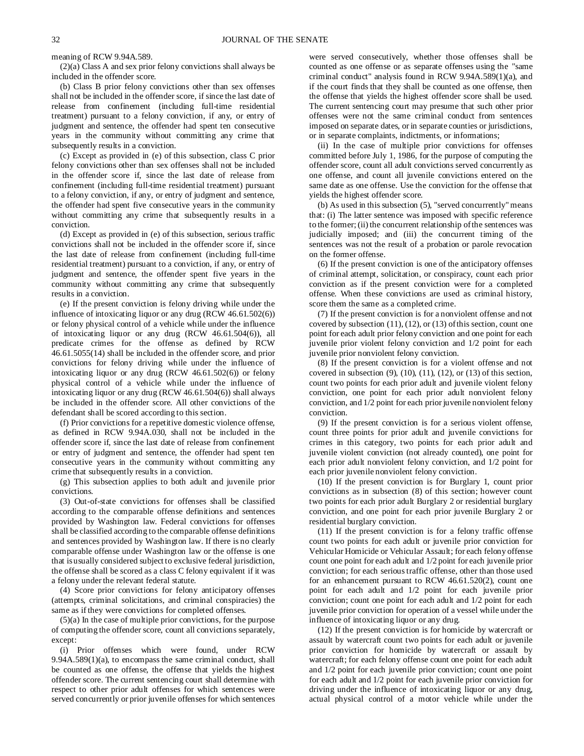meaning of RCW 9.94A.589.

(2)(a) Class A and sex prior felony convictions shall always be included in the offender score.

(b) Class B prior felony convictions other than sex offenses shall not be included in the offender score, if since the last date of release from confinement (including full-time residential treatment) pursuant to a felony conviction, if any, or entry of judgment and sentence, the offender had spent ten consecutive years in the community without committing any crime that subsequently results in a conviction.

(c) Except as provided in (e) of this subsection, class C prior felony convictions other than sex offenses shall not be included in the offender score if, since the last date of release from confinement (including full-time residential treatment) pursuant to a felony conviction, if any, or entry of judgment and sentence, the offender had spent five consecutive years in the community without committing any crime that subsequently results in a conviction.

(d) Except as provided in (e) of this subsection, serious traffic convictions shall not be included in the offender score if, since the last date of release from confinement (including full-time residential treatment) pursuant to a conviction, if any, or entry of judgment and sentence, the offender spent five years in the community without committing any crime that subsequently results in a conviction.

(e) If the present conviction is felony driving while under the influence of intoxicating liquor or any drug (RCW 46.61.502(6)) or felony physical control of a vehicle while under the influence of intoxicating liquor or any drug (RCW 46.61.504(6)), all predicate crimes for the offense as defined by RCW 46.61.5055(14) shall be included in the offender score, and prior convictions for felony driving while under the influence of intoxicating liquor or any drug (RCW 46.61.502(6)) or felony physical control of a vehicle while under the influence of intoxicating liquor or any drug (RCW 46.61.504(6)) shall always be included in the offender score. All other convictions of the defendant shall be scored according to this section.

(f) Prior convictions for a repetitive domestic violence offense, as defined in RCW 9.94A.030, shall not be included in the offender score if, since the last date of release from confinement or entry of judgment and sentence, the offender had spent ten consecutive years in the community without committing any crime that subsequently results in a conviction.

(g) This subsection applies to both adult and juvenile prior convictions.

(3) Out-of-state convictions for offenses shall be classified according to the comparable offense definitions and sentences provided by Washington law. Federal convictions for offenses shall be classified according to the comparable offense definitions and sentences provided by Washington law. If there is no clearly comparable offense under Washington law or the offense is one that is usually considered subject to exclusive federal jurisdiction, the offense shall be scored as a class C felony equivalent if it was a felony under the relevant federal statute.

(4) Score prior convictions for felony anticipatory offenses (attempts, criminal solicitations, and criminal conspiracies) the same as if they were convictions for completed offenses.

(5)(a) In the case of multiple prior convictions, for the purpose of computing the offender score, count all convictions separately, except:

(i) Prior offenses which were found, under RCW 9.94A.589(1)(a), to encompass the same criminal conduct, shall be counted as one offense, the offense that yields the highest offender score. The current sentencing court shall determine with respect to other prior adult offenses for which sentences were served concurrently or prior juvenile offenses for which sentences were served consecutively, whether those offenses shall be counted as one offense or as separate offenses using the "same criminal conduct" analysis found in RCW 9.94A.589(1)(a), and if the court finds that they shall be counted as one offense, then the offense that yields the highest offender score shall be used. The current sentencing court may presume that such other prior offenses were not the same criminal conduct from sentences imposed on separate dates, or in separate counties or jurisdictions, or in separate complaints, indictments, or informations;

(ii) In the case of multiple prior convictions for offenses committed before July 1, 1986, for the purpose of computing the offender score, count all adult convictions served concurrently as one offense, and count all juvenile convictions entered on the same date as one offense. Use the conviction for the offense that yields the highest offender score.

(b) As used in this subsection (5), "served concurrently" means that: (i) The latter sentence was imposed with specific reference to the former; (ii) the concurrent relationship of the sentences was judicially imposed; and (iii) the concurrent timing of the sentences was not the result of a probation or parole revocation on the former offense.

(6) If the present conviction is one of the anticipatory offenses of criminal attempt, solicitation, or conspiracy, count each prior conviction as if the present conviction were for a completed offense. When these convictions are used as criminal history, score them the same as a completed crime.

(7) If the present conviction is for a nonviolent offense and not covered by subsection (11), (12), or (13) of this section, count one point for each adult prior felony conviction and one point for each juvenile prior violent felony conviction and 1/2 point for each juvenile prior nonviolent felony conviction.

(8) If the present conviction is for a violent offense and not covered in subsection (9), (10), (11), (12), or (13) of this section, count two points for each prior adult and juvenile violent felony conviction, one point for each prior adult nonviolent felony conviction, and 1/2 point for each prior juvenile nonviolent felony conviction.

(9) If the present conviction is for a serious violent offense, count three points for prior adult and juvenile convictions for crimes in this category, two points for each prior adult and juvenile violent conviction (not already counted), one point for each prior adult nonviolent felony conviction, and 1/2 point for each prior juvenile nonviolent felony conviction.

(10) If the present conviction is for Burglary 1, count prior convictions as in subsection (8) of this section; however count two points for each prior adult Burglary 2 or residential burglary conviction, and one point for each prior juvenile Burglary 2 or residential burglary conviction.

(11) If the present conviction is for a felony traffic offense count two points for each adult or juvenile prior conviction for Vehicular Homicide or Vehicular Assault; for each felony offense count one point for each adult and 1/2 point for each juvenile prior conviction; for each serious traffic offense, other than those used for an enhancement pursuant to RCW 46.61.520(2), count one point for each adult and 1/2 point for each juvenile prior conviction; count one point for each adult and 1/2 point for each juvenile prior conviction for operation of a vessel while under the influence of intoxicating liquor or any drug.

(12) If the present conviction is for homicide by watercraft or assault by watercraft count two points for each adult or juvenile prior conviction for homicide by watercraft or assault by watercraft; for each felony offense count one point for each adult and 1/2 point for each juvenile prior conviction; count one point for each adult and 1/2 point for each juvenile prior conviction for driving under the influence of intoxicating liquor or any drug, actual physical control of a motor vehicle while under the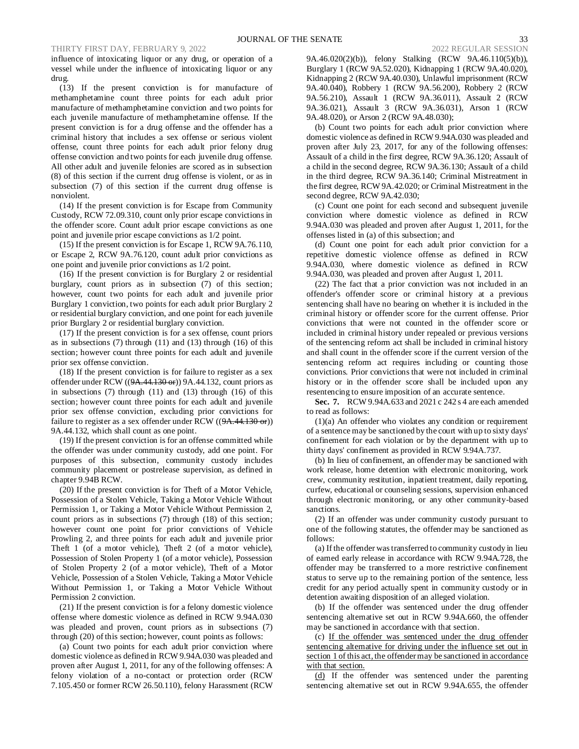influence of intoxicating liquor or any drug, or operation of a vessel while under the influence of intoxicating liquor or any drug.

(13) If the present conviction is for manufacture of methamphetamine count three points for each adult prior manufacture of methamphetamine conviction and two points for each juvenile manufacture of methamphetamine offense. If the present conviction is for a drug offense and the offender has a criminal history that includes a sex offense or serious violent offense, count three points for each adult prior felony drug offense conviction and two points for each juvenile drug offense. All other adult and juvenile felonies are scored as in subsection (8) of this section if the current drug offense is violent, or as in subsection (7) of this section if the current drug offense is nonviolent.

(14) If the present conviction is for Escape from Community Custody, RCW 72.09.310, count only prior escape convictions in the offender score. Count adult prior escape convictions as one point and juvenile prior escape convictions as 1/2 point.

(15) If the present conviction is for Escape 1, RCW 9A.76.110, or Escape 2, RCW 9A.76.120, count adult prior convictions as one point and juvenile prior convictions as 1/2 point.

(16) If the present conviction is for Burglary 2 or residential burglary, count priors as in subsection (7) of this section; however, count two points for each adult and juvenile prior Burglary 1 conviction, two points for each adult prior Burglary 2 or residential burglary conviction, and one point for each juvenile prior Burglary 2 or residential burglary conviction.

(17) If the present conviction is for a sex offense, count priors as in subsections (7) through (11) and (13) through (16) of this section; however count three points for each adult and juvenile prior sex offense conviction.

(18) If the present conviction is for failure to register as a sex offender under RCW ((~~9A.44.130 or~~)) 9A.44.132, count priors as in subsections (7) through (11) and (13) through (16) of this section; however count three points for each adult and juvenile prior sex offense conviction, excluding prior convictions for failure to register as a sex offender under RCW ((~~9A.44.130 or~~)) 9A.44.132, which shall count as one point.

(19) If the present conviction is for an offense committed while the offender was under community custody, add one point. For purposes of this subsection, community custody includes community placement or postrelease supervision, as defined in chapter 9.94B RCW.

(20) If the present conviction is for Theft of a Motor Vehicle, Possession of a Stolen Vehicle, Taking a Motor Vehicle Without Permission 1, or Taking a Motor Vehicle Without Permission 2, count priors as in subsections (7) through (18) of this section; however count one point for prior convictions of Vehicle Prowling 2, and three points for each adult and juvenile prior Theft 1 (of a motor vehicle), Theft 2 (of a motor vehicle), Possession of Stolen Property 1 (of a motor vehicle), Possession of Stolen Property 2 (of a motor vehicle), Theft of a Motor Vehicle, Possession of a Stolen Vehicle, Taking a Motor Vehicle Without Permission 1, or Taking a Motor Vehicle Without Permission 2 conviction.

(21) If the present conviction is for a felony domestic violence offense where domestic violence as defined in RCW 9.94A.030 was pleaded and proven, count priors as in subsections (7) through (20) of this section; however, count points as follows:

(a) Count two points for each adult prior conviction where domestic violence as defined in RCW 9.94A.030 was pleaded and proven after August 1, 2011, for any of the following offenses: A felony violation of a no-contact or protection order (RCW 7.105.450 or former RCW 26.50.110), felony Harassment (RCW 9A.46.020(2)(b)), felony Stalking (RCW 9A.46.110(5)(b)), Burglary 1 (RCW 9A.52.020), Kidnapping 1 (RCW 9A.40.020), Kidnapping 2 (RCW 9A.40.030), Unlawful imprisonment (RCW 9A.40.040), Robbery 1 (RCW 9A.56.200), Robbery 2 (RCW 9A.56.210), Assault 1 (RCW 9A.36.011), Assault 2 (RCW 9A.36.021), Assault 3 (RCW 9A.36.031), Arson 1 (RCW 9A.48.020), or Arson 2 (RCW 9A.48.030);

(b) Count two points for each adult prior conviction where domestic violence as defined in RCW 9.94A.030 was pleaded and proven after July 23, 2017, for any of the following offenses: Assault of a child in the first degree, RCW 9A.36.120; Assault of a child in the second degree, RCW 9A.36.130; Assault of a child in the third degree, RCW 9A.36.140; Criminal Mistreatment in the first degree, RCW 9A.42.020; or Criminal Mistreatment in the second degree, RCW 9A.42.030;

(c) Count one point for each second and subsequent juvenile conviction where domestic violence as defined in RCW 9.94A.030 was pleaded and proven after August 1, 2011, for the offenses listed in (a) of this subsection; and

(d) Count one point for each adult prior conviction for a repetitive domestic violence offense as defined in RCW 9.94A.030, where domestic violence as defined in RCW 9.94A.030, was pleaded and proven after August 1, 2011.

(22) The fact that a prior conviction was not included in an offender's offender score or criminal history at a previous sentencing shall have no bearing on whether it is included in the criminal history or offender score for the current offense. Prior convictions that were not counted in the offender score or included in criminal history under repealed or previous versions of the sentencing reform act shall be included in criminal history and shall count in the offender score if the current version of the sentencing reform act requires including or counting those convictions. Prior convictions that were not included in criminal history or in the offender score shall be included upon any resentencing to ensure imposition of an accurate sentence.

**Sec. 7.** RCW 9.94A.633 and 2021 c 242 s 4 are each amended to read as follows:

(1)(a) An offender who violates any condition or requirement of a sentence may be sanctioned by the court with up to sixty days' confinement for each violation or by the department with up to thirty days' confinement as provided in RCW 9.94A.737.

(b) In lieu of confinement, an offender may be sanctioned with work release, home detention with electronic monitoring, work crew, community restitution, inpatient treatment, daily reporting, curfew, educational or counseling sessions, supervision enhanced through electronic monitoring, or any other community-based sanctions.

(2) If an offender was under community custody pursuant to one of the following statutes, the offender may be sanctioned as follows:

(a) If the offender was transferred to community custody in lieu of earned early release in accordance with RCW 9.94A.728, the offender may be transferred to a more restrictive confinement status to serve up to the remaining portion of the sentence, less credit for any period actually spent in community custody or in detention awaiting disposition of an alleged violation.

(b) If the offender was sentenced under the drug offender sentencing alternative set out in RCW 9.94A.660, the offender may be sanctioned in accordance with that section.

(c) <u>If the offender was sentenced under the drug offender sentencing alternative for driving under the influence set out in section 1 of this act, the offender may be sanctioned in accordance with that section.</u>

<u>(d)</u> If the offender was sentenced under the parenting sentencing alternative set out in RCW 9.94A.655, the offender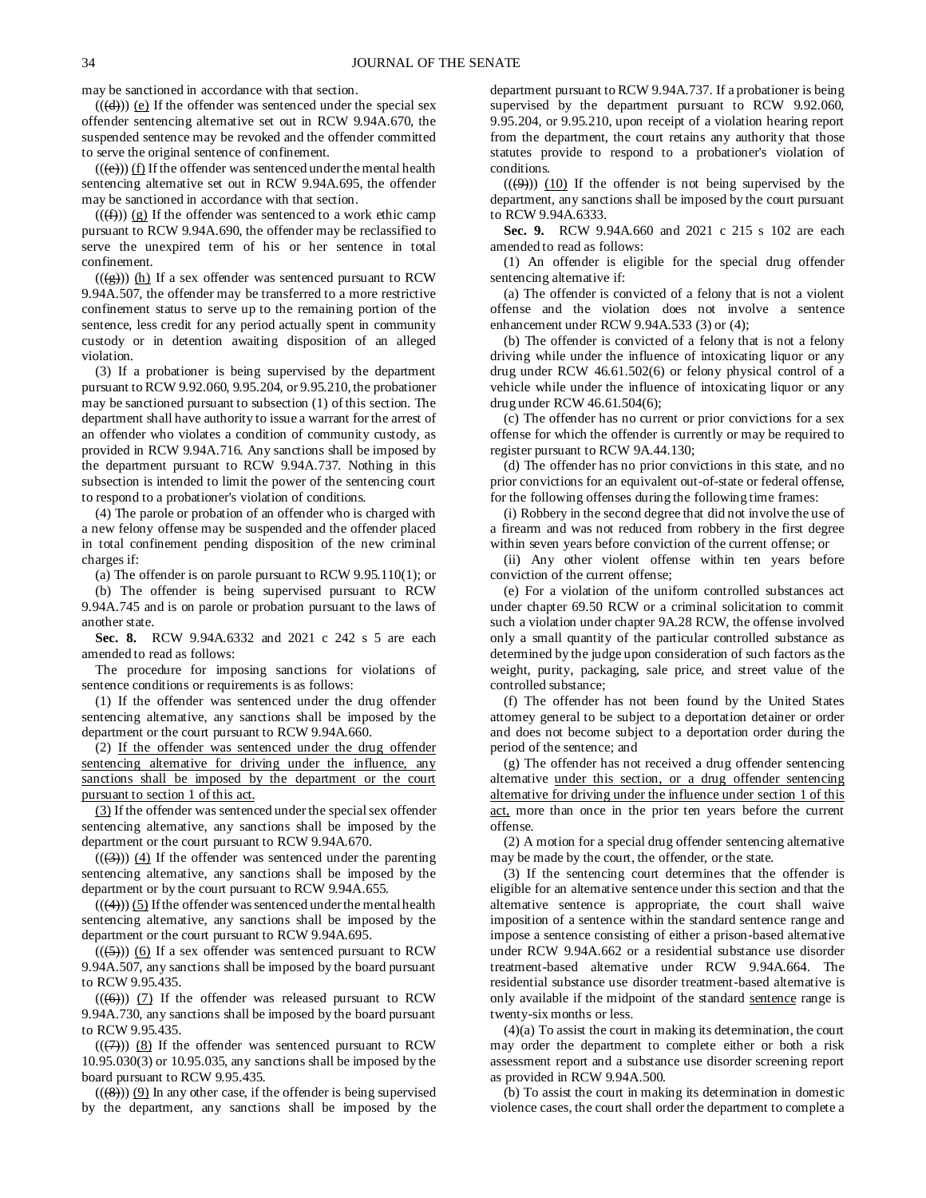may be sanctioned in accordance with that section.

(((d))) (e) If the offender was sentenced under the special sex offender sentencing alternative set out in RCW 9.94A.670, the suspended sentence may be revoked and the offender committed to serve the original sentence of confinement.

(((e))) (f) If the offender was sentenced under the mental health sentencing alternative set out in RCW 9.94A.695, the offender may be sanctioned in accordance with that section.

(((f))) (g) If the offender was sentenced to a work ethic camp pursuant to RCW 9.94A.690, the offender may be reclassified to serve the unexpired term of his or her sentence in total confinement.

(((g))) (h) If a sex offender was sentenced pursuant to RCW 9.94A.507, the offender may be transferred to a more restrictive confinement status to serve up to the remaining portion of the sentence, less credit for any period actually spent in community custody or in detention awaiting disposition of an alleged violation.

(3) If a probationer is being supervised by the department pursuant to RCW 9.92.060, 9.95.204, or 9.95.210, the probationer may be sanctioned pursuant to subsection (1) of this section. The department shall have authority to issue a warrant for the arrest of an offender who violates a condition of community custody, as provided in RCW 9.94A.716. Any sanctions shall be imposed by the department pursuant to RCW 9.94A.737. Nothing in this subsection is intended to limit the power of the sentencing court to respond to a probationer's violation of conditions.

(4) The parole or probation of an offender who is charged with a new felony offense may be suspended and the offender placed in total confinement pending disposition of the new criminal charges if:

(a) The offender is on parole pursuant to RCW 9.95.110(1); or

(b) The offender is being supervised pursuant to RCW 9.94A.745 and is on parole or probation pursuant to the laws of another state.

**Sec. 8.** RCW 9.94A.6332 and 2021 c 242 s 5 are each amended to read as follows:

The procedure for imposing sanctions for violations of sentence conditions or requirements is as follows:

(1) If the offender was sentenced under the drug offender sentencing alternative, any sanctions shall be imposed by the department or the court pursuant to RCW 9.94A.660.

(2) If the offender was sentenced under the drug offender sentencing alternative for driving under the influence, any sanctions shall be imposed by the department or the court pursuant to section 1 of this act.

(3) If the offender was sentenced under the special sex offender sentencing alternative, any sanctions shall be imposed by the department or the court pursuant to RCW 9.94A.670.

(((3))) (4) If the offender was sentenced under the parenting sentencing alternative, any sanctions shall be imposed by the department or by the court pursuant to RCW 9.94A.655.

(((4))) (5) If the offender was sentenced under the mental health sentencing alternative, any sanctions shall be imposed by the department or the court pursuant to RCW 9.94A.695.

(((5))) (6) If a sex offender was sentenced pursuant to RCW 9.94A.507, any sanctions shall be imposed by the board pursuant to RCW 9.95.435.

(((6))) (7) If the offender was released pursuant to RCW 9.94A.730, any sanctions shall be imposed by the board pursuant to RCW 9.95.435.

(((7))) (8) If the offender was sentenced pursuant to RCW 10.95.030(3) or 10.95.035, any sanctions shall be imposed by the board pursuant to RCW 9.95.435.

(((8))) (9) In any other case, if the offender is being supervised by the department, any sanctions shall be imposed by the department pursuant to RCW 9.94A.737. If a probationer is being supervised by the department pursuant to RCW 9.92.060, 9.95.204, or 9.95.210, upon receipt of a violation hearing report from the department, the court retains any authority that those statutes provide to respond to a probationer's violation of conditions.

(((9))) (10) If the offender is not being supervised by the department, any sanctions shall be imposed by the court pursuant to RCW 9.94A.6333.

**Sec. 9.** RCW 9.94A.660 and 2021 c 215 s 102 are each amended to read as follows:

(1) An offender is eligible for the special drug offender sentencing alternative if:

(a) The offender is convicted of a felony that is not a violent offense and the violation does not involve a sentence enhancement under RCW 9.94A.533 (3) or (4);

(b) The offender is convicted of a felony that is not a felony driving while under the influence of intoxicating liquor or any drug under RCW 46.61.502(6) or felony physical control of a vehicle while under the influence of intoxicating liquor or any drug under RCW 46.61.504(6);

(c) The offender has no current or prior convictions for a sex offense for which the offender is currently or may be required to register pursuant to RCW 9A.44.130;

(d) The offender has no prior convictions in this state, and no prior convictions for an equivalent out-of-state or federal offense, for the following offenses during the following time frames:

(i) Robbery in the second degree that did not involve the use of a firearm and was not reduced from robbery in the first degree within seven years before conviction of the current offense; or

(ii) Any other violent offense within ten years before conviction of the current offense;

(e) For a violation of the uniform controlled substances act under chapter 69.50 RCW or a criminal solicitation to commit such a violation under chapter 9A.28 RCW, the offense involved only a small quantity of the particular controlled substance as determined by the judge upon consideration of such factors as the weight, purity, packaging, sale price, and street value of the controlled substance;

(f) The offender has not been found by the United States attorney general to be subject to a deportation detainer or order and does not become subject to a deportation order during the period of the sentence; and

(g) The offender has not received a drug offender sentencing alternative under this section, or a drug offender sentencing alternative for driving under the influence under section 1 of this act, more than once in the prior ten years before the current offense.

(2) A motion for a special drug offender sentencing alternative may be made by the court, the offender, or the state.

(3) If the sentencing court determines that the offender is eligible for an alternative sentence under this section and that the alternative sentence is appropriate, the court shall waive imposition of a sentence within the standard sentence range and impose a sentence consisting of either a prison-based alternative under RCW 9.94A.662 or a residential substance use disorder treatment-based alternative under RCW 9.94A.664. The residential substance use disorder treatment-based alternative is only available if the midpoint of the standard sentence range is twenty-six months or less.

(4)(a) To assist the court in making its determination, the court may order the department to complete either or both a risk assessment report and a substance use disorder screening report as provided in RCW 9.94A.500.

(b) To assist the court in making its determination in domestic violence cases, the court shall order the department to complete a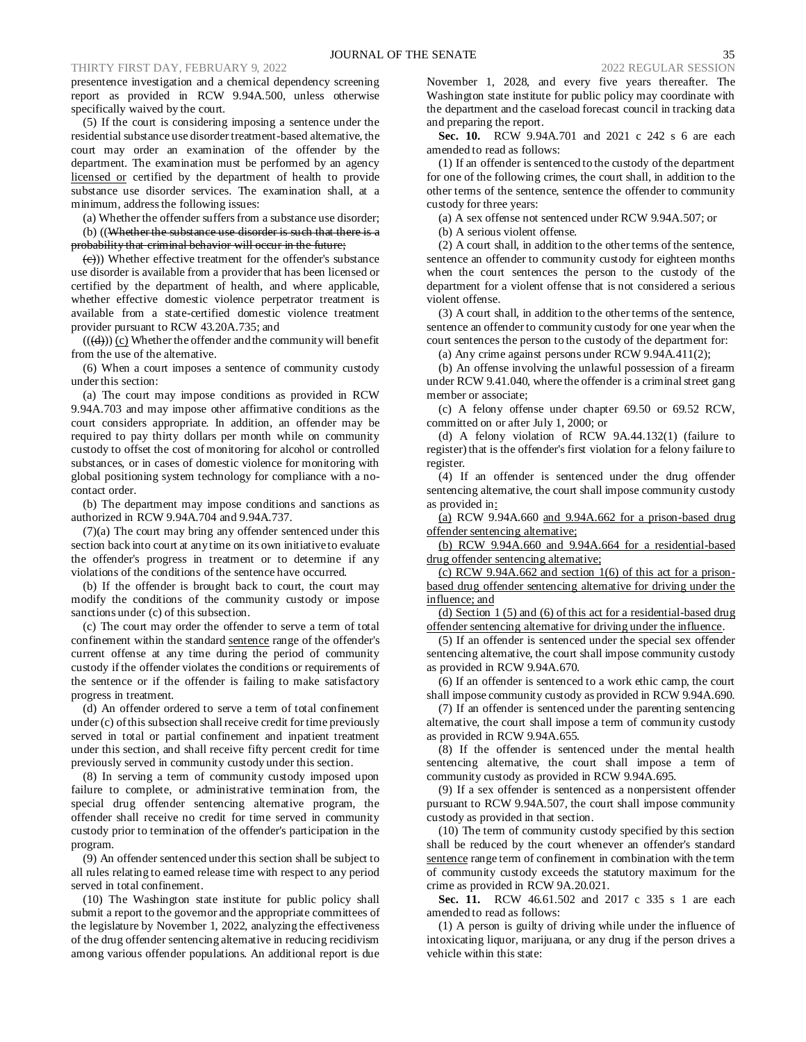presentence investigation and a chemical dependency screening report as provided in RCW 9.94A.500, unless otherwise specifically waived by the court.

(5) If the court is considering imposing a sentence under the residential substance use disorder treatment-based alternative, the court may order an examination of the offender by the department. The examination must be performed by an agency licensed or certified by the department of health to provide substance use disorder services. The examination shall, at a minimum, address the following issues:

(a) Whether the offender suffers from a substance use disorder;

(b) ((~~Whether the substance use disorder is such that there is a probability that criminal behavior will occur in the future;~~

~~(c)~~)) Whether effective treatment for the offender's substance use disorder is available from a provider that has been licensed or certified by the department of health, and where applicable, whether effective domestic violence perpetrator treatment is available from a state-certified domestic violence treatment provider pursuant to RCW 43.20A.735; and

((~~(d)~~)) (c) Whether the offender and the community will benefit from the use of the alternative.

(6) When a court imposes a sentence of community custody under this section:

(a) The court may impose conditions as provided in RCW 9.94A.703 and may impose other affirmative conditions as the court considers appropriate. In addition, an offender may be required to pay thirty dollars per month while on community custody to offset the cost of monitoring for alcohol or controlled substances, or in cases of domestic violence for monitoring with global positioning system technology for compliance with a no-contact order.

(b) The department may impose conditions and sanctions as authorized in RCW 9.94A.704 and 9.94A.737.

(7)(a) The court may bring any offender sentenced under this section back into court at any time on its own initiative to evaluate the offender's progress in treatment or to determine if any violations of the conditions of the sentence have occurred.

(b) If the offender is brought back to court, the court may modify the conditions of the community custody or impose sanctions under (c) of this subsection.

(c) The court may order the offender to serve a term of total confinement within the standard sentence range of the offender's current offense at any time during the period of community custody if the offender violates the conditions or requirements of the sentence or if the offender is failing to make satisfactory progress in treatment.

(d) An offender ordered to serve a term of total confinement under (c) of this subsection shall receive credit for time previously served in total or partial confinement and inpatient treatment under this section, and shall receive fifty percent credit for time previously served in community custody under this section.

(8) In serving a term of community custody imposed upon failure to complete, or administrative termination from, the special drug offender sentencing alternative program, the offender shall receive no credit for time served in community custody prior to termination of the offender's participation in the program.

(9) An offender sentenced under this section shall be subject to all rules relating to earned release time with respect to any period served in total confinement.

(10) The Washington state institute for public policy shall submit a report to the governor and the appropriate committees of the legislature by November 1, 2022, analyzing the effectiveness of the drug offender sentencing alternative in reducing recidivism among various offender populations. An additional report is due November 1, 2028, and every five years thereafter. The Washington state institute for public policy may coordinate with the department and the caseload forecast council in tracking data and preparing the report.

**Sec. 10.** RCW 9.94A.701 and 2021 c 242 s 6 are each amended to read as follows:

(1) If an offender is sentenced to the custody of the department for one of the following crimes, the court shall, in addition to the other terms of the sentence, sentence the offender to community custody for three years:

(a) A sex offense not sentenced under RCW 9.94A.507; or

(b) A serious violent offense.

(2) A court shall, in addition to the other terms of the sentence, sentence an offender to community custody for eighteen months when the court sentences the person to the custody of the department for a violent offense that is not considered a serious violent offense.

(3) A court shall, in addition to the other terms of the sentence, sentence an offender to community custody for one year when the court sentences the person to the custody of the department for:

(a) Any crime against persons under RCW 9.94A.411(2);

(b) An offense involving the unlawful possession of a firearm under RCW 9.41.040, where the offender is a criminal street gang member or associate;

(c) A felony offense under chapter 69.50 or 69.52 RCW, committed on or after July 1, 2000; or

(d) A felony violation of RCW 9A.44.132(1) (failure to register) that is the offender's first violation for a felony failure to register.

(4) If an offender is sentenced under the drug offender sentencing alternative, the court shall impose community custody as provided in:

(a) RCW 9.94A.660 and 9.94A.662 for a prison-based drug offender sentencing alternative;

(b) RCW 9.94A.660 and 9.94A.664 for a residential-based drug offender sentencing alternative;

(c) RCW 9.94A.662 and section 1(6) of this act for a prison-based drug offender sentencing alternative for driving under the influence; and

(d) Section 1 (5) and (6) of this act for a residential-based drug offender sentencing alternative for driving under the influence.

(5) If an offender is sentenced under the special sex offender sentencing alternative, the court shall impose community custody as provided in RCW 9.94A.670.

(6) If an offender is sentenced to a work ethic camp, the court shall impose community custody as provided in RCW 9.94A.690.

(7) If an offender is sentenced under the parenting sentencing alternative, the court shall impose a term of community custody as provided in RCW 9.94A.655.

(8) If the offender is sentenced under the mental health sentencing alternative, the court shall impose a term of community custody as provided in RCW 9.94A.695.

(9) If a sex offender is sentenced as a nonpersistent offender pursuant to RCW 9.94A.507, the court shall impose community custody as provided in that section.

(10) The term of community custody specified by this section shall be reduced by the court whenever an offender's standard sentence range term of confinement in combination with the term of community custody exceeds the statutory maximum for the crime as provided in RCW 9A.20.021.

**Sec. 11.** RCW 46.61.502 and 2017 c 335 s 1 are each amended to read as follows:

(1) A person is guilty of driving while under the influence of intoxicating liquor, marijuana, or any drug if the person drives a vehicle within this state: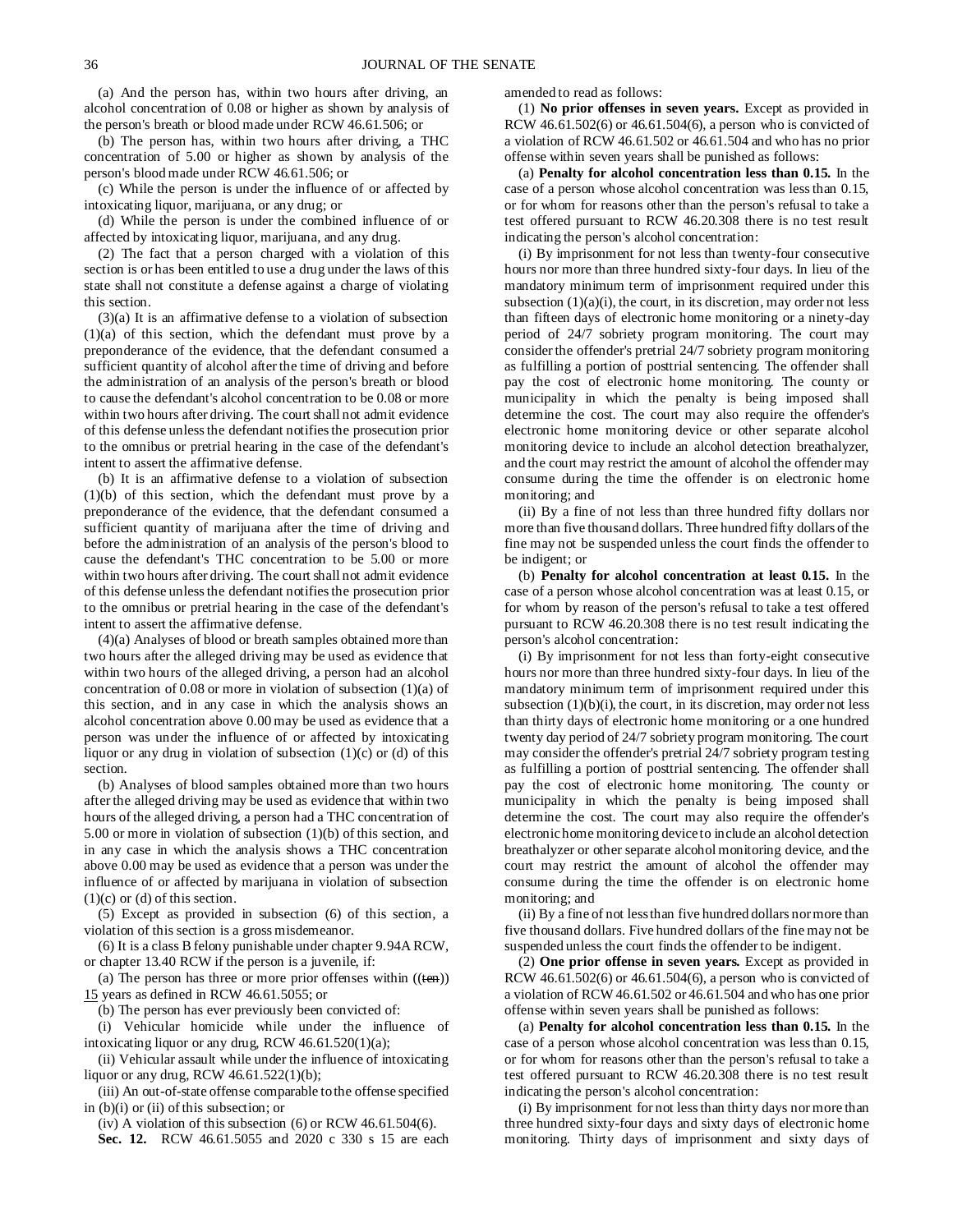(a) And the person has, within two hours after driving, an alcohol concentration of 0.08 or higher as shown by analysis of the person's breath or blood made under RCW 46.61.506; or

(b) The person has, within two hours after driving, a THC concentration of 5.00 or higher as shown by analysis of the person's blood made under RCW 46.61.506; or

(c) While the person is under the influence of or affected by intoxicating liquor, marijuana, or any drug; or

(d) While the person is under the combined influence of or affected by intoxicating liquor, marijuana, and any drug.

(2) The fact that a person charged with a violation of this section is or has been entitled to use a drug under the laws of this state shall not constitute a defense against a charge of violating this section.

(3)(a) It is an affirmative defense to a violation of subsection (1)(a) of this section, which the defendant must prove by a preponderance of the evidence, that the defendant consumed a sufficient quantity of alcohol after the time of driving and before the administration of an analysis of the person's breath or blood to cause the defendant's alcohol concentration to be 0.08 or more within two hours after driving. The court shall not admit evidence of this defense unless the defendant notifies the prosecution prior to the omnibus or pretrial hearing in the case of the defendant's intent to assert the affirmative defense.

(b) It is an affirmative defense to a violation of subsection (1)(b) of this section, which the defendant must prove by a preponderance of the evidence, that the defendant consumed a sufficient quantity of marijuana after the time of driving and before the administration of an analysis of the person's blood to cause the defendant's THC concentration to be 5.00 or more within two hours after driving. The court shall not admit evidence of this defense unless the defendant notifies the prosecution prior to the omnibus or pretrial hearing in the case of the defendant's intent to assert the affirmative defense.

(4)(a) Analyses of blood or breath samples obtained more than two hours after the alleged driving may be used as evidence that within two hours of the alleged driving, a person had an alcohol concentration of 0.08 or more in violation of subsection (1)(a) of this section, and in any case in which the analysis shows an alcohol concentration above 0.00 may be used as evidence that a person was under the influence of or affected by intoxicating liquor or any drug in violation of subsection (1)(c) or (d) of this section.

(b) Analyses of blood samples obtained more than two hours after the alleged driving may be used as evidence that within two hours of the alleged driving, a person had a THC concentration of 5.00 or more in violation of subsection (1)(b) of this section, and in any case in which the analysis shows a THC concentration above 0.00 may be used as evidence that a person was under the influence of or affected by marijuana in violation of subsection (1)(c) or (d) of this section.

(5) Except as provided in subsection (6) of this section, a violation of this section is a gross misdemeanor.

(6) It is a class B felony punishable under chapter 9.94A RCW, or chapter 13.40 RCW if the person is a juvenile, if:

(a) The person has three or more prior offenses within ((~~ten~~)) 15 years as defined in RCW 46.61.5055; or

(b) The person has ever previously been convicted of:

(i) Vehicular homicide while under the influence of intoxicating liquor or any drug, RCW 46.61.520(1)(a);

(ii) Vehicular assault while under the influence of intoxicating liquor or any drug, RCW 46.61.522(1)(b);

(iii) An out-of-state offense comparable to the offense specified in (b)(i) or (ii) of this subsection; or

(iv) A violation of this subsection (6) or RCW 46.61.504(6).

**Sec. 12.** RCW 46.61.5055 and 2020 c 330 s 15 are each amended to read as follows:

(1) **No prior offenses in seven years.** Except as provided in RCW 46.61.502(6) or 46.61.504(6), a person who is convicted of a violation of RCW 46.61.502 or 46.61.504 and who has no prior offense within seven years shall be punished as follows:

(a) **Penalty for alcohol concentration less than 0.15.** In the case of a person whose alcohol concentration was less than 0.15, or for whom for reasons other than the person's refusal to take a test offered pursuant to RCW 46.20.308 there is no test result indicating the person's alcohol concentration:

(i) By imprisonment for not less than twenty-four consecutive hours nor more than three hundred sixty-four days. In lieu of the mandatory minimum term of imprisonment required under this subsection (1)(a)(i), the court, in its discretion, may order not less than fifteen days of electronic home monitoring or a ninety-day period of 24/7 sobriety program monitoring. The court may consider the offender's pretrial 24/7 sobriety program monitoring as fulfilling a portion of posttrial sentencing. The offender shall pay the cost of electronic home monitoring. The county or municipality in which the penalty is being imposed shall determine the cost. The court may also require the offender's electronic home monitoring device or other separate alcohol monitoring device to include an alcohol detection breathalyzer, and the court may restrict the amount of alcohol the offender may consume during the time the offender is on electronic home monitoring; and

(ii) By a fine of not less than three hundred fifty dollars nor more than five thousand dollars. Three hundred fifty dollars of the fine may not be suspended unless the court finds the offender to be indigent; or

(b) **Penalty for alcohol concentration at least 0.15.** In the case of a person whose alcohol concentration was at least 0.15, or for whom by reason of the person's refusal to take a test offered pursuant to RCW 46.20.308 there is no test result indicating the person's alcohol concentration:

(i) By imprisonment for not less than forty-eight consecutive hours nor more than three hundred sixty-four days. In lieu of the mandatory minimum term of imprisonment required under this subsection (1)(b)(i), the court, in its discretion, may order not less than thirty days of electronic home monitoring or a one hundred twenty day period of 24/7 sobriety program monitoring. The court may consider the offender's pretrial 24/7 sobriety program testing as fulfilling a portion of posttrial sentencing. The offender shall pay the cost of electronic home monitoring. The county or municipality in which the penalty is being imposed shall determine the cost. The court may also require the offender's electronic home monitoring device to include an alcohol detection breathalyzer or other separate alcohol monitoring device, and the court may restrict the amount of alcohol the offender may consume during the time the offender is on electronic home monitoring; and

(ii) By a fine of not less than five hundred dollars nor more than five thousand dollars. Five hundred dollars of the fine may not be suspended unless the court finds the offender to be indigent.

(2) **One prior offense in seven years.** Except as provided in RCW 46.61.502(6) or 46.61.504(6), a person who is convicted of a violation of RCW 46.61.502 or 46.61.504 and who has one prior offense within seven years shall be punished as follows:

(a) **Penalty for alcohol concentration less than 0.15.** In the case of a person whose alcohol concentration was less than 0.15, or for whom for reasons other than the person's refusal to take a test offered pursuant to RCW 46.20.308 there is no test result indicating the person's alcohol concentration:

(i) By imprisonment for not less than thirty days nor more than three hundred sixty-four days and sixty days of electronic home monitoring. Thirty days of imprisonment and sixty days of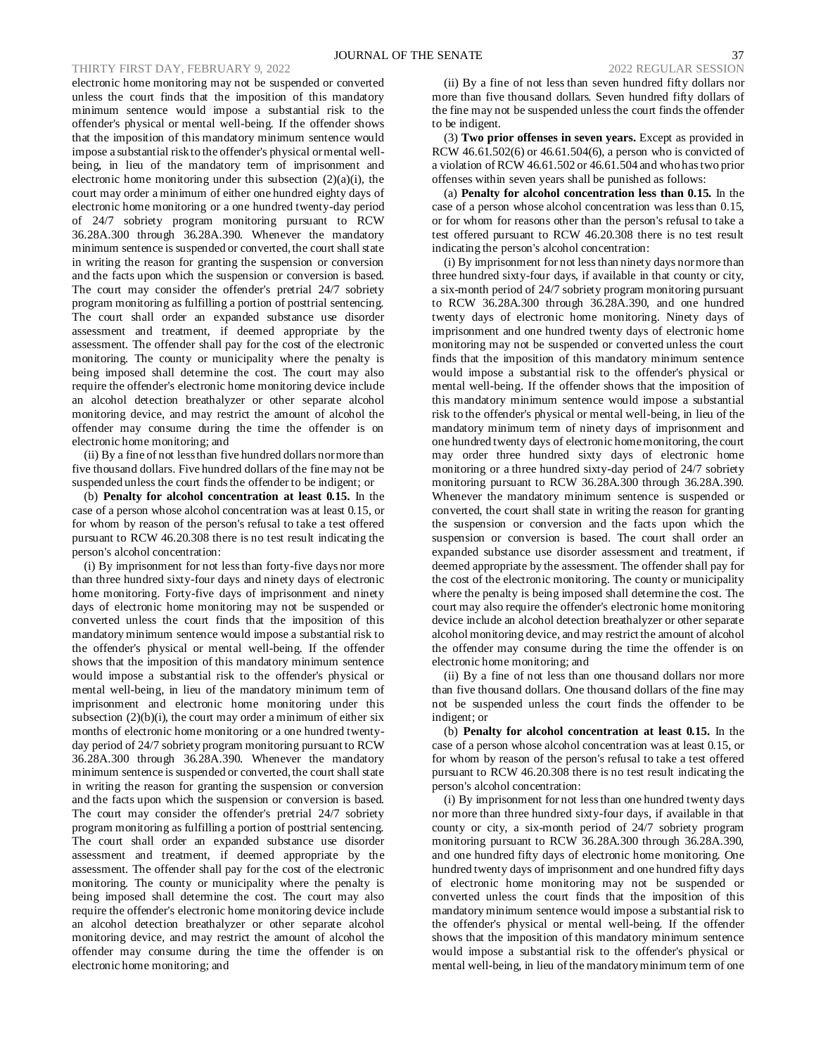electronic home monitoring may not be suspended or converted unless the court finds that the imposition of this mandatory minimum sentence would impose a substantial risk to the offender's physical or mental well-being. If the offender shows that the imposition of this mandatory minimum sentence would impose a substantial risk to the offender's physical or mental well-being, in lieu of the mandatory term of imprisonment and electronic home monitoring under this subsection (2)(a)(i), the court may order a minimum of either one hundred eighty days of electronic home monitoring or a one hundred twenty-day period of 24/7 sobriety program monitoring pursuant to RCW 36.28A.300 through 36.28A.390. Whenever the mandatory minimum sentence is suspended or converted, the court shall state in writing the reason for granting the suspension or conversion and the facts upon which the suspension or conversion is based. The court may consider the offender's pretrial 24/7 sobriety program monitoring as fulfilling a portion of posttrial sentencing. The court shall order an expanded substance use disorder assessment and treatment, if deemed appropriate by the assessment. The offender shall pay for the cost of the electronic monitoring. The county or municipality where the penalty is being imposed shall determine the cost. The court may also require the offender's electronic home monitoring device include an alcohol detection breathalyzer or other separate alcohol monitoring device, and may restrict the amount of alcohol the offender may consume during the time the offender is on electronic home monitoring; and

(ii) By a fine of not less than five hundred dollars nor more than five thousand dollars. Five hundred dollars of the fine may not be suspended unless the court finds the offender to be indigent; or

(b) **Penalty for alcohol concentration at least 0.15.** In the case of a person whose alcohol concentration was at least 0.15, or for whom by reason of the person's refusal to take a test offered pursuant to RCW 46.20.308 there is no test result indicating the person's alcohol concentration:

(i) By imprisonment for not less than forty-five days nor more than three hundred sixty-four days and ninety days of electronic home monitoring. Forty-five days of imprisonment and ninety days of electronic home monitoring may not be suspended or converted unless the court finds that the imposition of this mandatory minimum sentence would impose a substantial risk to the offender's physical or mental well-being. If the offender shows that the imposition of this mandatory minimum sentence would impose a substantial risk to the offender's physical or mental well-being, in lieu of the mandatory minimum term of imprisonment and electronic home monitoring under this subsection (2)(b)(i), the court may order a minimum of either six months of electronic home monitoring or a one hundred twenty-day period of 24/7 sobriety program monitoring pursuant to RCW 36.28A.300 through 36.28A.390. Whenever the mandatory minimum sentence is suspended or converted, the court shall state in writing the reason for granting the suspension or conversion and the facts upon which the suspension or conversion is based. The court may consider the offender's pretrial 24/7 sobriety program monitoring as fulfilling a portion of posttrial sentencing. The court shall order an expanded substance use disorder assessment and treatment, if deemed appropriate by the assessment. The offender shall pay for the cost of the electronic monitoring. The county or municipality where the penalty is being imposed shall determine the cost. The court may also require the offender's electronic home monitoring device include an alcohol detection breathalyzer or other separate alcohol monitoring device, and may restrict the amount of alcohol the offender may consume during the time the offender is on electronic home monitoring; and

(ii) By a fine of not less than seven hundred fifty dollars nor more than five thousand dollars. Seven hundred fifty dollars of the fine may not be suspended unless the court finds the offender to be indigent.

(3) **Two prior offenses in seven years.** Except as provided in RCW 46.61.502(6) or 46.61.504(6), a person who is convicted of a violation of RCW 46.61.502 or 46.61.504 and who has two prior offenses within seven years shall be punished as follows:

(a) **Penalty for alcohol concentration less than 0.15.** In the case of a person whose alcohol concentration was less than 0.15, or for whom for reasons other than the person's refusal to take a test offered pursuant to RCW 46.20.308 there is no test result indicating the person's alcohol concentration:

(i) By imprisonment for not less than ninety days nor more than three hundred sixty-four days, if available in that county or city, a six-month period of 24/7 sobriety program monitoring pursuant to RCW 36.28A.300 through 36.28A.390, and one hundred twenty days of electronic home monitoring. Ninety days of imprisonment and one hundred twenty days of electronic home monitoring may not be suspended or converted unless the court finds that the imposition of this mandatory minimum sentence would impose a substantial risk to the offender's physical or mental well-being. If the offender shows that the imposition of this mandatory minimum sentence would impose a substantial risk to the offender's physical or mental well-being, in lieu of the mandatory minimum term of ninety days of imprisonment and one hundred twenty days of electronic home monitoring, the court may order three hundred sixty days of electronic home monitoring or a three hundred sixty-day period of 24/7 sobriety monitoring pursuant to RCW 36.28A.300 through 36.28A.390. Whenever the mandatory minimum sentence is suspended or converted, the court shall state in writing the reason for granting the suspension or conversion and the facts upon which the suspension or conversion is based. The court shall order an expanded substance use disorder assessment and treatment, if deemed appropriate by the assessment. The offender shall pay for the cost of the electronic monitoring. The county or municipality where the penalty is being imposed shall determine the cost. The court may also require the offender's electronic home monitoring device include an alcohol detection breathalyzer or other separate alcohol monitoring device, and may restrict the amount of alcohol the offender may consume during the time the offender is on electronic home monitoring; and

(ii) By a fine of not less than one thousand dollars nor more than five thousand dollars. One thousand dollars of the fine may not be suspended unless the court finds the offender to be indigent; or

(b) **Penalty for alcohol concentration at least 0.15.** In the case of a person whose alcohol concentration was at least 0.15, or for whom by reason of the person's refusal to take a test offered pursuant to RCW 46.20.308 there is no test result indicating the person's alcohol concentration:

(i) By imprisonment for not less than one hundred twenty days nor more than three hundred sixty-four days, if available in that county or city, a six-month period of 24/7 sobriety program monitoring pursuant to RCW 36.28A.300 through 36.28A.390, and one hundred fifty days of electronic home monitoring. One hundred twenty days of imprisonment and one hundred fifty days of electronic home monitoring may not be suspended or converted unless the court finds that the imposition of this mandatory minimum sentence would impose a substantial risk to the offender's physical or mental well-being. If the offender shows that the imposition of this mandatory minimum sentence would impose a substantial risk to the offender's physical or mental well-being, in lieu of the mandatory minimum term of one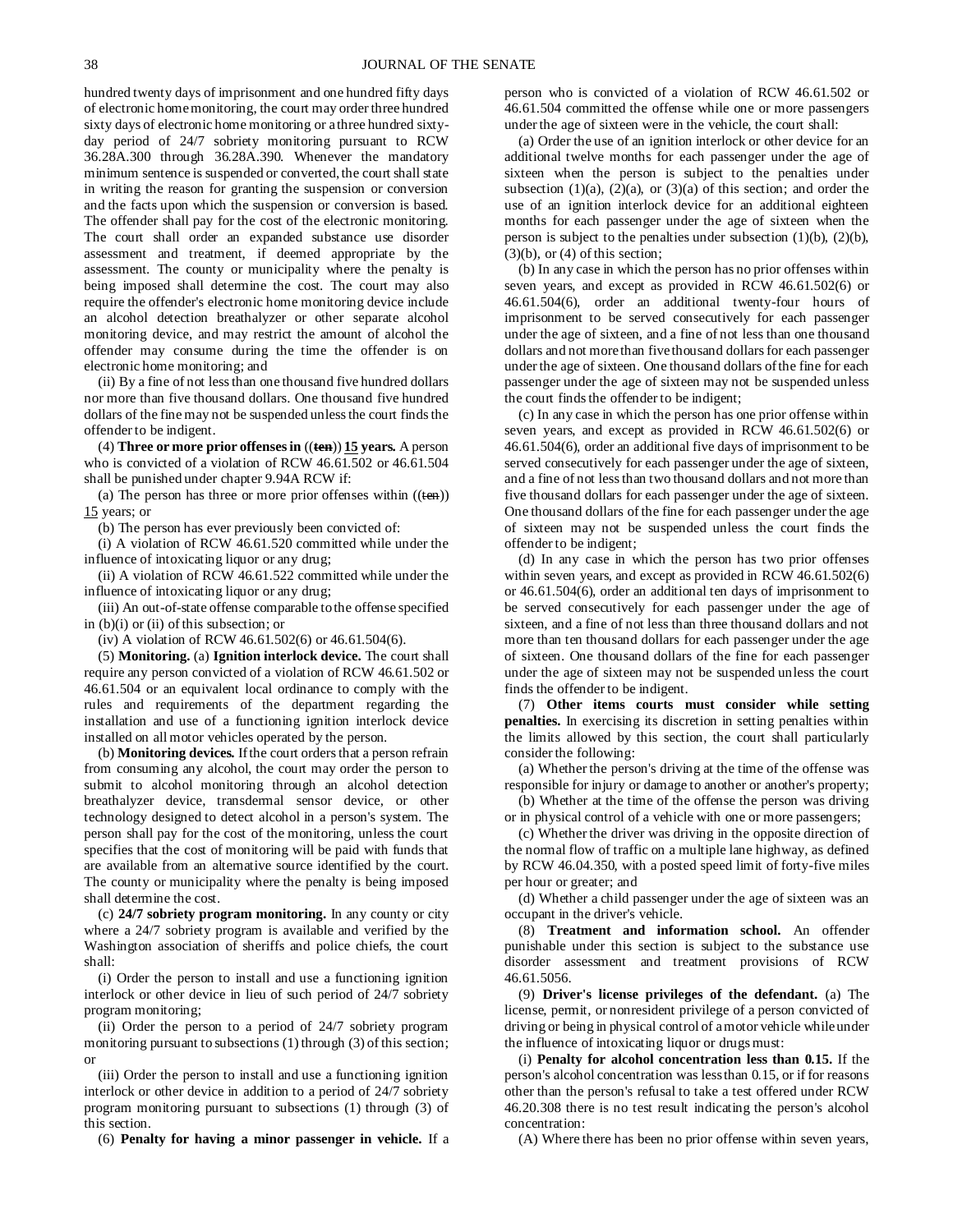hundred twenty days of imprisonment and one hundred fifty days of electronic home monitoring, the court may order three hundred sixty days of electronic home monitoring or a three hundred sixty-day period of 24/7 sobriety monitoring pursuant to RCW 36.28A.300 through 36.28A.390. Whenever the mandatory minimum sentence is suspended or converted, the court shall state in writing the reason for granting the suspension or conversion and the facts upon which the suspension or conversion is based. The offender shall pay for the cost of the electronic monitoring. The court shall order an expanded substance use disorder assessment and treatment, if deemed appropriate by the assessment. The county or municipality where the penalty is being imposed shall determine the cost. The court may also require the offender's electronic home monitoring device include an alcohol detection breathalyzer or other separate alcohol monitoring device, and may restrict the amount of alcohol the offender may consume during the time the offender is on electronic home monitoring; and

(ii) By a fine of not less than one thousand five hundred dollars nor more than five thousand dollars. One thousand five hundred dollars of the fine may not be suspended unless the court finds the offender to be indigent.

(4) **Three or more prior offenses in** ((~~ten~~)) **15 years.** A person who is convicted of a violation of RCW 46.61.502 or 46.61.504 shall be punished under chapter 9.94A RCW if:

(a) The person has three or more prior offenses within ((~~ten~~)) 15 years; or

(b) The person has ever previously been convicted of:

(i) A violation of RCW 46.61.520 committed while under the influence of intoxicating liquor or any drug;

(ii) A violation of RCW 46.61.522 committed while under the influence of intoxicating liquor or any drug;

(iii) An out-of-state offense comparable to the offense specified in (b)(i) or (ii) of this subsection; or

(iv) A violation of RCW 46.61.502(6) or 46.61.504(6).

(5) **Monitoring.** (a) **Ignition interlock device.** The court shall require any person convicted of a violation of RCW 46.61.502 or 46.61.504 or an equivalent local ordinance to comply with the rules and requirements of the department regarding the installation and use of a functioning ignition interlock device installed on all motor vehicles operated by the person.

(b) **Monitoring devices.** If the court orders that a person refrain from consuming any alcohol, the court may order the person to submit to alcohol monitoring through an alcohol detection breathalyzer device, transdermal sensor device, or other technology designed to detect alcohol in a person's system. The person shall pay for the cost of the monitoring, unless the court specifies that the cost of monitoring will be paid with funds that are available from an alternative source identified by the court. The county or municipality where the penalty is being imposed shall determine the cost.

(c) **24/7 sobriety program monitoring.** In any county or city where a 24/7 sobriety program is available and verified by the Washington association of sheriffs and police chiefs, the court shall:

(i) Order the person to install and use a functioning ignition interlock or other device in lieu of such period of 24/7 sobriety program monitoring;

(ii) Order the person to a period of 24/7 sobriety program monitoring pursuant to subsections (1) through (3) of this section; or

(iii) Order the person to install and use a functioning ignition interlock or other device in addition to a period of 24/7 sobriety program monitoring pursuant to subsections (1) through (3) of this section.

(6) **Penalty for having a minor passenger in vehicle.** If a person who is convicted of a violation of RCW 46.61.502 or 46.61.504 committed the offense while one or more passengers under the age of sixteen were in the vehicle, the court shall:

(a) Order the use of an ignition interlock or other device for an additional twelve months for each passenger under the age of sixteen when the person is subject to the penalties under subsection (1)(a), (2)(a), or (3)(a) of this section; and order the use of an ignition interlock device for an additional eighteen months for each passenger under the age of sixteen when the person is subject to the penalties under subsection (1)(b), (2)(b), (3)(b), or (4) of this section;

(b) In any case in which the person has no prior offenses within seven years, and except as provided in RCW 46.61.502(6) or 46.61.504(6), order an additional twenty-four hours of imprisonment to be served consecutively for each passenger under the age of sixteen, and a fine of not less than one thousand dollars and not more than five thousand dollars for each passenger under the age of sixteen. One thousand dollars of the fine for each passenger under the age of sixteen may not be suspended unless the court finds the offender to be indigent;

(c) In any case in which the person has one prior offense within seven years, and except as provided in RCW 46.61.502(6) or 46.61.504(6), order an additional five days of imprisonment to be served consecutively for each passenger under the age of sixteen, and a fine of not less than two thousand dollars and not more than five thousand dollars for each passenger under the age of sixteen. One thousand dollars of the fine for each passenger under the age of sixteen may not be suspended unless the court finds the offender to be indigent;

(d) In any case in which the person has two prior offenses within seven years, and except as provided in RCW 46.61.502(6) or 46.61.504(6), order an additional ten days of imprisonment to be served consecutively for each passenger under the age of sixteen, and a fine of not less than three thousand dollars and not more than ten thousand dollars for each passenger under the age of sixteen. One thousand dollars of the fine for each passenger under the age of sixteen may not be suspended unless the court finds the offender to be indigent.

(7) **Other items courts must consider while setting penalties.** In exercising its discretion in setting penalties within the limits allowed by this section, the court shall particularly consider the following:

(a) Whether the person's driving at the time of the offense was responsible for injury or damage to another or another's property;

(b) Whether at the time of the offense the person was driving or in physical control of a vehicle with one or more passengers;

(c) Whether the driver was driving in the opposite direction of the normal flow of traffic on a multiple lane highway, as defined by RCW 46.04.350, with a posted speed limit of forty-five miles per hour or greater; and

(d) Whether a child passenger under the age of sixteen was an occupant in the driver's vehicle.

(8) **Treatment and information school.** An offender punishable under this section is subject to the substance use disorder assessment and treatment provisions of RCW 46.61.5056.

(9) **Driver's license privileges of the defendant.** (a) The license, permit, or nonresident privilege of a person convicted of driving or being in physical control of a motor vehicle while under the influence of intoxicating liquor or drugs must:

(i) **Penalty for alcohol concentration less than 0.15.** If the person's alcohol concentration was less than 0.15, or if for reasons other than the person's refusal to take a test offered under RCW 46.20.308 there is no test result indicating the person's alcohol concentration:

(A) Where there has been no prior offense within seven years,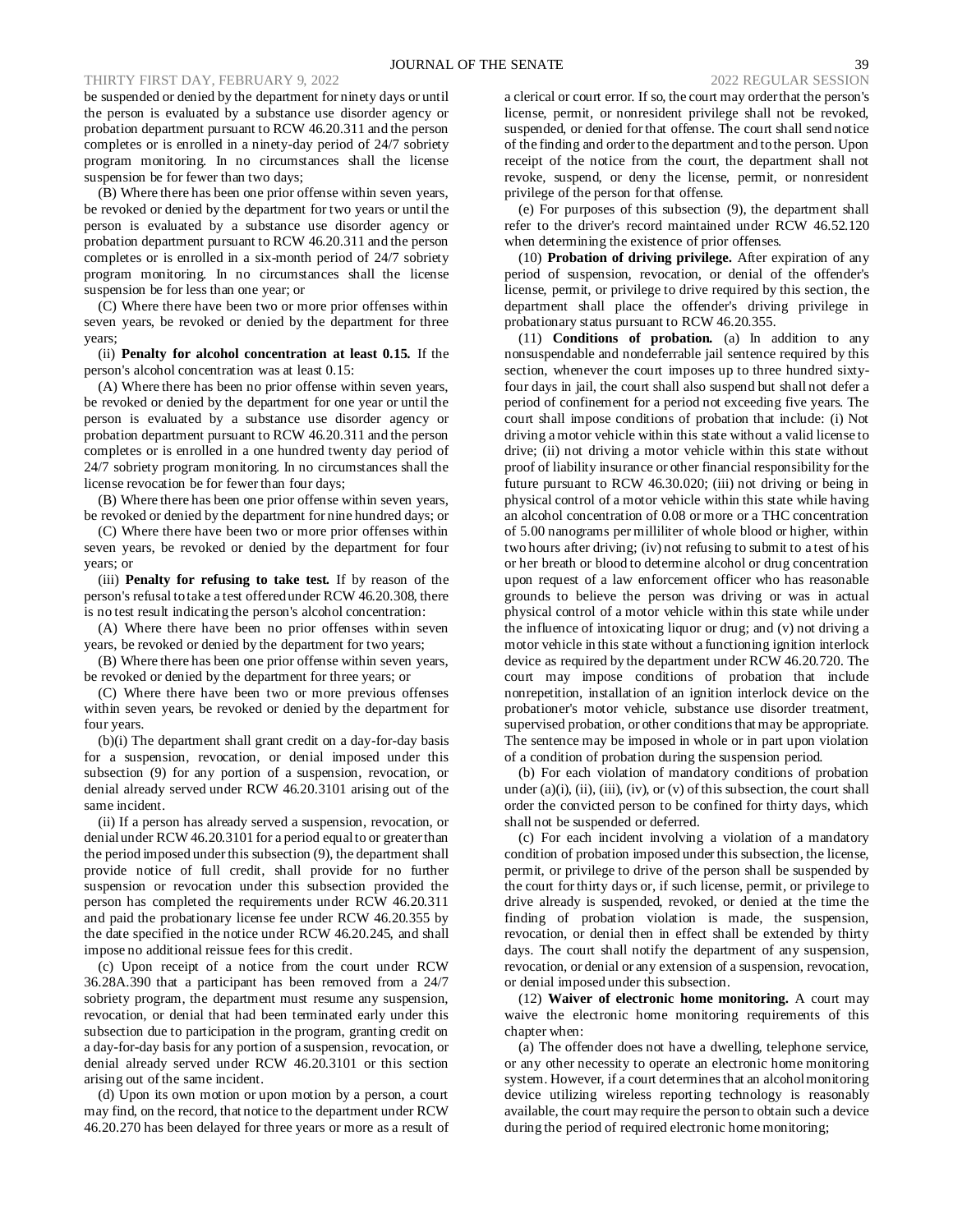be suspended or denied by the department for ninety days or until the person is evaluated by a substance use disorder agency or probation department pursuant to RCW 46.20.311 and the person completes or is enrolled in a ninety-day period of 24/7 sobriety program monitoring. In no circumstances shall the license suspension be for fewer than two days;

(B) Where there has been one prior offense within seven years, be revoked or denied by the department for two years or until the person is evaluated by a substance use disorder agency or probation department pursuant to RCW 46.20.311 and the person completes or is enrolled in a six-month period of 24/7 sobriety program monitoring. In no circumstances shall the license suspension be for less than one year; or

(C) Where there have been two or more prior offenses within seven years, be revoked or denied by the department for three years;

(ii) **Penalty for alcohol concentration at least 0.15.** If the person's alcohol concentration was at least 0.15:

(A) Where there has been no prior offense within seven years, be revoked or denied by the department for one year or until the person is evaluated by a substance use disorder agency or probation department pursuant to RCW 46.20.311 and the person completes or is enrolled in a one hundred twenty day period of 24/7 sobriety program monitoring. In no circumstances shall the license revocation be for fewer than four days;

(B) Where there has been one prior offense within seven years, be revoked or denied by the department for nine hundred days; or

(C) Where there have been two or more prior offenses within seven years, be revoked or denied by the department for four years; or

(iii) **Penalty for refusing to take test.** If by reason of the person's refusal to take a test offered under RCW 46.20.308, there is no test result indicating the person's alcohol concentration:

(A) Where there have been no prior offenses within seven years, be revoked or denied by the department for two years;

(B) Where there has been one prior offense within seven years, be revoked or denied by the department for three years; or

(C) Where there have been two or more previous offenses within seven years, be revoked or denied by the department for four years.

(b)(i) The department shall grant credit on a day-for-day basis for a suspension, revocation, or denial imposed under this subsection (9) for any portion of a suspension, revocation, or denial already served under RCW 46.20.3101 arising out of the same incident.

(ii) If a person has already served a suspension, revocation, or denial under RCW 46.20.3101 for a period equal to or greater than the period imposed under this subsection (9), the department shall provide notice of full credit, shall provide for no further suspension or revocation under this subsection provided the person has completed the requirements under RCW 46.20.311 and paid the probationary license fee under RCW 46.20.355 by the date specified in the notice under RCW 46.20.245, and shall impose no additional reissue fees for this credit.

(c) Upon receipt of a notice from the court under RCW 36.28A.390 that a participant has been removed from a 24/7 sobriety program, the department must resume any suspension, revocation, or denial that had been terminated early under this subsection due to participation in the program, granting credit on a day-for-day basis for any portion of a suspension, revocation, or denial already served under RCW 46.20.3101 or this section arising out of the same incident.

(d) Upon its own motion or upon motion by a person, a court may find, on the record, that notice to the department under RCW 46.20.270 has been delayed for three years or more as a result of a clerical or court error. If so, the court may order that the person's license, permit, or nonresident privilege shall not be revoked, suspended, or denied for that offense. The court shall send notice of the finding and order to the department and to the person. Upon receipt of the notice from the court, the department shall not revoke, suspend, or deny the license, permit, or nonresident privilege of the person for that offense.

(e) For purposes of this subsection (9), the department shall refer to the driver's record maintained under RCW 46.52.120 when determining the existence of prior offenses.

(10) **Probation of driving privilege.** After expiration of any period of suspension, revocation, or denial of the offender's license, permit, or privilege to drive required by this section, the department shall place the offender's driving privilege in probationary status pursuant to RCW 46.20.355.

(11) **Conditions of probation.** (a) In addition to any nonsuspendable and nondeferrable jail sentence required by this section, whenever the court imposes up to three hundred sixty-four days in jail, the court shall also suspend but shall not defer a period of confinement for a period not exceeding five years. The court shall impose conditions of probation that include: (i) Not driving a motor vehicle within this state without a valid license to drive; (ii) not driving a motor vehicle within this state without proof of liability insurance or other financial responsibility for the future pursuant to RCW 46.30.020; (iii) not driving or being in physical control of a motor vehicle within this state while having an alcohol concentration of 0.08 or more or a THC concentration of 5.00 nanograms per milliliter of whole blood or higher, within two hours after driving; (iv) not refusing to submit to a test of his or her breath or blood to determine alcohol or drug concentration upon request of a law enforcement officer who has reasonable grounds to believe the person was driving or was in actual physical control of a motor vehicle within this state while under the influence of intoxicating liquor or drug; and (v) not driving a motor vehicle in this state without a functioning ignition interlock device as required by the department under RCW 46.20.720. The court may impose conditions of probation that include nonrepetition, installation of an ignition interlock device on the probationer's motor vehicle, substance use disorder treatment, supervised probation, or other conditions that may be appropriate. The sentence may be imposed in whole or in part upon violation of a condition of probation during the suspension period.

(b) For each violation of mandatory conditions of probation under (a)(i), (ii), (iii), (iv), or (v) of this subsection, the court shall order the convicted person to be confined for thirty days, which shall not be suspended or deferred.

(c) For each incident involving a violation of a mandatory condition of probation imposed under this subsection, the license, permit, or privilege to drive of the person shall be suspended by the court for thirty days or, if such license, permit, or privilege to drive already is suspended, revoked, or denied at the time the finding of probation violation is made, the suspension, revocation, or denial then in effect shall be extended by thirty days. The court shall notify the department of any suspension, revocation, or denial or any extension of a suspension, revocation, or denial imposed under this subsection.

(12) **Waiver of electronic home monitoring.** A court may waive the electronic home monitoring requirements of this chapter when:

(a) The offender does not have a dwelling, telephone service, or any other necessity to operate an electronic home monitoring system. However, if a court determines that an alcohol monitoring device utilizing wireless reporting technology is reasonably available, the court may require the person to obtain such a device during the period of required electronic home monitoring;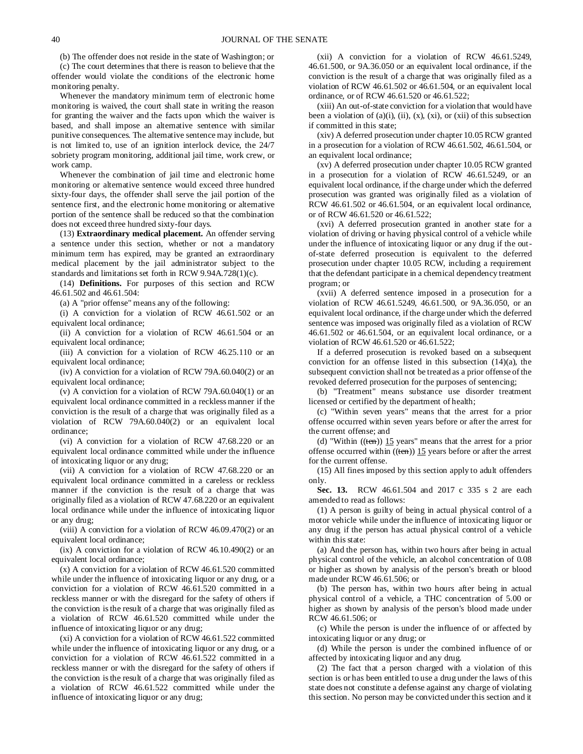(b) The offender does not reside in the state of Washington; or

(c) The court determines that there is reason to believe that the offender would violate the conditions of the electronic home monitoring penalty.

Whenever the mandatory minimum term of electronic home monitoring is waived, the court shall state in writing the reason for granting the waiver and the facts upon which the waiver is based, and shall impose an alternative sentence with similar punitive consequences. The alternative sentence may include, but is not limited to, use of an ignition interlock device, the 24/7 sobriety program monitoring, additional jail time, work crew, or work camp.

Whenever the combination of jail time and electronic home monitoring or alternative sentence would exceed three hundred sixty-four days, the offender shall serve the jail portion of the sentence first, and the electronic home monitoring or alternative portion of the sentence shall be reduced so that the combination does not exceed three hundred sixty-four days.

(13) **Extraordinary medical placement.** An offender serving a sentence under this section, whether or not a mandatory minimum term has expired, may be granted an extraordinary medical placement by the jail administrator subject to the standards and limitations set forth in RCW 9.94A.728(1)(c).

(14) **Definitions.** For purposes of this section and RCW 46.61.502 and 46.61.504:

(a) A "prior offense" means any of the following:

(i) A conviction for a violation of RCW 46.61.502 or an equivalent local ordinance;

(ii) A conviction for a violation of RCW 46.61.504 or an equivalent local ordinance;

(iii) A conviction for a violation of RCW 46.25.110 or an equivalent local ordinance;

(iv) A conviction for a violation of RCW 79A.60.040(2) or an equivalent local ordinance;

(v) A conviction for a violation of RCW 79A.60.040(1) or an equivalent local ordinance committed in a reckless manner if the conviction is the result of a charge that was originally filed as a violation of RCW 79A.60.040(2) or an equivalent local ordinance;

(vi) A conviction for a violation of RCW 47.68.220 or an equivalent local ordinance committed while under the influence of intoxicating liquor or any drug;

(vii) A conviction for a violation of RCW 47.68.220 or an equivalent local ordinance committed in a careless or reckless manner if the conviction is the result of a charge that was originally filed as a violation of RCW 47.68.220 or an equivalent local ordinance while under the influence of intoxicating liquor or any drug;

(viii) A conviction for a violation of RCW 46.09.470(2) or an equivalent local ordinance;

(ix) A conviction for a violation of RCW 46.10.490(2) or an equivalent local ordinance;

(x) A conviction for a violation of RCW 46.61.520 committed while under the influence of intoxicating liquor or any drug, or a conviction for a violation of RCW 46.61.520 committed in a reckless manner or with the disregard for the safety of others if the conviction is the result of a charge that was originally filed as a violation of RCW 46.61.520 committed while under the influence of intoxicating liquor or any drug;

(xi) A conviction for a violation of RCW 46.61.522 committed while under the influence of intoxicating liquor or any drug, or a conviction for a violation of RCW 46.61.522 committed in a reckless manner or with the disregard for the safety of others if the conviction is the result of a charge that was originally filed as a violation of RCW 46.61.522 committed while under the influence of intoxicating liquor or any drug;

(xii) A conviction for a violation of RCW 46.61.5249, 46.61.500, or 9A.36.050 or an equivalent local ordinance, if the conviction is the result of a charge that was originally filed as a violation of RCW 46.61.502 or 46.61.504, or an equivalent local ordinance, or of RCW 46.61.520 or 46.61.522;

(xiii) An out-of-state conviction for a violation that would have been a violation of (a)(i), (ii), (x), (xi), or (xii) of this subsection if committed in this state;

(xiv) A deferred prosecution under chapter 10.05 RCW granted in a prosecution for a violation of RCW 46.61.502, 46.61.504, or an equivalent local ordinance;

(xv) A deferred prosecution under chapter 10.05 RCW granted in a prosecution for a violation of RCW 46.61.5249, or an equivalent local ordinance, if the charge under which the deferred prosecution was granted was originally filed as a violation of RCW 46.61.502 or 46.61.504, or an equivalent local ordinance, or of RCW 46.61.520 or 46.61.522;

(xvi) A deferred prosecution granted in another state for a violation of driving or having physical control of a vehicle while under the influence of intoxicating liquor or any drug if the out-of-state deferred prosecution is equivalent to the deferred prosecution under chapter 10.05 RCW, including a requirement that the defendant participate in a chemical dependency treatment program; or

(xvii) A deferred sentence imposed in a prosecution for a violation of RCW 46.61.5249, 46.61.500, or 9A.36.050, or an equivalent local ordinance, if the charge under which the deferred sentence was imposed was originally filed as a violation of RCW 46.61.502 or 46.61.504, or an equivalent local ordinance, or a violation of RCW 46.61.520 or 46.61.522;

If a deferred prosecution is revoked based on a subsequent conviction for an offense listed in this subsection (14)(a), the subsequent conviction shall not be treated as a prior offense of the revoked deferred prosecution for the purposes of sentencing;

(b) "Treatment" means substance use disorder treatment licensed or certified by the department of health;

(c) "Within seven years" means that the arrest for a prior offense occurred within seven years before or after the arrest for the current offense; and

(d) "Within ((~~ten~~)) 15 years" means that the arrest for a prior offense occurred within ((~~ten~~)) 15 years before or after the arrest for the current offense.

(15) All fines imposed by this section apply to adult offenders only.

**Sec. 13.** RCW 46.61.504 and 2017 c 335 s 2 are each amended to read as follows:

(1) A person is guilty of being in actual physical control of a motor vehicle while under the influence of intoxicating liquor or any drug if the person has actual physical control of a vehicle within this state:

(a) And the person has, within two hours after being in actual physical control of the vehicle, an alcohol concentration of 0.08 or higher as shown by analysis of the person's breath or blood made under RCW 46.61.506; or

(b) The person has, within two hours after being in actual physical control of a vehicle, a THC concentration of 5.00 or higher as shown by analysis of the person's blood made under RCW 46.61.506; or

(c) While the person is under the influence of or affected by intoxicating liquor or any drug; or

(d) While the person is under the combined influence of or affected by intoxicating liquor and any drug.

(2) The fact that a person charged with a violation of this section is or has been entitled to use a drug under the laws of this state does not constitute a defense against any charge of violating this section. No person may be convicted under this section and it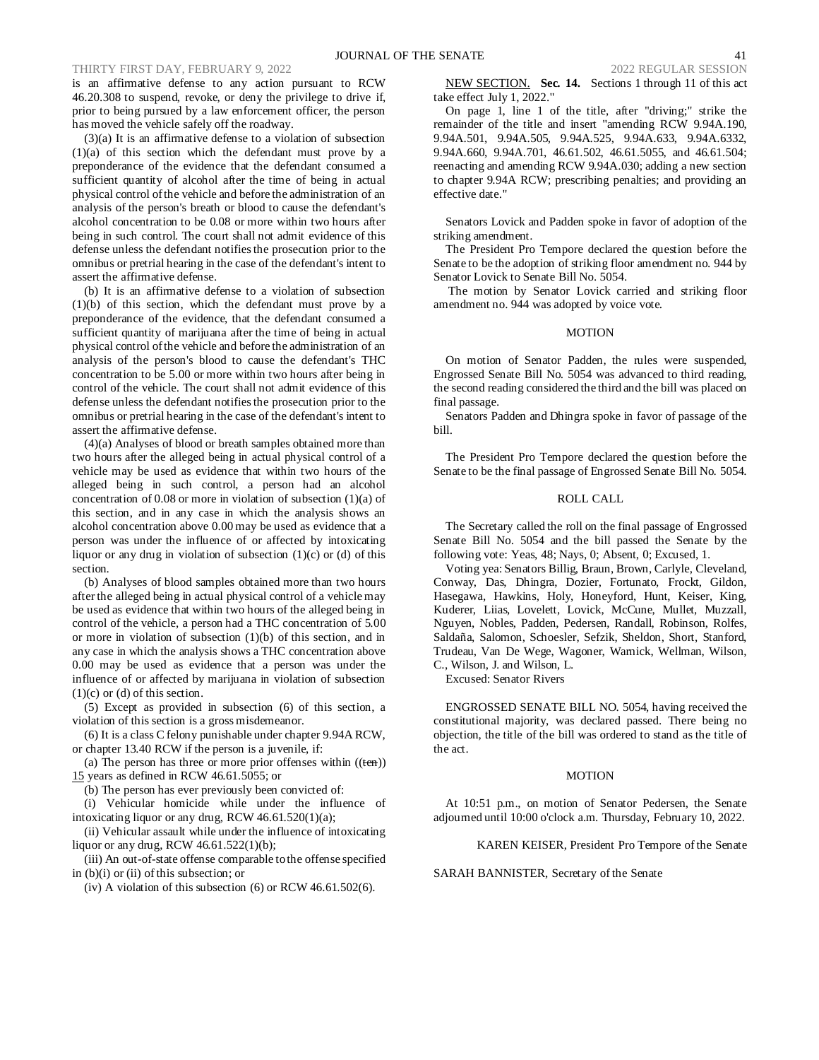is an affirmative defense to any action pursuant to RCW 46.20.308 to suspend, revoke, or deny the privilege to drive if, prior to being pursued by a law enforcement officer, the person has moved the vehicle safely off the roadway.

(3)(a) It is an affirmative defense to a violation of subsection (1)(a) of this section which the defendant must prove by a preponderance of the evidence that the defendant consumed a sufficient quantity of alcohol after the time of being in actual physical control of the vehicle and before the administration of an analysis of the person's breath or blood to cause the defendant's alcohol concentration to be 0.08 or more within two hours after being in such control. The court shall not admit evidence of this defense unless the defendant notifies the prosecution prior to the omnibus or pretrial hearing in the case of the defendant's intent to assert the affirmative defense.

(b) It is an affirmative defense to a violation of subsection (1)(b) of this section, which the defendant must prove by a preponderance of the evidence, that the defendant consumed a sufficient quantity of marijuana after the time of being in actual physical control of the vehicle and before the administration of an analysis of the person's blood to cause the defendant's THC concentration to be 5.00 or more within two hours after being in control of the vehicle. The court shall not admit evidence of this defense unless the defendant notifies the prosecution prior to the omnibus or pretrial hearing in the case of the defendant's intent to assert the affirmative defense.

(4)(a) Analyses of blood or breath samples obtained more than two hours after the alleged being in actual physical control of a vehicle may be used as evidence that within two hours of the alleged being in such control, a person had an alcohol concentration of 0.08 or more in violation of subsection (1)(a) of this section, and in any case in which the analysis shows an alcohol concentration above 0.00 may be used as evidence that a person was under the influence of or affected by intoxicating liquor or any drug in violation of subsection (1)(c) or (d) of this section.

(b) Analyses of blood samples obtained more than two hours after the alleged being in actual physical control of a vehicle may be used as evidence that within two hours of the alleged being in control of the vehicle, a person had a THC concentration of 5.00 or more in violation of subsection (1)(b) of this section, and in any case in which the analysis shows a THC concentration above 0.00 may be used as evidence that a person was under the influence of or affected by marijuana in violation of subsection (1)(c) or (d) of this section.

(5) Except as provided in subsection (6) of this section, a violation of this section is a gross misdemeanor.

(6) It is a class C felony punishable under chapter 9.94A RCW, or chapter 13.40 RCW if the person is a juvenile, if:

(a) The person has three or more prior offenses within ((~~ten~~)) 15 years as defined in RCW 46.61.5055; or

(b) The person has ever previously been convicted of:

(i) Vehicular homicide while under the influence of intoxicating liquor or any drug, RCW 46.61.520(1)(a);

(ii) Vehicular assault while under the influence of intoxicating liquor or any drug, RCW 46.61.522(1)(b);

(iii) An out-of-state offense comparable to the offense specified in (b)(i) or (ii) of this subsection; or

(iv) A violation of this subsection (6) or RCW 46.61.502(6).

NEW SECTION. **Sec. 14.** Sections 1 through 11 of this act take effect July 1, 2022."

On page 1, line 1 of the title, after "driving;" strike the remainder of the title and insert "amending RCW 9.94A.190, 9.94A.501, 9.94A.505, 9.94A.525, 9.94A.633, 9.94A.6332, 9.94A.660, 9.94A.701, 46.61.502, 46.61.5055, and 46.61.504; reenacting and amending RCW 9.94A.030; adding a new section to chapter 9.94A RCW; prescribing penalties; and providing an effective date."

Senators Lovick and Padden spoke in favor of adoption of the striking amendment.

The President Pro Tempore declared the question before the Senate to be the adoption of striking floor amendment no. 944 by Senator Lovick to Senate Bill No. 5054.

The motion by Senator Lovick carried and striking floor amendment no. 944 was adopted by voice vote.

MOTION

On motion of Senator Padden, the rules were suspended, Engrossed Senate Bill No. 5054 was advanced to third reading, the second reading considered the third and the bill was placed on final passage.

Senators Padden and Dhingra spoke in favor of passage of the bill.

The President Pro Tempore declared the question before the Senate to be the final passage of Engrossed Senate Bill No. 5054.

ROLL CALL

The Secretary called the roll on the final passage of Engrossed Senate Bill No. 5054 and the bill passed the Senate by the following vote: Yeas, 48; Nays, 0; Absent, 0; Excused, 1.

Voting yea: Senators Billig, Braun, Brown, Carlyle, Cleveland, Conway, Das, Dhingra, Dozier, Fortunato, Frockt, Gildon, Hasegawa, Hawkins, Holy, Honeyford, Hunt, Keiser, King, Kuderer, Liias, Lovelett, Lovick, McCune, Mullet, Muzzall, Nguyen, Nobles, Padden, Pedersen, Randall, Robinson, Rolfes, Saldaña, Salomon, Schoesler, Sefzik, Sheldon, Short, Stanford, Trudeau, Van De Wege, Wagoner, Warnick, Wellman, Wilson, C., Wilson, J. and Wilson, L.

Excused: Senator Rivers

ENGROSSED SENATE BILL NO. 5054, having received the constitutional majority, was declared passed. There being no objection, the title of the bill was ordered to stand as the title of the act.

MOTION

At 10:51 p.m., on motion of Senator Pedersen, the Senate adjourned until 10:00 o'clock a.m. Thursday, February 10, 2022.

KAREN KEISER, President Pro Tempore of the Senate

SARAH BANNISTER, Secretary of the Senate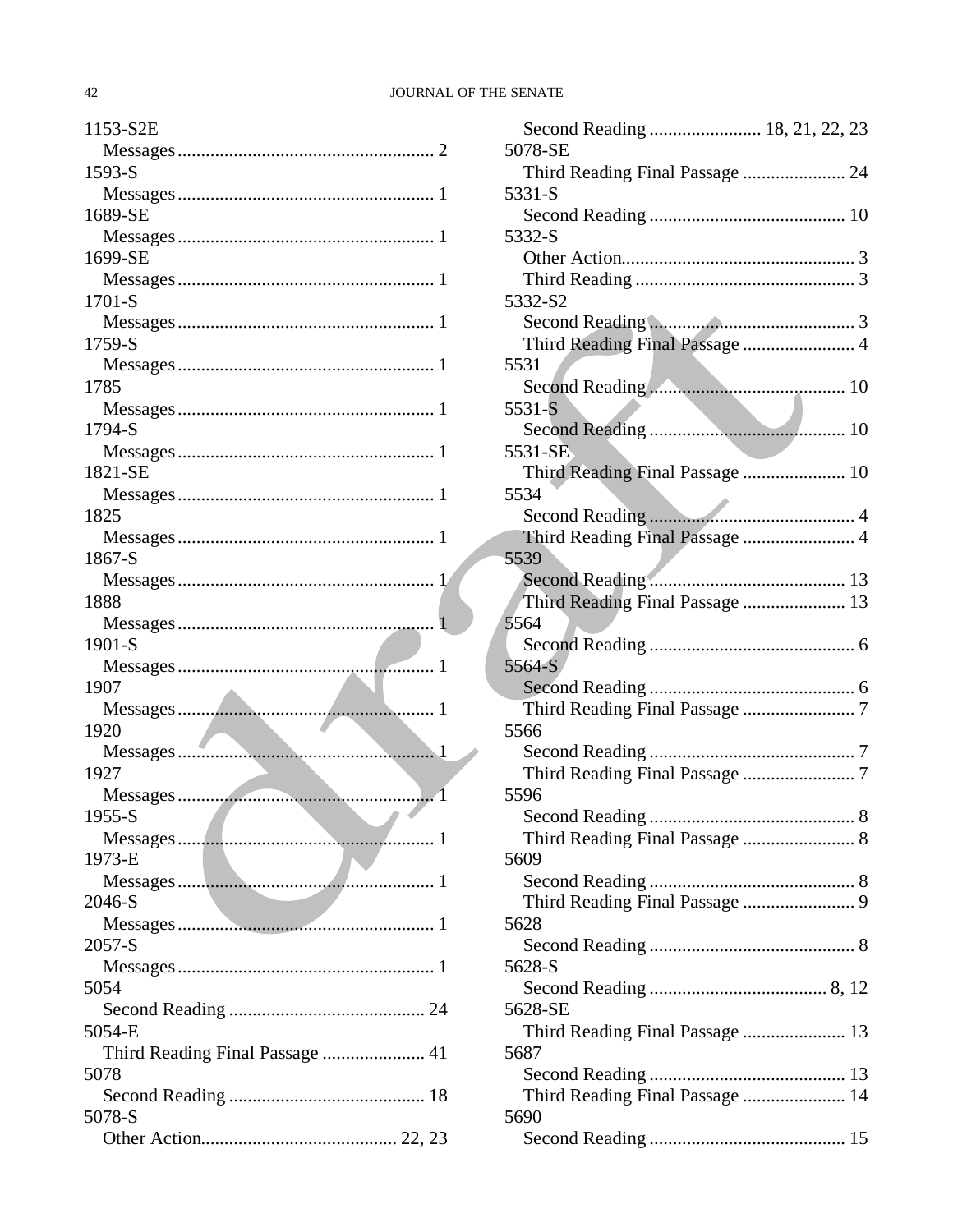1153-S2E
  Messages ...................................................... 2
1593-S
  Messages ...................................................... 1
1689-SE
  Messages ...................................................... 1
1699-SE
  Messages ...................................................... 1
1701-S
  Messages ...................................................... 1
1759-S
  Messages ...................................................... 1
1785
  Messages ...................................................... 1
1794-S
  Messages ...................................................... 1
1821-SE
  Messages ...................................................... 1
1825
  Messages ...................................................... 1
1867-S
  Messages ...................................................... 1
1888
  Messages ...................................................... 1
1901-S
  Messages ...................................................... 1
1907
  Messages ...................................................... 1
1920
  Messages ...................................................... 1
1927
  Messages ...................................................... 1
1955-S
  Messages ...................................................... 1
1973-E
  Messages ...................................................... 1
2046-S
  Messages ...................................................... 1
2057-S
  Messages ...................................................... 1
5054
  Second Reading .......................................... 24
5054-E
  Third Reading Final Passage ...................... 41
5078
  Second Reading .......................................... 18
5078-S
  Other Action.......................................... 22, 23
  Second Reading ........................ 18, 21, 22, 23
5078-SE
  Third Reading Final Passage ...................... 24
5331-S
  Second Reading .......................................... 10
5332-S
  Other Action................................................. 3
  Third Reading .............................................. 3
5332-S2
  Second Reading ............................................ 3
  Third Reading Final Passage ........................ 4
5531
  Second Reading .......................................... 10
5531-S
  Second Reading .......................................... 10
5531-SE
  Third Reading Final Passage ...................... 10
5534
  Second Reading ............................................ 4
  Third Reading Final Passage ........................ 4
5539
  Second Reading .......................................... 13
  Third Reading Final Passage ...................... 13
5564
  Second Reading ............................................ 6
5564-S
  Second Reading ............................................ 6
  Third Reading Final Passage ........................ 7
5566
  Second Reading ............................................ 7
  Third Reading Final Passage ........................ 7
5596
  Second Reading ............................................ 8
  Third Reading Final Passage ........................ 8
5609
  Second Reading ............................................ 8
  Third Reading Final Passage ........................ 9
5628
  Second Reading ............................................ 8
5628-S
  Second Reading ...................................... 8, 12
5628-SE
  Third Reading Final Passage ...................... 13
5687
  Second Reading .......................................... 13
  Third Reading Final Passage ...................... 14
5690
  Second Reading .......................................... 15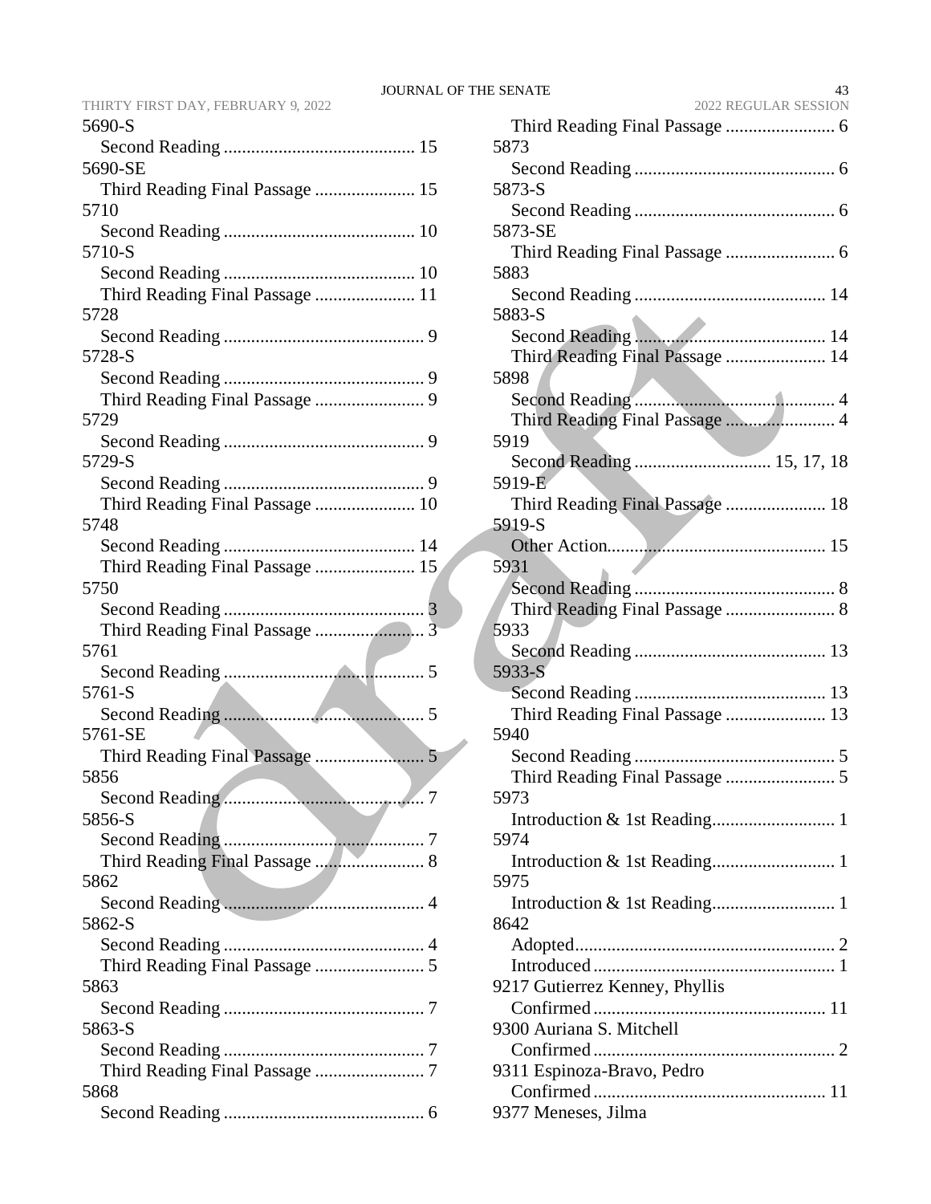5690-S
  Second Reading .......................................... 15
5690-SE
  Third Reading Final Passage ...................... 15
5710
  Second Reading .......................................... 10
5710-S
  Second Reading .......................................... 10
  Third Reading Final Passage ...................... 11
5728
  Second Reading ............................................ 9
5728-S
  Second Reading ............................................ 9
  Third Reading Final Passage ........................ 9
5729
  Second Reading ............................................ 9
5729-S
  Second Reading ............................................ 9
  Third Reading Final Passage ...................... 10
5748
  Second Reading .......................................... 14
  Third Reading Final Passage ...................... 15
5750
  Second Reading ............................................ 3
  Third Reading Final Passage ........................ 3
5761
  Second Reading ............................................ 5
5761-S
  Second Reading ............................................ 5
5761-SE
  Third Reading Final Passage ........................ 5
5856
  Second Reading ............................................ 7
5856-S
  Second Reading ............................................ 7
  Third Reading Final Passage ........................ 8
5862
  Second Reading ............................................ 4
5862-S
  Second Reading ............................................ 4
  Third Reading Final Passage ........................ 5
5863
  Second Reading ............................................ 7
5863-S
  Second Reading ............................................ 7
  Third Reading Final Passage ........................ 7
5868
  Second Reading ............................................ 6
  Third Reading Final Passage ........................ 6
5873
  Second Reading ............................................ 6
5873-S
  Second Reading ............................................ 6
5873-SE
  Third Reading Final Passage ........................ 6
5883
  Second Reading .......................................... 14
5883-S
  Second Reading .......................................... 14
  Third Reading Final Passage ...................... 14
5898
  Second Reading ............................................ 4
  Third Reading Final Passage ........................ 4
5919
  Second Reading ............................. 15, 17, 18
5919-E
  Third Reading Final Passage ...................... 18
5919-S
  Other Action................................................ 15
5931
  Second Reading ............................................ 8
  Third Reading Final Passage ........................ 8
5933
  Second Reading .......................................... 13
5933-S
  Second Reading .......................................... 13
  Third Reading Final Passage ...................... 13
5940
  Second Reading ............................................ 5
  Third Reading Final Passage ........................ 5
5973
  Introduction & 1st Reading........................... 1
5974
  Introduction & 1st Reading........................... 1
5975
  Introduction & 1st Reading........................... 1
8642
  Adopted........................................................ 2
  Introduced .................................................... 1
9217 Gutierrez Kenney, Phyllis
  Confirmed .................................................. 11
9300 Auriana S. Mitchell
  Confirmed .................................................... 2
9311 Espinoza-Bravo, Pedro
  Confirmed .................................................. 11
9377 Meneses, Jilma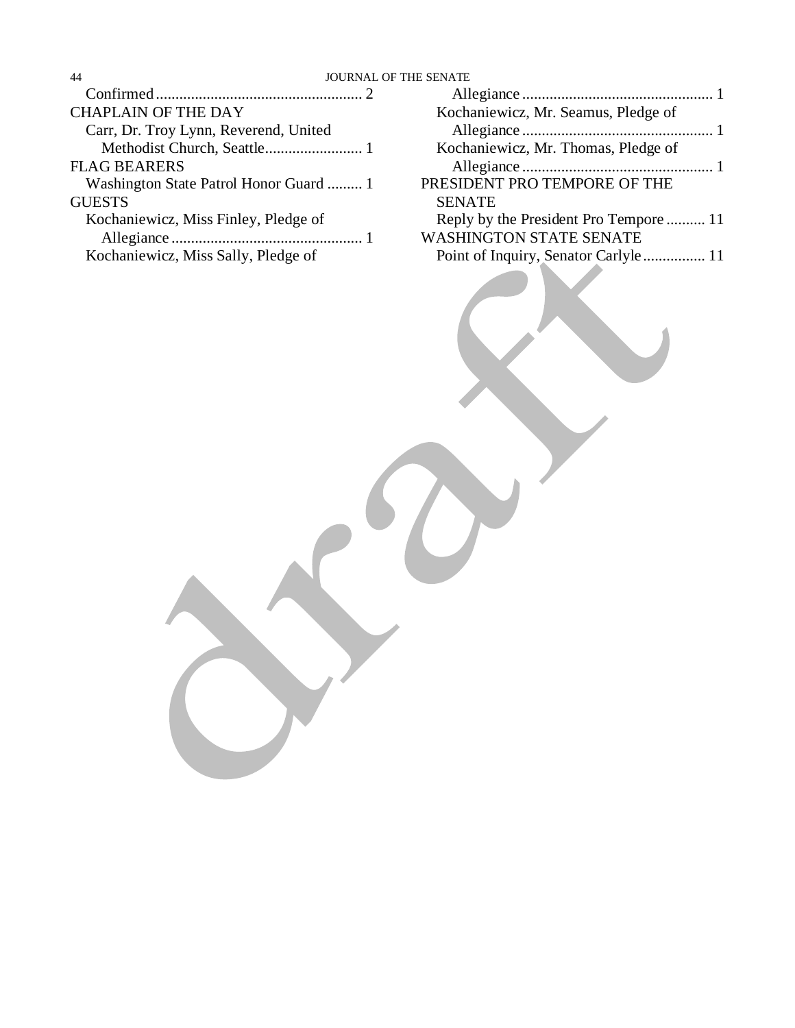Confirmed ..................................................... 2

CHAPLAIN OF THE DAY

Carr, Dr. Troy Lynn, Reverend, United Methodist Church, Seattle......................... 1

FLAG BEARERS

Washington State Patrol Honor Guard ......... 1

GUESTS

Kochaniewicz, Miss Finley, Pledge of Allegiance ................................................ 1

Kochaniewicz, Miss Sally, Pledge of Allegiance ................................................ 1

Kochaniewicz, Mr. Seamus, Pledge of Allegiance ................................................ 1

Kochaniewicz, Mr. Thomas, Pledge of Allegiance ................................................ 1

PRESIDENT PRO TEMPORE OF THE SENATE

Reply by the President Pro Tempore .......... 11

WASHINGTON STATE SENATE

Point of Inquiry, Senator Carlyle................ 11